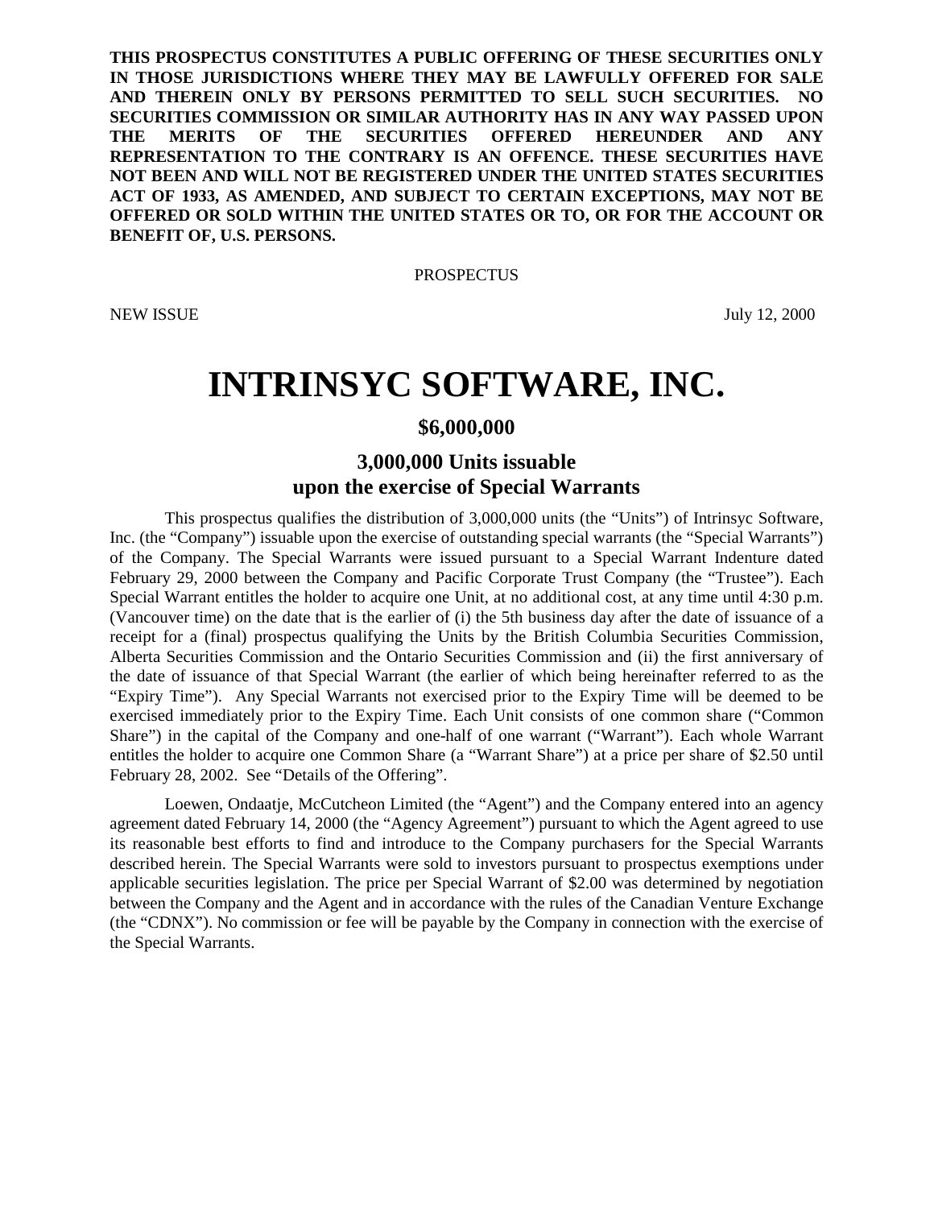**THIS PROSPECTUS CONSTITUTES A PUBLIC OFFERING OF THESE SECURITIES ONLY IN THOSE JURISDICTIONS WHERE THEY MAY BE LAWFULLY OFFERED FOR SALE AND THEREIN ONLY BY PERSONS PERMITTED TO SELL SUCH SECURITIES. NO SECURITIES COMMISSION OR SIMILAR AUTHORITY HAS IN ANY WAY PASSED UPON THE MERITS OF THE SECURITIES OFFERED HEREUNDER AND ANY REPRESENTATION TO THE CONTRARY IS AN OFFENCE. THESE SECURITIES HAVE NOT BEEN AND WILL NOT BE REGISTERED UNDER THE UNITED STATES SECURITIES ACT OF 1933, AS AMENDED, AND SUBJECT TO CERTAIN EXCEPTIONS, MAY NOT BE OFFERED OR SOLD WITHIN THE UNITED STATES OR TO, OR FOR THE ACCOUNT OR BENEFIT OF, U.S. PERSONS.**

PROSPECTUS

NEW ISSUE July 12, 2000

# INTRINSYC SOFTWARE, INC.

## $6,000,000

## 3,000,000 Units issuable upon the exercise of Special Warrants

This prospectus qualifies the distribution of 3,000,000 units (the "Units") of Intrinsyc Software, Inc. (the "Company") issuable upon the exercise of outstanding special warrants (the "Special Warrants") of the Company. The Special Warrants were issued pursuant to a Special Warrant Indenture dated February 29, 2000 between the Company and Pacific Corporate Trust Company (the "Trustee"). Each Special Warrant entitles the holder to acquire one Unit, at no additional cost, at any time until 4:30 p.m. (Vancouver time) on the date that is the earlier of (i) the 5th business day after the date of issuance of a receipt for a (final) prospectus qualifying the Units by the British Columbia Securities Commission, Alberta Securities Commission and the Ontario Securities Commission and (ii) the first anniversary of the date of issuance of that Special Warrant (the earlier of which being hereinafter referred to as the "Expiry Time"). Any Special Warrants not exercised prior to the Expiry Time will be deemed to be exercised immediately prior to the Expiry Time. Each Unit consists of one common share ("Common Share") in the capital of the Company and one-half of one warrant ("Warrant"). Each whole Warrant entitles the holder to acquire one Common Share (a "Warrant Share") at a price per share of $2.50 until February 28, 2002. See "Details of the Offering".

Loewen, Ondaatje, McCutcheon Limited (the "Agent") and the Company entered into an agency agreement dated February 14, 2000 (the "Agency Agreement") pursuant to which the Agent agreed to use its reasonable best efforts to find and introduce to the Company purchasers for the Special Warrants described herein. The Special Warrants were sold to investors pursuant to prospectus exemptions under applicable securities legislation. The price per Special Warrant of $2.00 was determined by negotiation between the Company and the Agent and in accordance with the rules of the Canadian Venture Exchange (the "CDNX"). No commission or fee will be payable by the Company in connection with the exercise of the Special Warrants.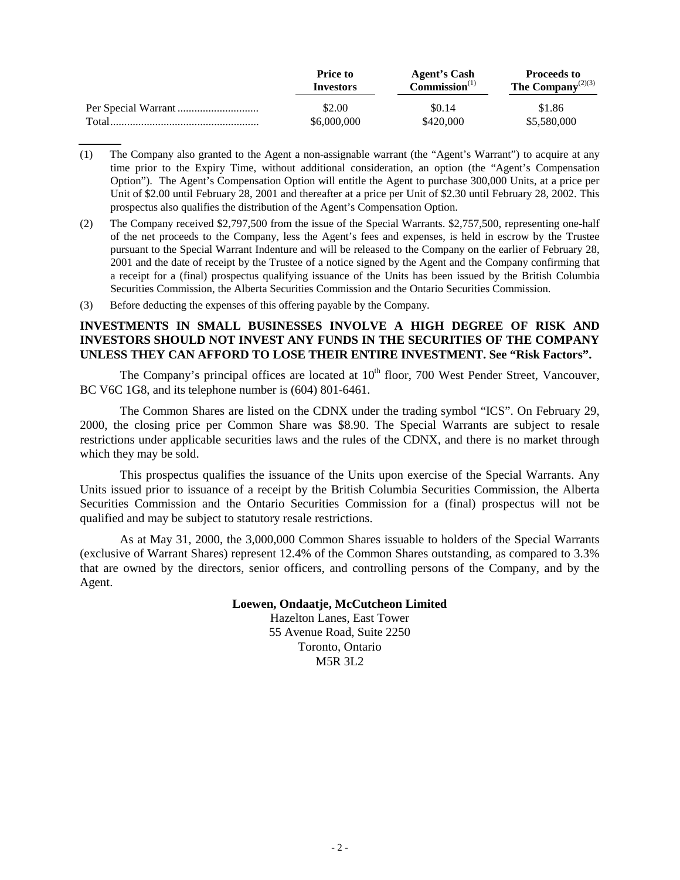| | Price to Investors | Agent's Cash Commission[(1)] | Proceeds to The Company[(2)(3)] |
|---|---|---|---|
| Per Special Warrant | $2.00 | $0.14 | $1.86 |
| Total | $6,000,000 | $420,000 | $5,580,000 |

(1) The Company also granted to the Agent a non-assignable warrant (the "Agent's Warrant") to acquire at any time prior to the Expiry Time, without additional consideration, an option (the "Agent's Compensation Option"). The Agent's Compensation Option will entitle the Agent to purchase 300,000 Units, at a price per Unit of $2.00 until February 28, 2001 and thereafter at a price per Unit of $2.30 until February 28, 2002. This prospectus also qualifies the distribution of the Agent's Compensation Option.

(2) The Company received $2,797,500 from the issue of the Special Warrants. $2,757,500, representing one-half of the net proceeds to the Company, less the Agent's fees and expenses, is held in escrow by the Trustee pursuant to the Special Warrant Indenture and will be released to the Company on the earlier of February 28, 2001 and the date of receipt by the Trustee of a notice signed by the Agent and the Company confirming that a receipt for a (final) prospectus qualifying issuance of the Units has been issued by the British Columbia Securities Commission, the Alberta Securities Commission and the Ontario Securities Commission.

(3) Before deducting the expenses of this offering payable by the Company.

**INVESTMENTS IN SMALL BUSINESSES INVOLVE A HIGH DEGREE OF RISK AND INVESTORS SHOULD NOT INVEST ANY FUNDS IN THE SECURITIES OF THE COMPANY UNLESS THEY CAN AFFORD TO LOSE THEIR ENTIRE INVESTMENT. See "Risk Factors".**

The Company's principal offices are located at 10th floor, 700 West Pender Street, Vancouver, BC V6C 1G8, and its telephone number is (604) 801-6461.

The Common Shares are listed on the CDNX under the trading symbol "ICS". On February 29, 2000, the closing price per Common Share was $8.90. The Special Warrants are subject to resale restrictions under applicable securities laws and the rules of the CDNX, and there is no market through which they may be sold.

This prospectus qualifies the issuance of the Units upon exercise of the Special Warrants. Any Units issued prior to issuance of a receipt by the British Columbia Securities Commission, the Alberta Securities Commission and the Ontario Securities Commission for a (final) prospectus will not be qualified and may be subject to statutory resale restrictions.

As at May 31, 2000, the 3,000,000 Common Shares issuable to holders of the Special Warrants (exclusive of Warrant Shares) represent 12.4% of the Common Shares outstanding, as compared to 3.3% that are owned by the directors, senior officers, and controlling persons of the Company, and by the Agent.

**Loewen, Ondaatje, McCutcheon Limited**
Hazelton Lanes, East Tower
55 Avenue Road, Suite 2250
Toronto, Ontario
M5R 3L2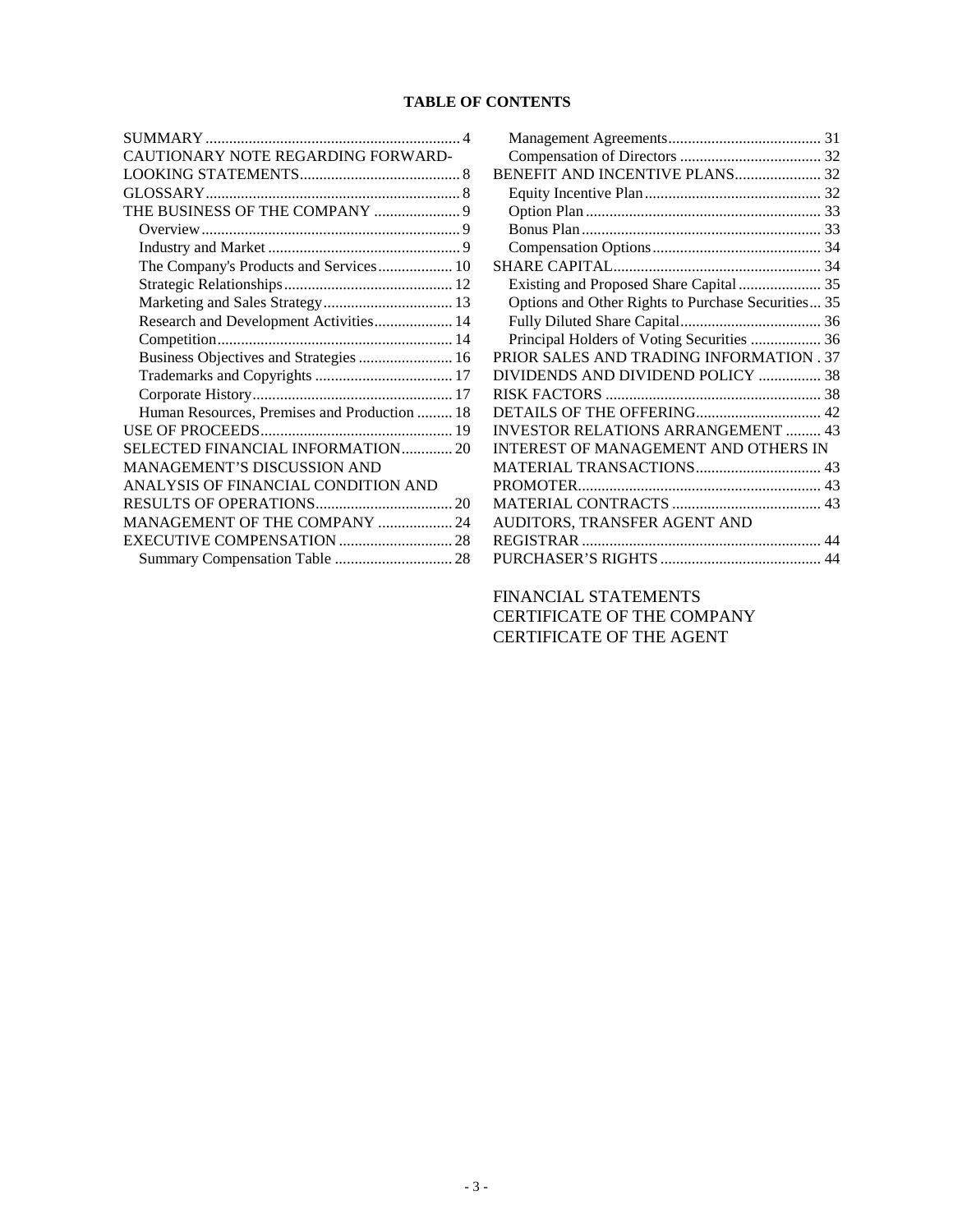**TABLE OF CONTENTS**

SUMMARY ... 4
CAUTIONARY NOTE REGARDING FORWARD-LOOKING STATEMENTS ... 8
GLOSSARY ... 8
THE BUSINESS OF THE COMPANY ... 9
- Overview ... 9
- Industry and Market ... 9
- The Company's Products and Services ... 10
- Strategic Relationships ... 12
- Marketing and Sales Strategy ... 13
- Research and Development Activities ... 14
- Competition ... 14
- Business Objectives and Strategies ... 16
- Trademarks and Copyrights ... 17
- Corporate History ... 17
- Human Resources, Premises and Production ... 18

USE OF PROCEEDS ... 19
SELECTED FINANCIAL INFORMATION ... 20
MANAGEMENT'S DISCUSSION AND ANALYSIS OF FINANCIAL CONDITION AND RESULTS OF OPERATIONS ... 20
MANAGEMENT OF THE COMPANY ... 24
EXECUTIVE COMPENSATION ... 28
- Summary Compensation Table ... 28
- Management Agreements ... 31
- Compensation of Directors ... 32

BENEFIT AND INCENTIVE PLANS ... 32
- Equity Incentive Plan ... 32
- Option Plan ... 33
- Bonus Plan ... 33
- Compensation Options ... 34

SHARE CAPITAL ... 34
- Existing and Proposed Share Capital ... 35
- Options and Other Rights to Purchase Securities ... 35
- Fully Diluted Share Capital ... 36
- Principal Holders of Voting Securities ... 36

PRIOR SALES AND TRADING INFORMATION ... 37
DIVIDENDS AND DIVIDEND POLICY ... 38
RISK FACTORS ... 38
DETAILS OF THE OFFERING ... 42
INVESTOR RELATIONS ARRANGEMENT ... 43
INTEREST OF MANAGEMENT AND OTHERS IN MATERIAL TRANSACTIONS ... 43
PROMOTER ... 43
MATERIAL CONTRACTS ... 43
AUDITORS, TRANSFER AGENT AND REGISTRAR ... 44
PURCHASER'S RIGHTS ... 44

FINANCIAL STATEMENTS
CERTIFICATE OF THE COMPANY
CERTIFICATE OF THE AGENT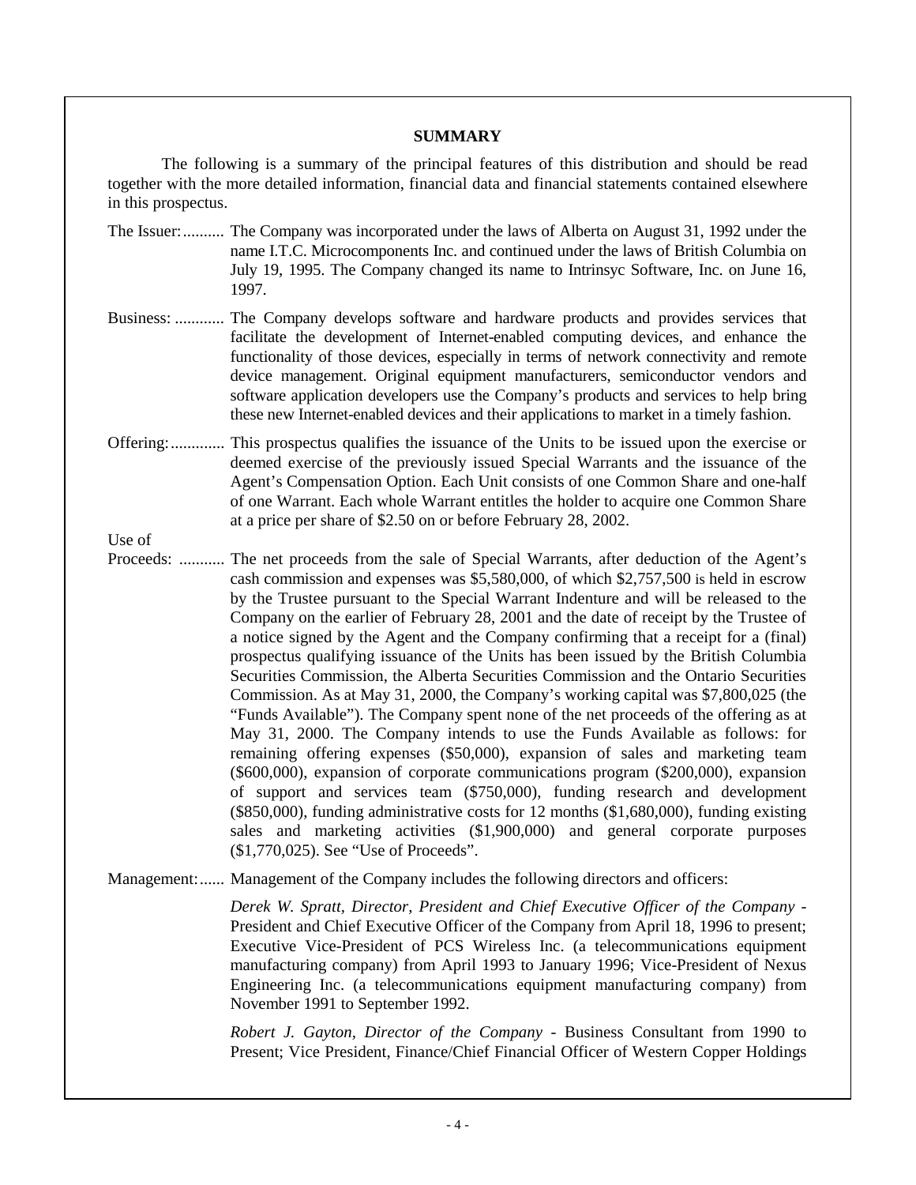## SUMMARY

The following is a summary of the principal features of this distribution and should be read together with the more detailed information, financial data and financial statements contained elsewhere in this prospectus.

**The Issuer:** The Company was incorporated under the laws of Alberta on August 31, 1992 under the name I.T.C. Microcomponents Inc. and continued under the laws of British Columbia on July 19, 1995. The Company changed its name to Intrinsyc Software, Inc. on June 16, 1997.

**Business:** The Company develops software and hardware products and provides services that facilitate the development of Internet-enabled computing devices, and enhance the functionality of those devices, especially in terms of network connectivity and remote device management. Original equipment manufacturers, semiconductor vendors and software application developers use the Company's products and services to help bring these new Internet-enabled devices and their applications to market in a timely fashion.

**Offering:** This prospectus qualifies the issuance of the Units to be issued upon the exercise or deemed exercise of the previously issued Special Warrants and the issuance of the Agent's Compensation Option. Each Unit consists of one Common Share and one-half of one Warrant. Each whole Warrant entitles the holder to acquire one Common Share at a price per share of $2.50 on or before February 28, 2002.

**Use of Proceeds:** The net proceeds from the sale of Special Warrants, after deduction of the Agent's cash commission and expenses was $5,580,000, of which $2,757,500 is held in escrow by the Trustee pursuant to the Special Warrant Indenture and will be released to the Company on the earlier of February 28, 2001 and the date of receipt by the Trustee of a notice signed by the Agent and the Company confirming that a receipt for a (final) prospectus qualifying issuance of the Units has been issued by the British Columbia Securities Commission, the Alberta Securities Commission and the Ontario Securities Commission. As at May 31, 2000, the Company's working capital was $7,800,025 (the "Funds Available"). The Company spent none of the net proceeds of the offering as at May 31, 2000. The Company intends to use the Funds Available as follows: for remaining offering expenses ($50,000), expansion of sales and marketing team ($600,000), expansion of corporate communications program ($200,000), expansion of support and services team ($750,000), funding research and development ($850,000), funding administrative costs for 12 months ($1,680,000), funding existing sales and marketing activities ($1,900,000) and general corporate purposes ($1,770,025). See "Use of Proceeds".

**Management:** Management of the Company includes the following directors and officers:

*Derek W. Spratt, Director, President and Chief Executive Officer of the Company* - President and Chief Executive Officer of the Company from April 18, 1996 to present; Executive Vice-President of PCS Wireless Inc. (a telecommunications equipment manufacturing company) from April 1993 to January 1996; Vice-President of Nexus Engineering Inc. (a telecommunications equipment manufacturing company) from November 1991 to September 1992.

*Robert J. Gayton, Director of the Company* - Business Consultant from 1990 to Present; Vice President, Finance/Chief Financial Officer of Western Copper Holdings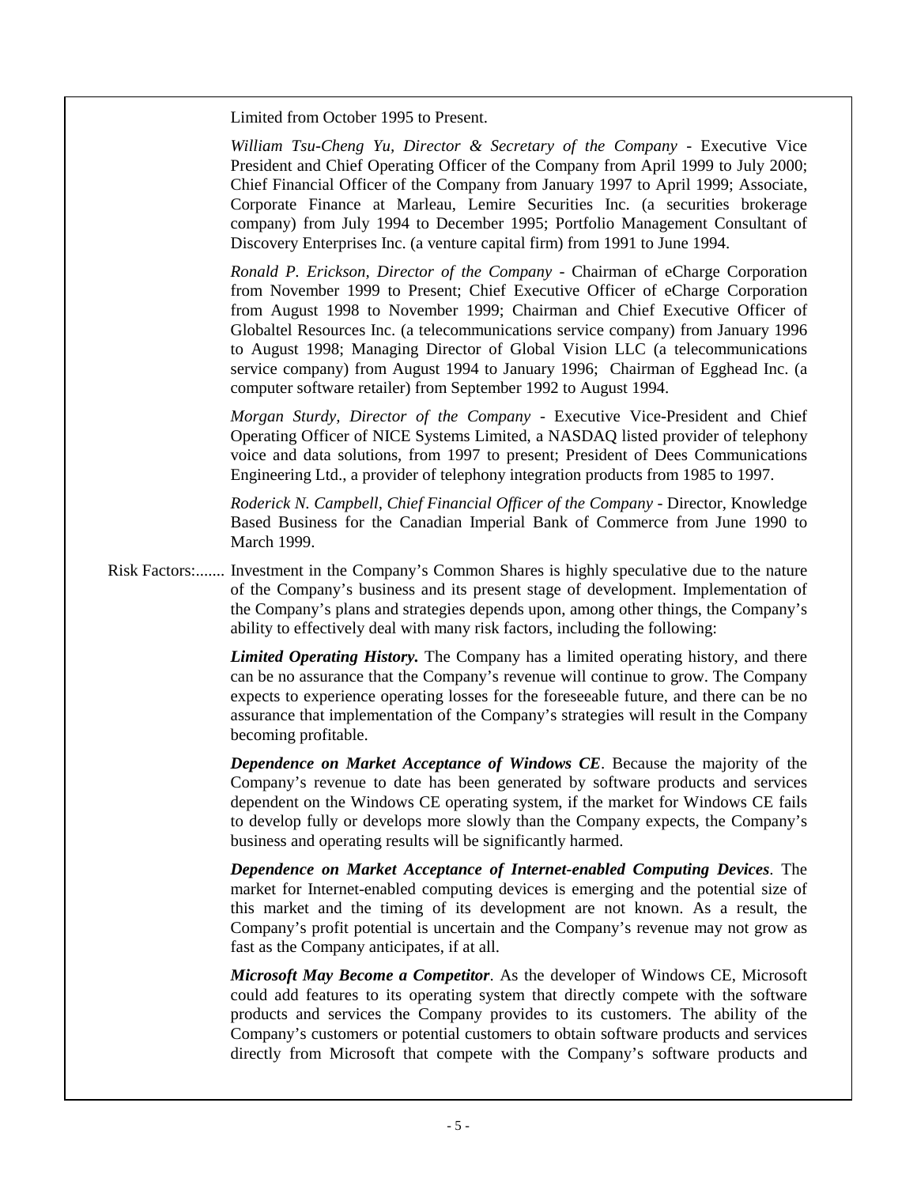Limited from October 1995 to Present.

*William Tsu-Cheng Yu, Director & Secretary of the Company* - Executive Vice President and Chief Operating Officer of the Company from April 1999 to July 2000; Chief Financial Officer of the Company from January 1997 to April 1999; Associate, Corporate Finance at Marleau, Lemire Securities Inc. (a securities brokerage company) from July 1994 to December 1995; Portfolio Management Consultant of Discovery Enterprises Inc. (a venture capital firm) from 1991 to June 1994.

*Ronald P. Erickson, Director of the Company* - Chairman of eCharge Corporation from November 1999 to Present; Chief Executive Officer of eCharge Corporation from August 1998 to November 1999; Chairman and Chief Executive Officer of Globaltel Resources Inc. (a telecommunications service company) from January 1996 to August 1998; Managing Director of Global Vision LLC (a telecommunications service company) from August 1994 to January 1996; Chairman of Egghead Inc. (a computer software retailer) from September 1992 to August 1994.

*Morgan Sturdy, Director of the Company* - Executive Vice-President and Chief Operating Officer of NICE Systems Limited, a NASDAQ listed provider of telephony voice and data solutions, from 1997 to present; President of Dees Communications Engineering Ltd., a provider of telephony integration products from 1985 to 1997.

*Roderick N. Campbell, Chief Financial Officer of the Company* - Director, Knowledge Based Business for the Canadian Imperial Bank of Commerce from June 1990 to March 1999.

Risk Factors:....... Investment in the Company's Common Shares is highly speculative due to the nature of the Company's business and its present stage of development. Implementation of the Company's plans and strategies depends upon, among other things, the Company's ability to effectively deal with many risk factors, including the following:

***Limited Operating History.*** The Company has a limited operating history, and there can be no assurance that the Company's revenue will continue to grow. The Company expects to experience operating losses for the foreseeable future, and there can be no assurance that implementation of the Company's strategies will result in the Company becoming profitable.

***Dependence on Market Acceptance of Windows CE***. Because the majority of the Company's revenue to date has been generated by software products and services dependent on the Windows CE operating system, if the market for Windows CE fails to develop fully or develops more slowly than the Company expects, the Company's business and operating results will be significantly harmed.

***Dependence on Market Acceptance of Internet-enabled Computing Devices***. The market for Internet-enabled computing devices is emerging and the potential size of this market and the timing of its development are not known. As a result, the Company's profit potential is uncertain and the Company's revenue may not grow as fast as the Company anticipates, if at all.

***Microsoft May Become a Competitor***. As the developer of Windows CE, Microsoft could add features to its operating system that directly compete with the software products and services the Company provides to its customers. The ability of the Company's customers or potential customers to obtain software products and services directly from Microsoft that compete with the Company's software products and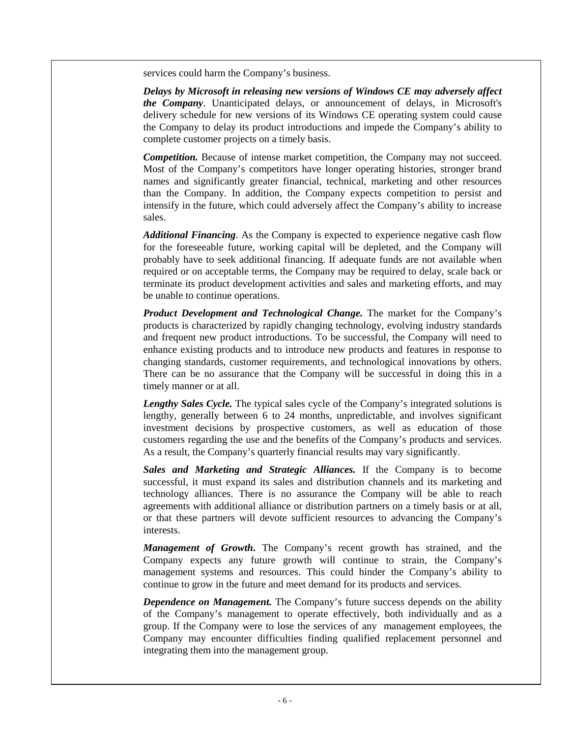services could harm the Company's business.

***Delays by Microsoft in releasing new versions of Windows CE may adversely affect the Company***. Unanticipated delays, or announcement of delays, in Microsoft's delivery schedule for new versions of its Windows CE operating system could cause the Company to delay its product introductions and impede the Company's ability to complete customer projects on a timely basis.

***Competition.*** Because of intense market competition, the Company may not succeed. Most of the Company's competitors have longer operating histories, stronger brand names and significantly greater financial, technical, marketing and other resources than the Company. In addition, the Company expects competition to persist and intensify in the future, which could adversely affect the Company's ability to increase sales.

***Additional Financing***. As the Company is expected to experience negative cash flow for the foreseeable future, working capital will be depleted, and the Company will probably have to seek additional financing. If adequate funds are not available when required or on acceptable terms, the Company may be required to delay, scale back or terminate its product development activities and sales and marketing efforts, and may be unable to continue operations.

***Product Development and Technological Change.*** The market for the Company's products is characterized by rapidly changing technology, evolving industry standards and frequent new product introductions. To be successful, the Company will need to enhance existing products and to introduce new products and features in response to changing standards, customer requirements, and technological innovations by others. There can be no assurance that the Company will be successful in doing this in a timely manner or at all.

***Lengthy Sales Cycle.*** The typical sales cycle of the Company's integrated solutions is lengthy, generally between 6 to 24 months, unpredictable, and involves significant investment decisions by prospective customers, as well as education of those customers regarding the use and the benefits of the Company's products and services. As a result, the Company's quarterly financial results may vary significantly.

***Sales and Marketing and Strategic Alliances.*** If the Company is to become successful, it must expand its sales and distribution channels and its marketing and technology alliances. There is no assurance the Company will be able to reach agreements with additional alliance or distribution partners on a timely basis or at all, or that these partners will devote sufficient resources to advancing the Company's interests.

***Management of Growth***. The Company's recent growth has strained, and the Company expects any future growth will continue to strain, the Company's management systems and resources. This could hinder the Company's ability to continue to grow in the future and meet demand for its products and services.

***Dependence on Management.*** The Company's future success depends on the ability of the Company's management to operate effectively, both individually and as a group. If the Company were to lose the services of any management employees, the Company may encounter difficulties finding qualified replacement personnel and integrating them into the management group.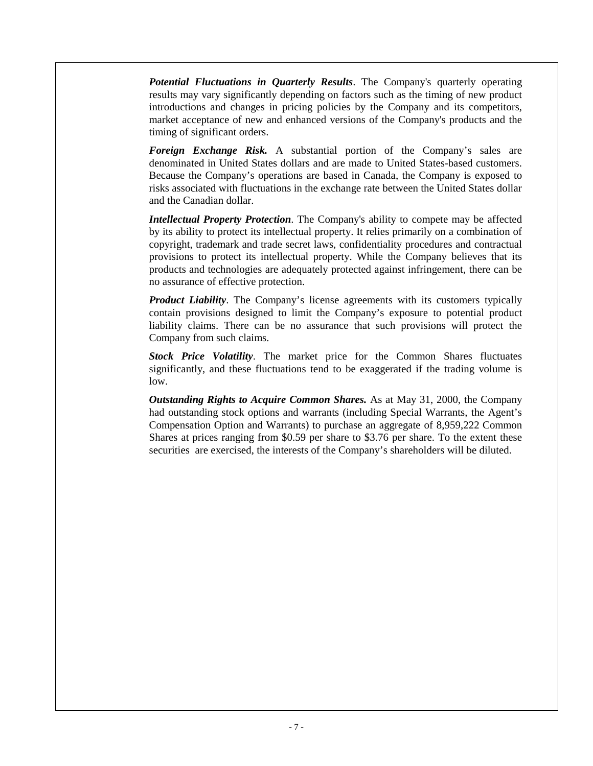***Potential Fluctuations in Quarterly Results***. The Company's quarterly operating results may vary significantly depending on factors such as the timing of new product introductions and changes in pricing policies by the Company and its competitors, market acceptance of new and enhanced versions of the Company's products and the timing of significant orders.

***Foreign Exchange Risk.*** A substantial portion of the Company's sales are denominated in United States dollars and are made to United States-based customers. Because the Company's operations are based in Canada, the Company is exposed to risks associated with fluctuations in the exchange rate between the United States dollar and the Canadian dollar.

***Intellectual Property Protection***. The Company's ability to compete may be affected by its ability to protect its intellectual property. It relies primarily on a combination of copyright, trademark and trade secret laws, confidentiality procedures and contractual provisions to protect its intellectual property. While the Company believes that its products and technologies are adequately protected against infringement, there can be no assurance of effective protection.

***Product Liability***. The Company's license agreements with its customers typically contain provisions designed to limit the Company's exposure to potential product liability claims. There can be no assurance that such provisions will protect the Company from such claims.

***Stock Price Volatility***. The market price for the Common Shares fluctuates significantly, and these fluctuations tend to be exaggerated if the trading volume is low.

***Outstanding Rights to Acquire Common Shares.*** As at May 31, 2000, the Company had outstanding stock options and warrants (including Special Warrants, the Agent's Compensation Option and Warrants) to purchase an aggregate of 8,959,222 Common Shares at prices ranging from $0.59 per share to $3.76 per share. To the extent these securities are exercised, the interests of the Company's shareholders will be diluted.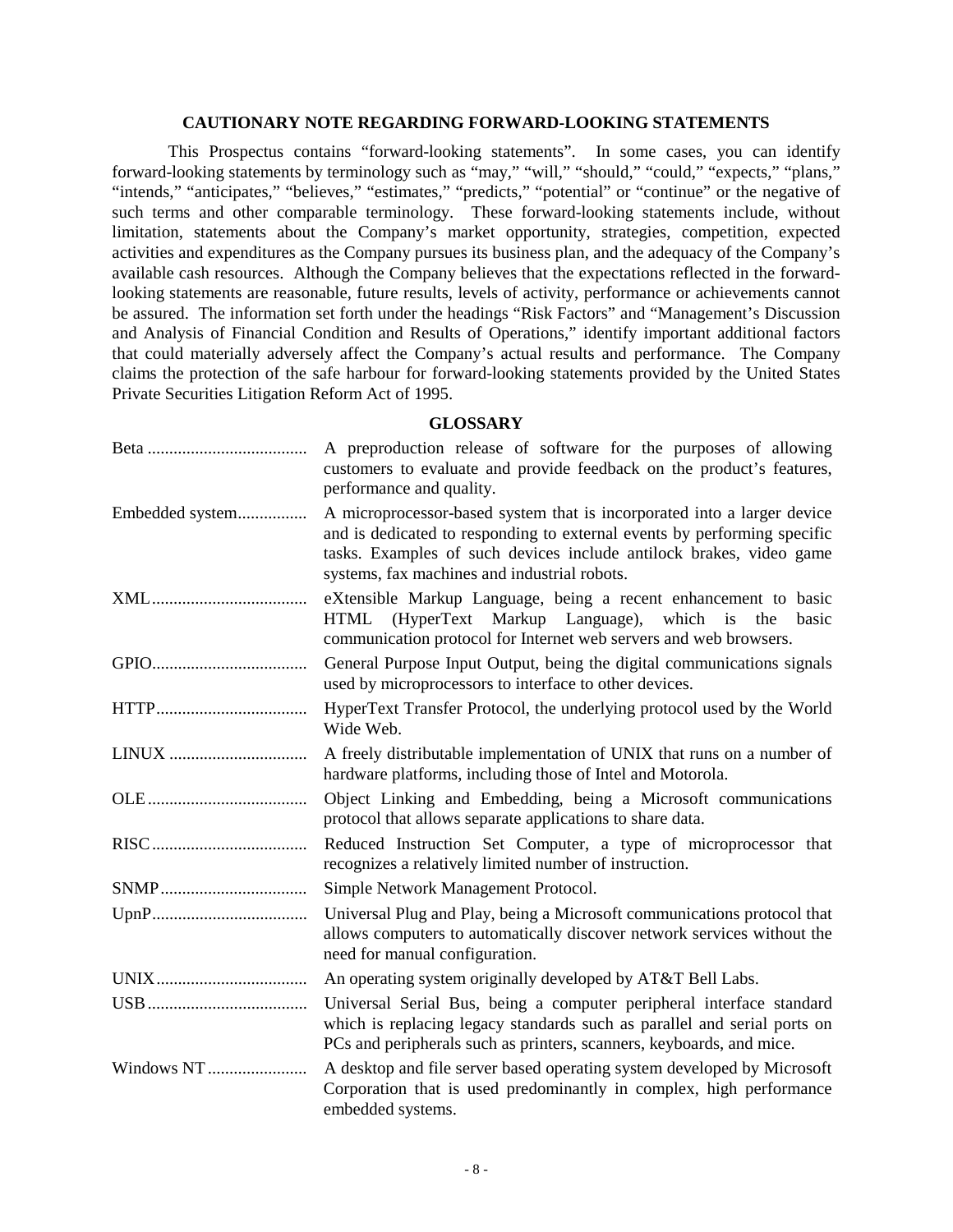## CAUTIONARY NOTE REGARDING FORWARD-LOOKING STATEMENTS

This Prospectus contains "forward-looking statements". In some cases, you can identify forward-looking statements by terminology such as "may," "will," "should," "could," "expects," "plans," "intends," "anticipates," "believes," "estimates," "predicts," "potential" or "continue" or the negative of such terms and other comparable terminology. These forward-looking statements include, without limitation, statements about the Company's market opportunity, strategies, competition, expected activities and expenditures as the Company pursues its business plan, and the adequacy of the Company's available cash resources. Although the Company believes that the expectations reflected in the forward-looking statements are reasonable, future results, levels of activity, performance or achievements cannot be assured. The information set forth under the headings "Risk Factors" and "Management's Discussion and Analysis of Financial Condition and Results of Operations," identify important additional factors that could materially adversely affect the Company's actual results and performance. The Company claims the protection of the safe harbour for forward-looking statements provided by the United States Private Securities Litigation Reform Act of 1995.

## GLOSSARY

| Term | Definition |
|---|---|
| Beta | A preproduction release of software for the purposes of allowing customers to evaluate and provide feedback on the product's features, performance and quality. |
| Embedded system | A microprocessor-based system that is incorporated into a larger device and is dedicated to responding to external events by performing specific tasks. Examples of such devices include antilock brakes, video game systems, fax machines and industrial robots. |
| XML | eXtensible Markup Language, being a recent enhancement to basic HTML (HyperText Markup Language), which is the basic communication protocol for Internet web servers and web browsers. |
| GPIO | General Purpose Input Output, being the digital communications signals used by microprocessors to interface to other devices. |
| HTTP | HyperText Transfer Protocol, the underlying protocol used by the World Wide Web. |
| LINUX | A freely distributable implementation of UNIX that runs on a number of hardware platforms, including those of Intel and Motorola. |
| OLE | Object Linking and Embedding, being a Microsoft communications protocol that allows separate applications to share data. |
| RISC | Reduced Instruction Set Computer, a type of microprocessor that recognizes a relatively limited number of instruction. |
| SNMP | Simple Network Management Protocol. |
| UpnP | Universal Plug and Play, being a Microsoft communications protocol that allows computers to automatically discover network services without the need for manual configuration. |
| UNIX | An operating system originally developed by AT&T Bell Labs. |
| USB | Universal Serial Bus, being a computer peripheral interface standard which is replacing legacy standards such as parallel and serial ports on PCs and peripherals such as printers, scanners, keyboards, and mice. |
| Windows NT | A desktop and file server based operating system developed by Microsoft Corporation that is used predominantly in complex, high performance embedded systems. |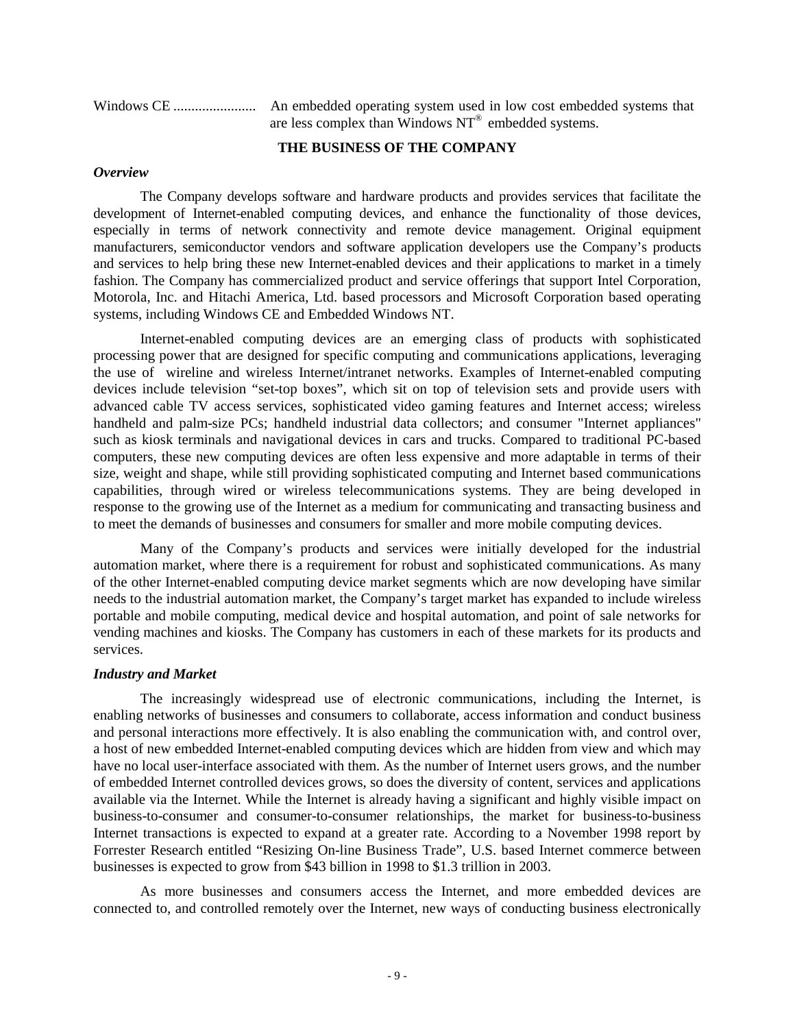Windows CE ....................... An embedded operating system used in low cost embedded systems that are less complex than Windows NT® embedded systems.

## THE BUSINESS OF THE COMPANY

### *Overview*

The Company develops software and hardware products and provides services that facilitate the development of Internet-enabled computing devices, and enhance the functionality of those devices, especially in terms of network connectivity and remote device management. Original equipment manufacturers, semiconductor vendors and software application developers use the Company's products and services to help bring these new Internet-enabled devices and their applications to market in a timely fashion. The Company has commercialized product and service offerings that support Intel Corporation, Motorola, Inc. and Hitachi America, Ltd. based processors and Microsoft Corporation based operating systems, including Windows CE and Embedded Windows NT.

Internet-enabled computing devices are an emerging class of products with sophisticated processing power that are designed for specific computing and communications applications, leveraging the use of wireline and wireless Internet/intranet networks. Examples of Internet-enabled computing devices include television "set-top boxes", which sit on top of television sets and provide users with advanced cable TV access services, sophisticated video gaming features and Internet access; wireless handheld and palm-size PCs; handheld industrial data collectors; and consumer "Internet appliances" such as kiosk terminals and navigational devices in cars and trucks. Compared to traditional PC-based computers, these new computing devices are often less expensive and more adaptable in terms of their size, weight and shape, while still providing sophisticated computing and Internet based communications capabilities, through wired or wireless telecommunications systems. They are being developed in response to the growing use of the Internet as a medium for communicating and transacting business and to meet the demands of businesses and consumers for smaller and more mobile computing devices.

Many of the Company's products and services were initially developed for the industrial automation market, where there is a requirement for robust and sophisticated communications. As many of the other Internet-enabled computing device market segments which are now developing have similar needs to the industrial automation market, the Company's target market has expanded to include wireless portable and mobile computing, medical device and hospital automation, and point of sale networks for vending machines and kiosks. The Company has customers in each of these markets for its products and services.

### *Industry and Market*

The increasingly widespread use of electronic communications, including the Internet, is enabling networks of businesses and consumers to collaborate, access information and conduct business and personal interactions more effectively. It is also enabling the communication with, and control over, a host of new embedded Internet-enabled computing devices which are hidden from view and which may have no local user-interface associated with them. As the number of Internet users grows, and the number of embedded Internet controlled devices grows, so does the diversity of content, services and applications available via the Internet. While the Internet is already having a significant and highly visible impact on business-to-consumer and consumer-to-consumer relationships, the market for business-to-business Internet transactions is expected to expand at a greater rate. According to a November 1998 report by Forrester Research entitled "Resizing On-line Business Trade", U.S. based Internet commerce between businesses is expected to grow from $43 billion in 1998 to $1.3 trillion in 2003.

As more businesses and consumers access the Internet, and more embedded devices are connected to, and controlled remotely over the Internet, new ways of conducting business electronically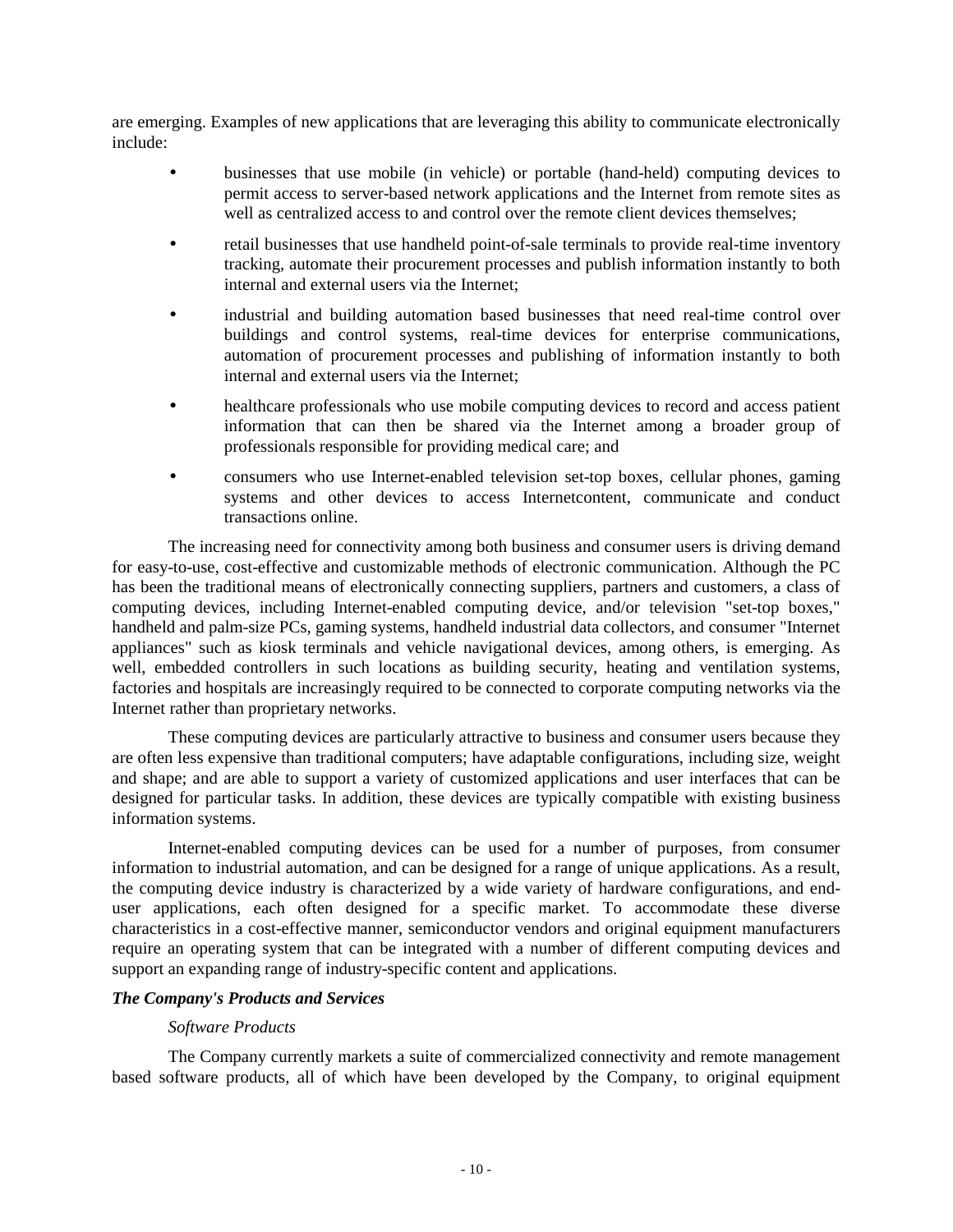are emerging. Examples of new applications that are leveraging this ability to communicate electronically include:

- businesses that use mobile (in vehicle) or portable (hand-held) computing devices to permit access to server-based network applications and the Internet from remote sites as well as centralized access to and control over the remote client devices themselves;
- retail businesses that use handheld point-of-sale terminals to provide real-time inventory tracking, automate their procurement processes and publish information instantly to both internal and external users via the Internet;
- industrial and building automation based businesses that need real-time control over buildings and control systems, real-time devices for enterprise communications, automation of procurement processes and publishing of information instantly to both internal and external users via the Internet;
- healthcare professionals who use mobile computing devices to record and access patient information that can then be shared via the Internet among a broader group of professionals responsible for providing medical care; and
- consumers who use Internet-enabled television set-top boxes, cellular phones, gaming systems and other devices to access Internetcontent, communicate and conduct transactions online.

The increasing need for connectivity among both business and consumer users is driving demand for easy-to-use, cost-effective and customizable methods of electronic communication. Although the PC has been the traditional means of electronically connecting suppliers, partners and customers, a class of computing devices, including Internet-enabled computing device, and/or television "set-top boxes," handheld and palm-size PCs, gaming systems, handheld industrial data collectors, and consumer "Internet appliances" such as kiosk terminals and vehicle navigational devices, among others, is emerging. As well, embedded controllers in such locations as building security, heating and ventilation systems, factories and hospitals are increasingly required to be connected to corporate computing networks via the Internet rather than proprietary networks.

These computing devices are particularly attractive to business and consumer users because they are often less expensive than traditional computers; have adaptable configurations, including size, weight and shape; and are able to support a variety of customized applications and user interfaces that can be designed for particular tasks. In addition, these devices are typically compatible with existing business information systems.

Internet-enabled computing devices can be used for a number of purposes, from consumer information to industrial automation, and can be designed for a range of unique applications. As a result, the computing device industry is characterized by a wide variety of hardware configurations, and end-user applications, each often designed for a specific market. To accommodate these diverse characteristics in a cost-effective manner, semiconductor vendors and original equipment manufacturers require an operating system that can be integrated with a number of different computing devices and support an expanding range of industry-specific content and applications.

***The Company's Products and Services***

*Software Products*

The Company currently markets a suite of commercialized connectivity and remote management based software products, all of which have been developed by the Company, to original equipment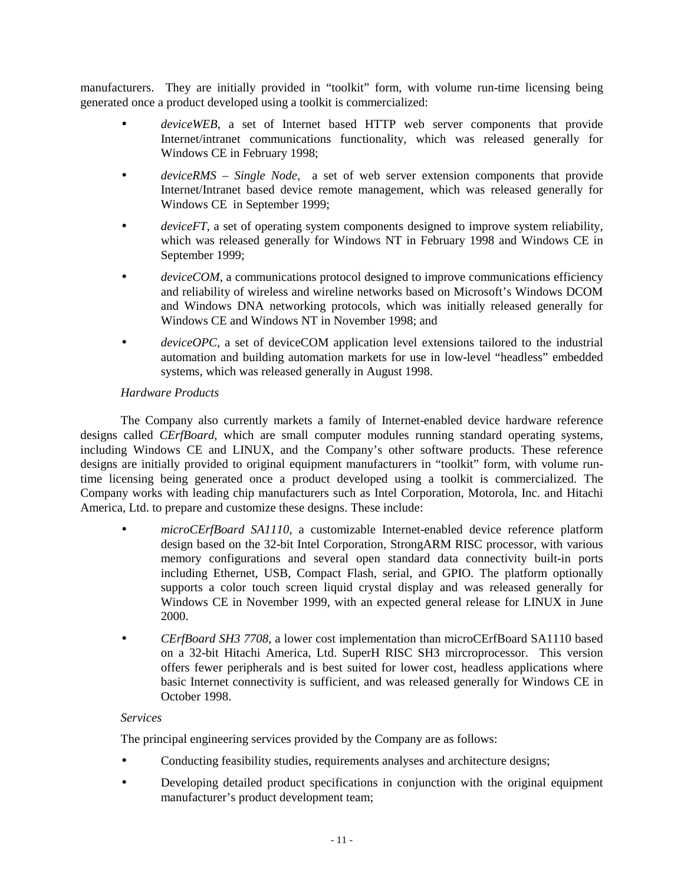manufacturers. They are initially provided in "toolkit" form, with volume run-time licensing being generated once a product developed using a toolkit is commercialized:

- *deviceWEB*, a set of Internet based HTTP web server components that provide Internet/intranet communications functionality, which was released generally for Windows CE in February 1998;
- *deviceRMS – Single Node*, a set of web server extension components that provide Internet/Intranet based device remote management, which was released generally for Windows CE in September 1999;
- *deviceFT*, a set of operating system components designed to improve system reliability, which was released generally for Windows NT in February 1998 and Windows CE in September 1999;
- *deviceCOM*, a communications protocol designed to improve communications efficiency and reliability of wireless and wireline networks based on Microsoft's Windows DCOM and Windows DNA networking protocols, which was initially released generally for Windows CE and Windows NT in November 1998; and
- *deviceOPC*, a set of deviceCOM application level extensions tailored to the industrial automation and building automation markets for use in low-level "headless" embedded systems, which was released generally in August 1998.

*Hardware Products*

The Company also currently markets a family of Internet-enabled device hardware reference designs called *CErfBoard*, which are small computer modules running standard operating systems, including Windows CE and LINUX, and the Company's other software products. These reference designs are initially provided to original equipment manufacturers in "toolkit" form, with volume run-time licensing being generated once a product developed using a toolkit is commercialized. The Company works with leading chip manufacturers such as Intel Corporation, Motorola, Inc. and Hitachi America, Ltd. to prepare and customize these designs. These include:

- *microCErfBoard SA1110*, a customizable Internet-enabled device reference platform design based on the 32-bit Intel Corporation, StrongARM RISC processor, with various memory configurations and several open standard data connectivity built-in ports including Ethernet, USB, Compact Flash, serial, and GPIO. The platform optionally supports a color touch screen liquid crystal display and was released generally for Windows CE in November 1999, with an expected general release for LINUX in June 2000.
- *CErfBoard SH3 7708*, a lower cost implementation than microCErfBoard SA1110 based on a 32-bit Hitachi America, Ltd. SuperH RISC SH3 mircroprocessor. This version offers fewer peripherals and is best suited for lower cost, headless applications where basic Internet connectivity is sufficient, and was released generally for Windows CE in October 1998.

*Services*

The principal engineering services provided by the Company are as follows:

- Conducting feasibility studies, requirements analyses and architecture designs;
- Developing detailed product specifications in conjunction with the original equipment manufacturer's product development team;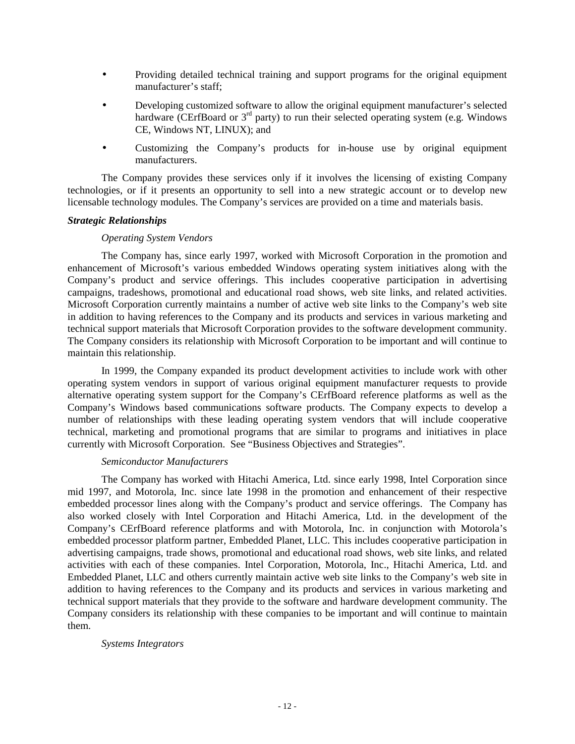- Providing detailed technical training and support programs for the original equipment manufacturer's staff;
- Developing customized software to allow the original equipment manufacturer's selected hardware (CErfBoard or 3rd party) to run their selected operating system (e.g. Windows CE, Windows NT, LINUX); and
- Customizing the Company's products for in-house use by original equipment manufacturers.

The Company provides these services only if it involves the licensing of existing Company technologies, or if it presents an opportunity to sell into a new strategic account or to develop new licensable technology modules. The Company's services are provided on a time and materials basis.

***Strategic Relationships***

*Operating System Vendors*

The Company has, since early 1997, worked with Microsoft Corporation in the promotion and enhancement of Microsoft's various embedded Windows operating system initiatives along with the Company's product and service offerings. This includes cooperative participation in advertising campaigns, tradeshows, promotional and educational road shows, web site links, and related activities. Microsoft Corporation currently maintains a number of active web site links to the Company's web site in addition to having references to the Company and its products and services in various marketing and technical support materials that Microsoft Corporation provides to the software development community. The Company considers its relationship with Microsoft Corporation to be important and will continue to maintain this relationship.

In 1999, the Company expanded its product development activities to include work with other operating system vendors in support of various original equipment manufacturer requests to provide alternative operating system support for the Company's CErfBoard reference platforms as well as the Company's Windows based communications software products. The Company expects to develop a number of relationships with these leading operating system vendors that will include cooperative technical, marketing and promotional programs that are similar to programs and initiatives in place currently with Microsoft Corporation. See "Business Objectives and Strategies".

*Semiconductor Manufacturers*

The Company has worked with Hitachi America, Ltd. since early 1998, Intel Corporation since mid 1997, and Motorola, Inc. since late 1998 in the promotion and enhancement of their respective embedded processor lines along with the Company's product and service offerings. The Company has also worked closely with Intel Corporation and Hitachi America, Ltd. in the development of the Company's CErfBoard reference platforms and with Motorola, Inc. in conjunction with Motorola's embedded processor platform partner, Embedded Planet, LLC. This includes cooperative participation in advertising campaigns, trade shows, promotional and educational road shows, web site links, and related activities with each of these companies. Intel Corporation, Motorola, Inc., Hitachi America, Ltd. and Embedded Planet, LLC and others currently maintain active web site links to the Company's web site in addition to having references to the Company and its products and services in various marketing and technical support materials that they provide to the software and hardware development community. The Company considers its relationship with these companies to be important and will continue to maintain them.

*Systems Integrators*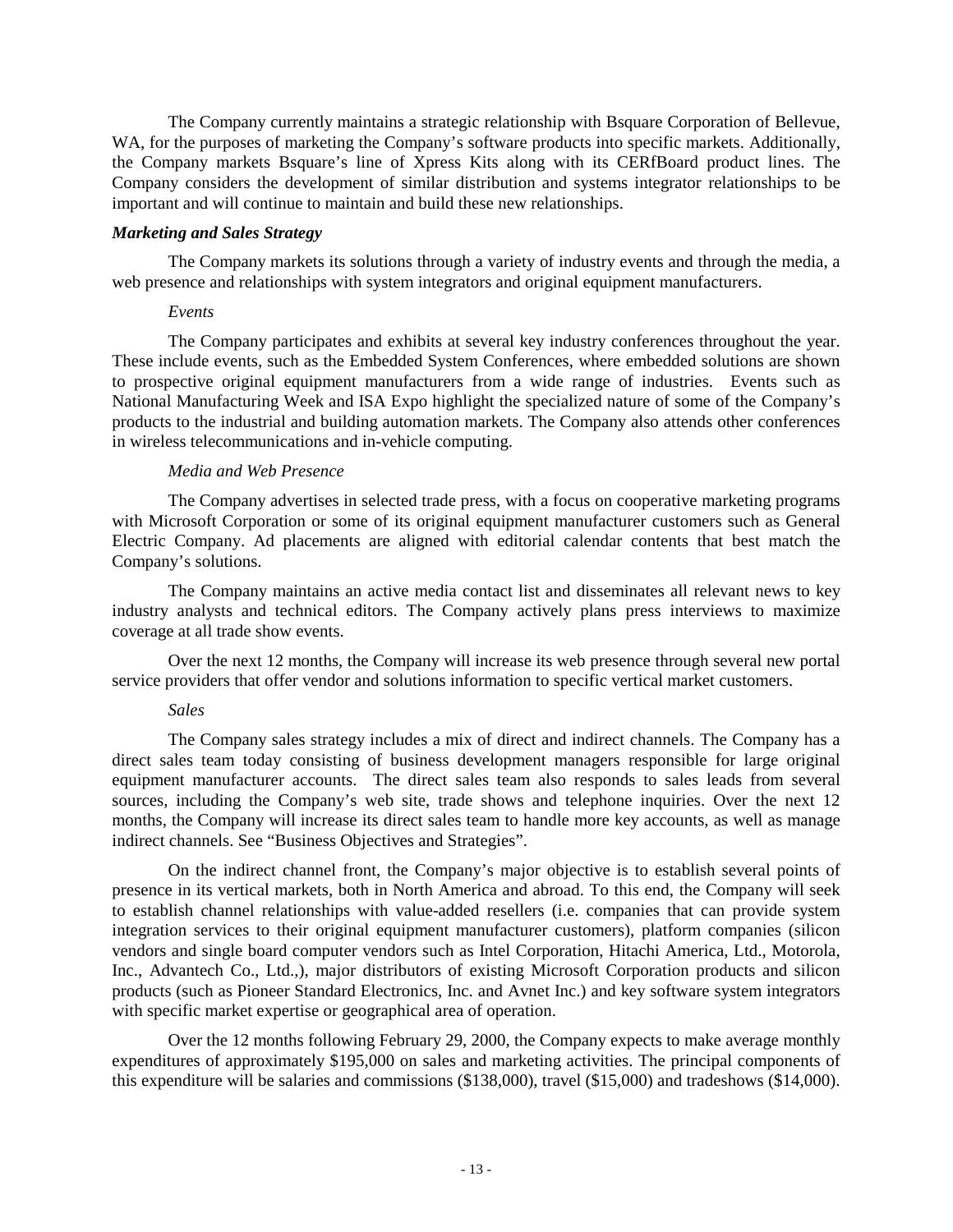The Company currently maintains a strategic relationship with Bsquare Corporation of Bellevue, WA, for the purposes of marketing the Company's software products into specific markets. Additionally, the Company markets Bsquare's line of Xpress Kits along with its CERfBoard product lines. The Company considers the development of similar distribution and systems integrator relationships to be important and will continue to maintain and build these new relationships.

### *Marketing and Sales Strategy*

The Company markets its solutions through a variety of industry events and through the media, a web presence and relationships with system integrators and original equipment manufacturers.

#### *Events*

The Company participates and exhibits at several key industry conferences throughout the year. These include events, such as the Embedded System Conferences, where embedded solutions are shown to prospective original equipment manufacturers from a wide range of industries. Events such as National Manufacturing Week and ISA Expo highlight the specialized nature of some of the Company's products to the industrial and building automation markets. The Company also attends other conferences in wireless telecommunications and in-vehicle computing.

#### *Media and Web Presence*

The Company advertises in selected trade press, with a focus on cooperative marketing programs with Microsoft Corporation or some of its original equipment manufacturer customers such as General Electric Company. Ad placements are aligned with editorial calendar contents that best match the Company's solutions.

The Company maintains an active media contact list and disseminates all relevant news to key industry analysts and technical editors. The Company actively plans press interviews to maximize coverage at all trade show events.

Over the next 12 months, the Company will increase its web presence through several new portal service providers that offer vendor and solutions information to specific vertical market customers.

#### *Sales*

The Company sales strategy includes a mix of direct and indirect channels. The Company has a direct sales team today consisting of business development managers responsible for large original equipment manufacturer accounts. The direct sales team also responds to sales leads from several sources, including the Company's web site, trade shows and telephone inquiries. Over the next 12 months, the Company will increase its direct sales team to handle more key accounts, as well as manage indirect channels. See "Business Objectives and Strategies".

On the indirect channel front, the Company's major objective is to establish several points of presence in its vertical markets, both in North America and abroad. To this end, the Company will seek to establish channel relationships with value-added resellers (i.e. companies that can provide system integration services to their original equipment manufacturer customers), platform companies (silicon vendors and single board computer vendors such as Intel Corporation, Hitachi America, Ltd., Motorola, Inc., Advantech Co., Ltd.,), major distributors of existing Microsoft Corporation products and silicon products (such as Pioneer Standard Electronics, Inc. and Avnet Inc.) and key software system integrators with specific market expertise or geographical area of operation.

Over the 12 months following February 29, 2000, the Company expects to make average monthly expenditures of approximately $195,000 on sales and marketing activities. The principal components of this expenditure will be salaries and commissions ($138,000), travel ($15,000) and tradeshows ($14,000).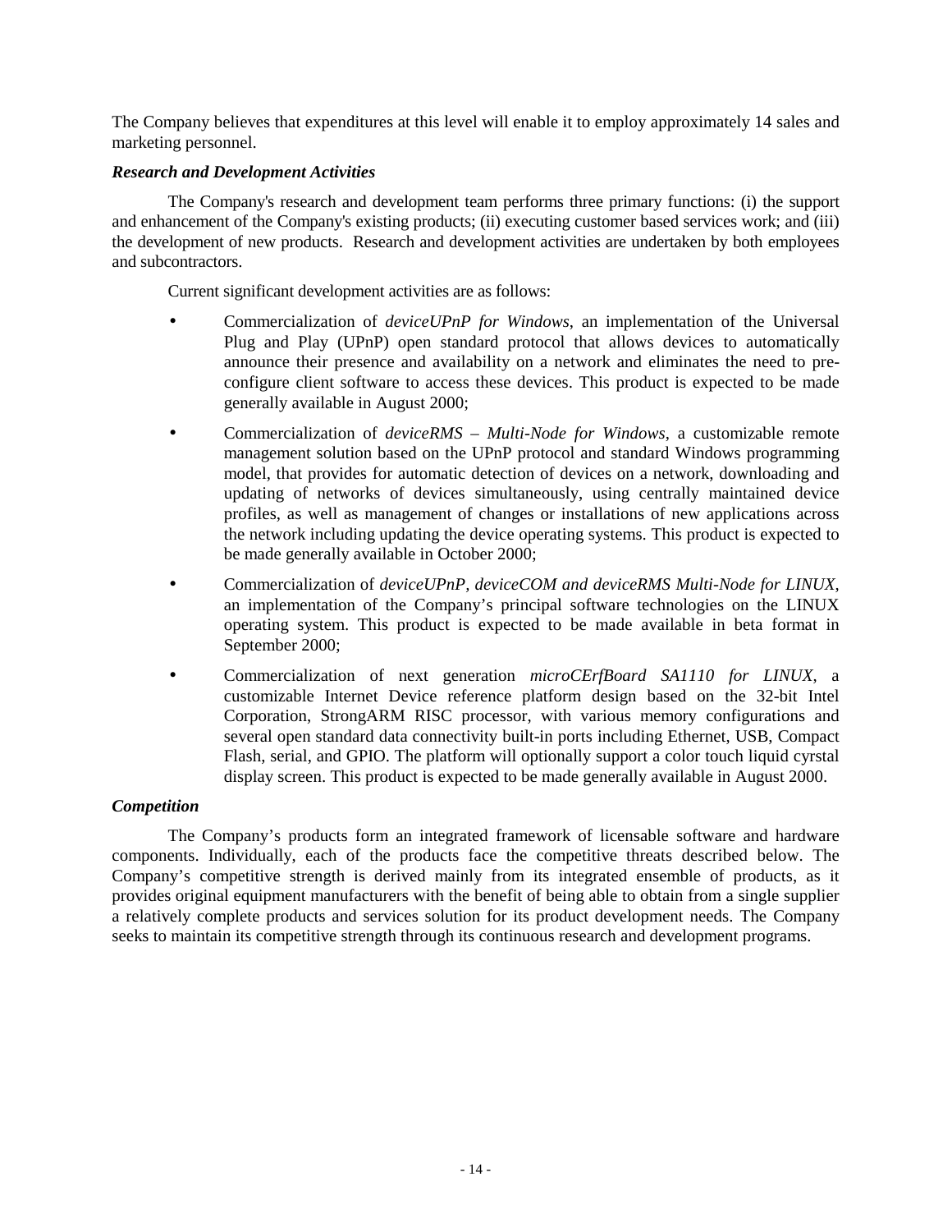The Company believes that expenditures at this level will enable it to employ approximately 14 sales and marketing personnel.

***Research and Development Activities***

The Company's research and development team performs three primary functions: (i) the support and enhancement of the Company's existing products; (ii) executing customer based services work; and (iii) the development of new products. Research and development activities are undertaken by both employees and subcontractors.

Current significant development activities are as follows:

- Commercialization of *deviceUPnP for Windows*, an implementation of the Universal Plug and Play (UPnP) open standard protocol that allows devices to automatically announce their presence and availability on a network and eliminates the need to pre-configure client software to access these devices. This product is expected to be made generally available in August 2000;
- Commercialization of *deviceRMS – Multi-Node for Windows*, a customizable remote management solution based on the UPnP protocol and standard Windows programming model, that provides for automatic detection of devices on a network, downloading and updating of networks of devices simultaneously, using centrally maintained device profiles, as well as management of changes or installations of new applications across the network including updating the device operating systems. This product is expected to be made generally available in October 2000;
- Commercialization of *deviceUPnP, deviceCOM and deviceRMS Multi-Node for LINUX*, an implementation of the Company's principal software technologies on the LINUX operating system. This product is expected to be made available in beta format in September 2000;
- Commercialization of next generation *microCErfBoard SA1110 for LINUX*, a customizable Internet Device reference platform design based on the 32-bit Intel Corporation, StrongARM RISC processor, with various memory configurations and several open standard data connectivity built-in ports including Ethernet, USB, Compact Flash, serial, and GPIO. The platform will optionally support a color touch liquid cyrstal display screen. This product is expected to be made generally available in August 2000.

***Competition***

The Company's products form an integrated framework of licensable software and hardware components. Individually, each of the products face the competitive threats described below. The Company's competitive strength is derived mainly from its integrated ensemble of products, as it provides original equipment manufacturers with the benefit of being able to obtain from a single supplier a relatively complete products and services solution for its product development needs. The Company seeks to maintain its competitive strength through its continuous research and development programs.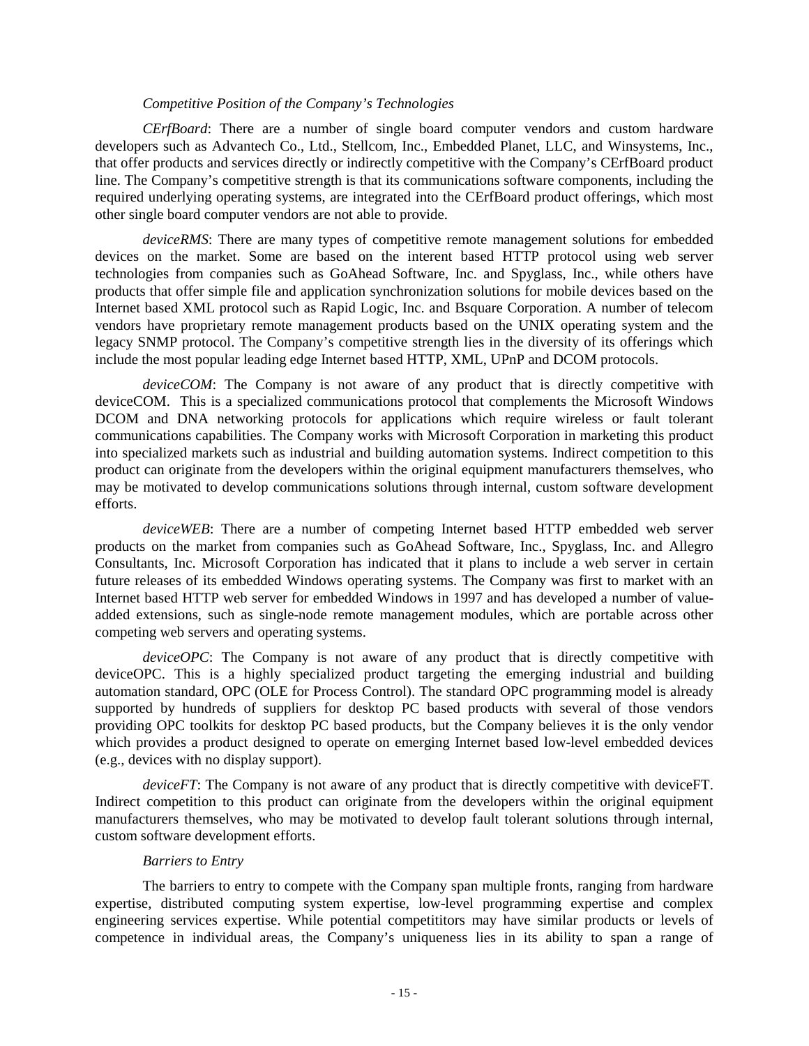*Competitive Position of the Company's Technologies*

*CErfBoard*: There are a number of single board computer vendors and custom hardware developers such as Advantech Co., Ltd., Stellcom, Inc., Embedded Planet, LLC, and Winsystems, Inc., that offer products and services directly or indirectly competitive with the Company's CErfBoard product line. The Company's competitive strength is that its communications software components, including the required underlying operating systems, are integrated into the CErfBoard product offerings, which most other single board computer vendors are not able to provide.

*deviceRMS*: There are many types of competitive remote management solutions for embedded devices on the market. Some are based on the interent based HTTP protocol using web server technologies from companies such as GoAhead Software, Inc. and Spyglass, Inc., while others have products that offer simple file and application synchronization solutions for mobile devices based on the Internet based XML protocol such as Rapid Logic, Inc. and Bsquare Corporation. A number of telecom vendors have proprietary remote management products based on the UNIX operating system and the legacy SNMP protocol. The Company's competitive strength lies in the diversity of its offerings which include the most popular leading edge Internet based HTTP, XML, UPnP and DCOM protocols.

*deviceCOM*: The Company is not aware of any product that is directly competitive with deviceCOM. This is a specialized communications protocol that complements the Microsoft Windows DCOM and DNA networking protocols for applications which require wireless or fault tolerant communications capabilities. The Company works with Microsoft Corporation in marketing this product into specialized markets such as industrial and building automation systems. Indirect competition to this product can originate from the developers within the original equipment manufacturers themselves, who may be motivated to develop communications solutions through internal, custom software development efforts.

*deviceWEB*: There are a number of competing Internet based HTTP embedded web server products on the market from companies such as GoAhead Software, Inc., Spyglass, Inc. and Allegro Consultants, Inc. Microsoft Corporation has indicated that it plans to include a web server in certain future releases of its embedded Windows operating systems. The Company was first to market with an Internet based HTTP web server for embedded Windows in 1997 and has developed a number of value-added extensions, such as single-node remote management modules, which are portable across other competing web servers and operating systems.

*deviceOPC*: The Company is not aware of any product that is directly competitive with deviceOPC. This is a highly specialized product targeting the emerging industrial and building automation standard, OPC (OLE for Process Control). The standard OPC programming model is already supported by hundreds of suppliers for desktop PC based products with several of those vendors providing OPC toolkits for desktop PC based products, but the Company believes it is the only vendor which provides a product designed to operate on emerging Internet based low-level embedded devices (e.g., devices with no display support).

*deviceFT*: The Company is not aware of any product that is directly competitive with deviceFT. Indirect competition to this product can originate from the developers within the original equipment manufacturers themselves, who may be motivated to develop fault tolerant solutions through internal, custom software development efforts.

*Barriers to Entry*

The barriers to entry to compete with the Company span multiple fronts, ranging from hardware expertise, distributed computing system expertise, low-level programming expertise and complex engineering services expertise. While potential competitors may have similar products or levels of competence in individual areas, the Company's uniqueness lies in its ability to span a range of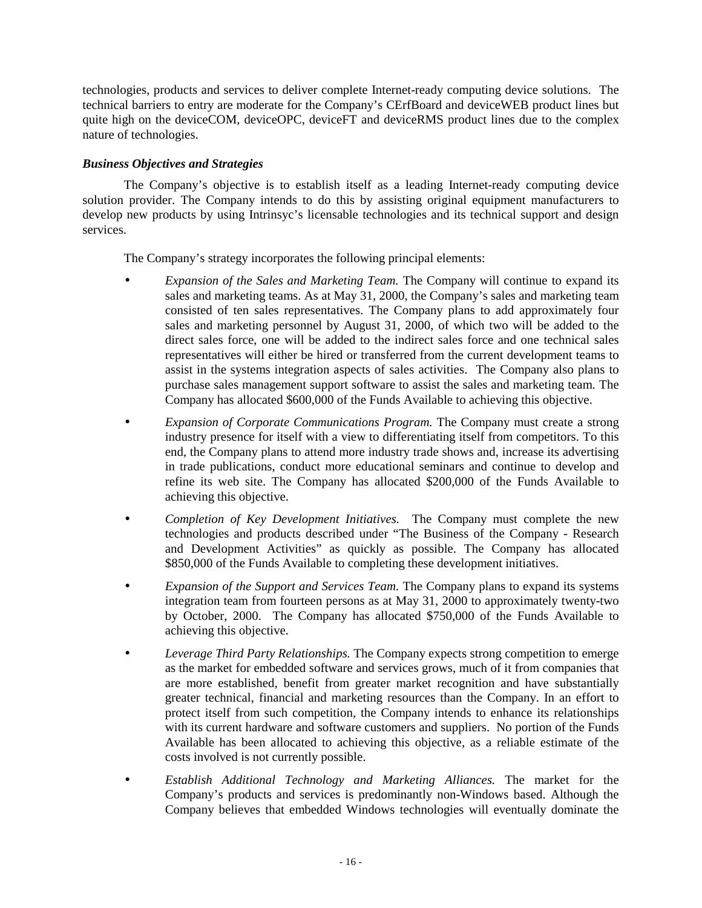technologies, products and services to deliver complete Internet-ready computing device solutions. The technical barriers to entry are moderate for the Company's CErfBoard and deviceWEB product lines but quite high on the deviceCOM, deviceOPC, deviceFT and deviceRMS product lines due to the complex nature of technologies.

***Business Objectives and Strategies***

The Company's objective is to establish itself as a leading Internet-ready computing device solution provider. The Company intends to do this by assisting original equipment manufacturers to develop new products by using Intrinsyc's licensable technologies and its technical support and design services.

The Company's strategy incorporates the following principal elements:

- *Expansion of the Sales and Marketing Team.* The Company will continue to expand its sales and marketing teams. As at May 31, 2000, the Company's sales and marketing team consisted of ten sales representatives. The Company plans to add approximately four sales and marketing personnel by August 31, 2000, of which two will be added to the direct sales force, one will be added to the indirect sales force and one technical sales representatives will either be hired or transferred from the current development teams to assist in the systems integration aspects of sales activities. The Company also plans to purchase sales management support software to assist the sales and marketing team. The Company has allocated $600,000 of the Funds Available to achieving this objective.
- *Expansion of Corporate Communications Program.* The Company must create a strong industry presence for itself with a view to differentiating itself from competitors. To this end, the Company plans to attend more industry trade shows and, increase its advertising in trade publications, conduct more educational seminars and continue to develop and refine its web site. The Company has allocated $200,000 of the Funds Available to achieving this objective.
- *Completion of Key Development Initiatives.* The Company must complete the new technologies and products described under "The Business of the Company - Research and Development Activities" as quickly as possible. The Company has allocated $850,000 of the Funds Available to completing these development initiatives.
- *Expansion of the Support and Services Team.* The Company plans to expand its systems integration team from fourteen persons as at May 31, 2000 to approximately twenty-two by October, 2000. The Company has allocated $750,000 of the Funds Available to achieving this objective.
- *Leverage Third Party Relationships.* The Company expects strong competition to emerge as the market for embedded software and services grows, much of it from companies that are more established, benefit from greater market recognition and have substantially greater technical, financial and marketing resources than the Company. In an effort to protect itself from such competition, the Company intends to enhance its relationships with its current hardware and software customers and suppliers. No portion of the Funds Available has been allocated to achieving this objective, as a reliable estimate of the costs involved is not currently possible.
- *Establish Additional Technology and Marketing Alliances.* The market for the Company's products and services is predominantly non-Windows based. Although the Company believes that embedded Windows technologies will eventually dominate the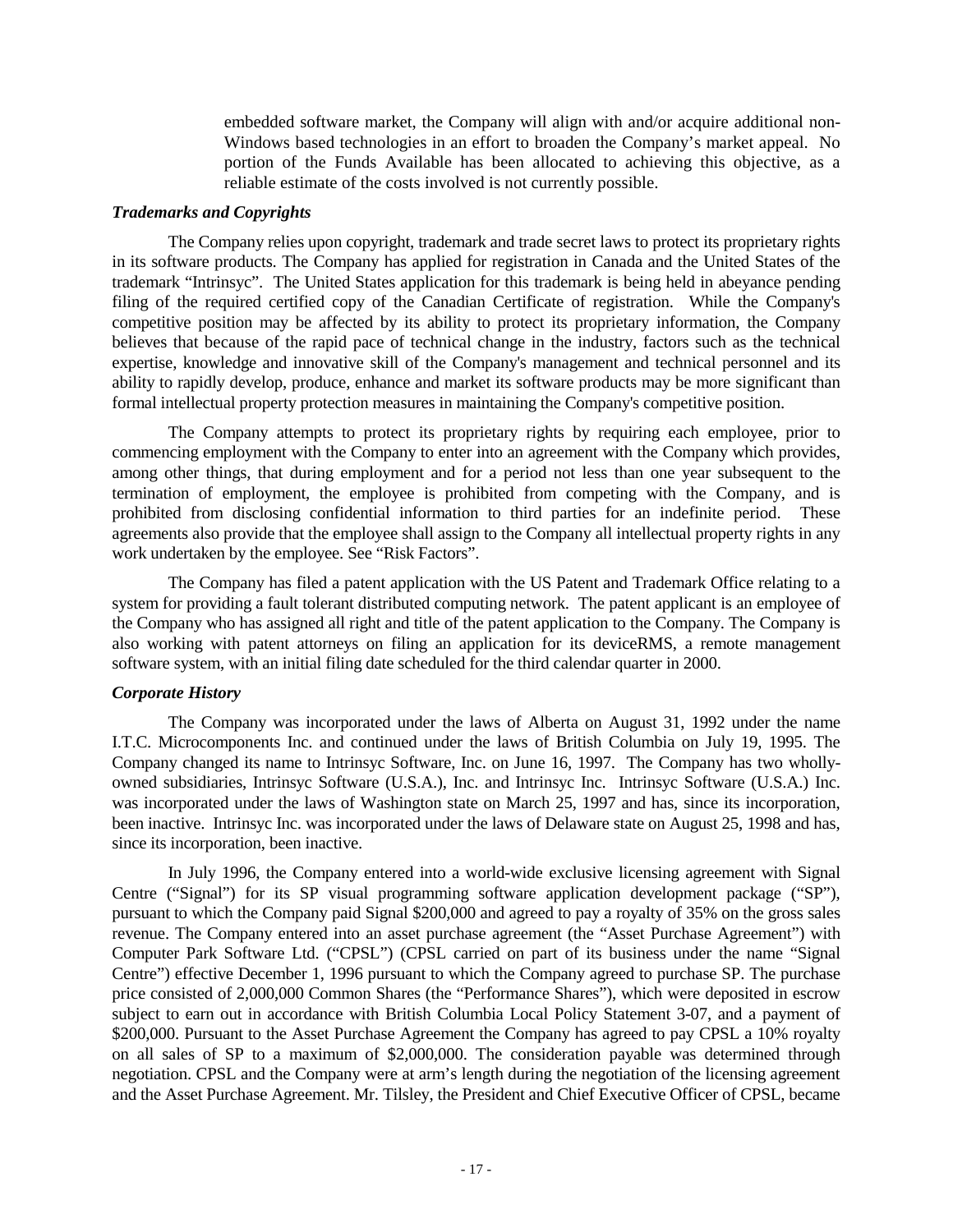embedded software market, the Company will align with and/or acquire additional non-Windows based technologies in an effort to broaden the Company's market appeal. No portion of the Funds Available has been allocated to achieving this objective, as a reliable estimate of the costs involved is not currently possible.

### *Trademarks and Copyrights*

The Company relies upon copyright, trademark and trade secret laws to protect its proprietary rights in its software products. The Company has applied for registration in Canada and the United States of the trademark "Intrinsyc". The United States application for this trademark is being held in abeyance pending filing of the required certified copy of the Canadian Certificate of registration. While the Company's competitive position may be affected by its ability to protect its proprietary information, the Company believes that because of the rapid pace of technical change in the industry, factors such as the technical expertise, knowledge and innovative skill of the Company's management and technical personnel and its ability to rapidly develop, produce, enhance and market its software products may be more significant than formal intellectual property protection measures in maintaining the Company's competitive position.

The Company attempts to protect its proprietary rights by requiring each employee, prior to commencing employment with the Company to enter into an agreement with the Company which provides, among other things, that during employment and for a period not less than one year subsequent to the termination of employment, the employee is prohibited from competing with the Company, and is prohibited from disclosing confidential information to third parties for an indefinite period. These agreements also provide that the employee shall assign to the Company all intellectual property rights in any work undertaken by the employee. See "Risk Factors".

The Company has filed a patent application with the US Patent and Trademark Office relating to a system for providing a fault tolerant distributed computing network. The patent applicant is an employee of the Company who has assigned all right and title of the patent application to the Company. The Company is also working with patent attorneys on filing an application for its deviceRMS, a remote management software system, with an initial filing date scheduled for the third calendar quarter in 2000.

### *Corporate History*

The Company was incorporated under the laws of Alberta on August 31, 1992 under the name I.T.C. Microcomponents Inc. and continued under the laws of British Columbia on July 19, 1995. The Company changed its name to Intrinsyc Software, Inc. on June 16, 1997. The Company has two wholly-owned subsidiaries, Intrinsyc Software (U.S.A.), Inc. and Intrinsyc Inc. Intrinsyc Software (U.S.A.) Inc. was incorporated under the laws of Washington state on March 25, 1997 and has, since its incorporation, been inactive. Intrinsyc Inc. was incorporated under the laws of Delaware state on August 25, 1998 and has, since its incorporation, been inactive.

In July 1996, the Company entered into a world-wide exclusive licensing agreement with Signal Centre ("Signal") for its SP visual programming software application development package ("SP"), pursuant to which the Company paid Signal $200,000 and agreed to pay a royalty of 35% on the gross sales revenue. The Company entered into an asset purchase agreement (the "Asset Purchase Agreement") with Computer Park Software Ltd. ("CPSL") (CPSL carried on part of its business under the name "Signal Centre") effective December 1, 1996 pursuant to which the Company agreed to purchase SP. The purchase price consisted of 2,000,000 Common Shares (the "Performance Shares"), which were deposited in escrow subject to earn out in accordance with British Columbia Local Policy Statement 3-07, and a payment of $200,000. Pursuant to the Asset Purchase Agreement the Company has agreed to pay CPSL a 10% royalty on all sales of SP to a maximum of $2,000,000. The consideration payable was determined through negotiation. CPSL and the Company were at arm's length during the negotiation of the licensing agreement and the Asset Purchase Agreement. Mr. Tilsley, the President and Chief Executive Officer of CPSL, became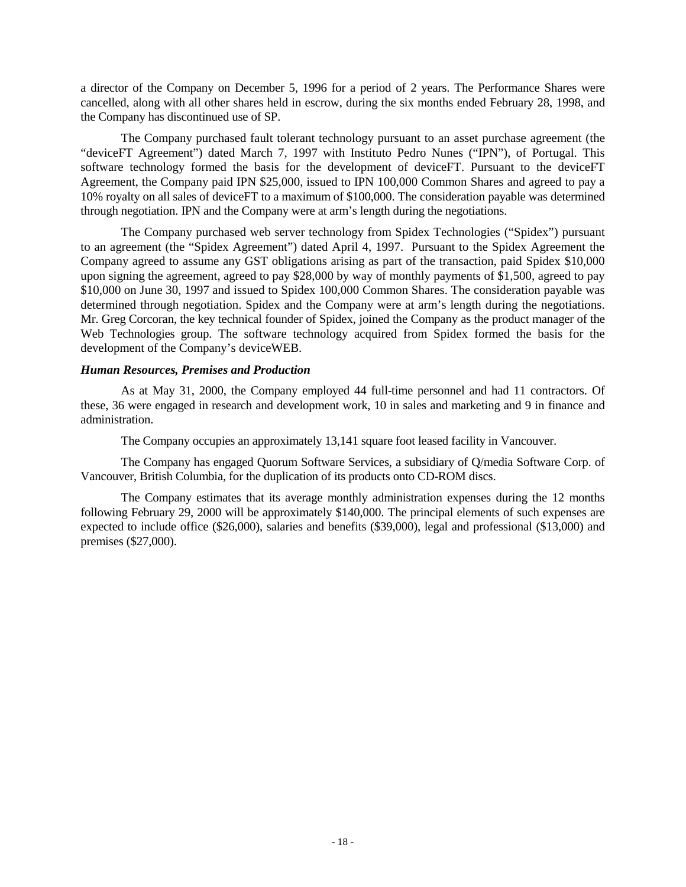a director of the Company on December 5, 1996 for a period of 2 years. The Performance Shares were cancelled, along with all other shares held in escrow, during the six months ended February 28, 1998, and the Company has discontinued use of SP.

The Company purchased fault tolerant technology pursuant to an asset purchase agreement (the "deviceFT Agreement") dated March 7, 1997 with Instituto Pedro Nunes ("IPN"), of Portugal. This software technology formed the basis for the development of deviceFT. Pursuant to the deviceFT Agreement, the Company paid IPN $25,000, issued to IPN 100,000 Common Shares and agreed to pay a 10% royalty on all sales of deviceFT to a maximum of $100,000. The consideration payable was determined through negotiation. IPN and the Company were at arm's length during the negotiations.

The Company purchased web server technology from Spidex Technologies ("Spidex") pursuant to an agreement (the "Spidex Agreement") dated April 4, 1997. Pursuant to the Spidex Agreement the Company agreed to assume any GST obligations arising as part of the transaction, paid Spidex $10,000 upon signing the agreement, agreed to pay $28,000 by way of monthly payments of $1,500, agreed to pay $10,000 on June 30, 1997 and issued to Spidex 100,000 Common Shares. The consideration payable was determined through negotiation. Spidex and the Company were at arm's length during the negotiations. Mr. Greg Corcoran, the key technical founder of Spidex, joined the Company as the product manager of the Web Technologies group. The software technology acquired from Spidex formed the basis for the development of the Company's deviceWEB.

### *Human Resources, Premises and Production*

As at May 31, 2000, the Company employed 44 full-time personnel and had 11 contractors. Of these, 36 were engaged in research and development work, 10 in sales and marketing and 9 in finance and administration.

The Company occupies an approximately 13,141 square foot leased facility in Vancouver.

The Company has engaged Quorum Software Services, a subsidiary of Q/media Software Corp. of Vancouver, British Columbia, for the duplication of its products onto CD-ROM discs.

The Company estimates that its average monthly administration expenses during the 12 months following February 29, 2000 will be approximately $140,000. The principal elements of such expenses are expected to include office ($26,000), salaries and benefits ($39,000), legal and professional ($13,000) and premises ($27,000).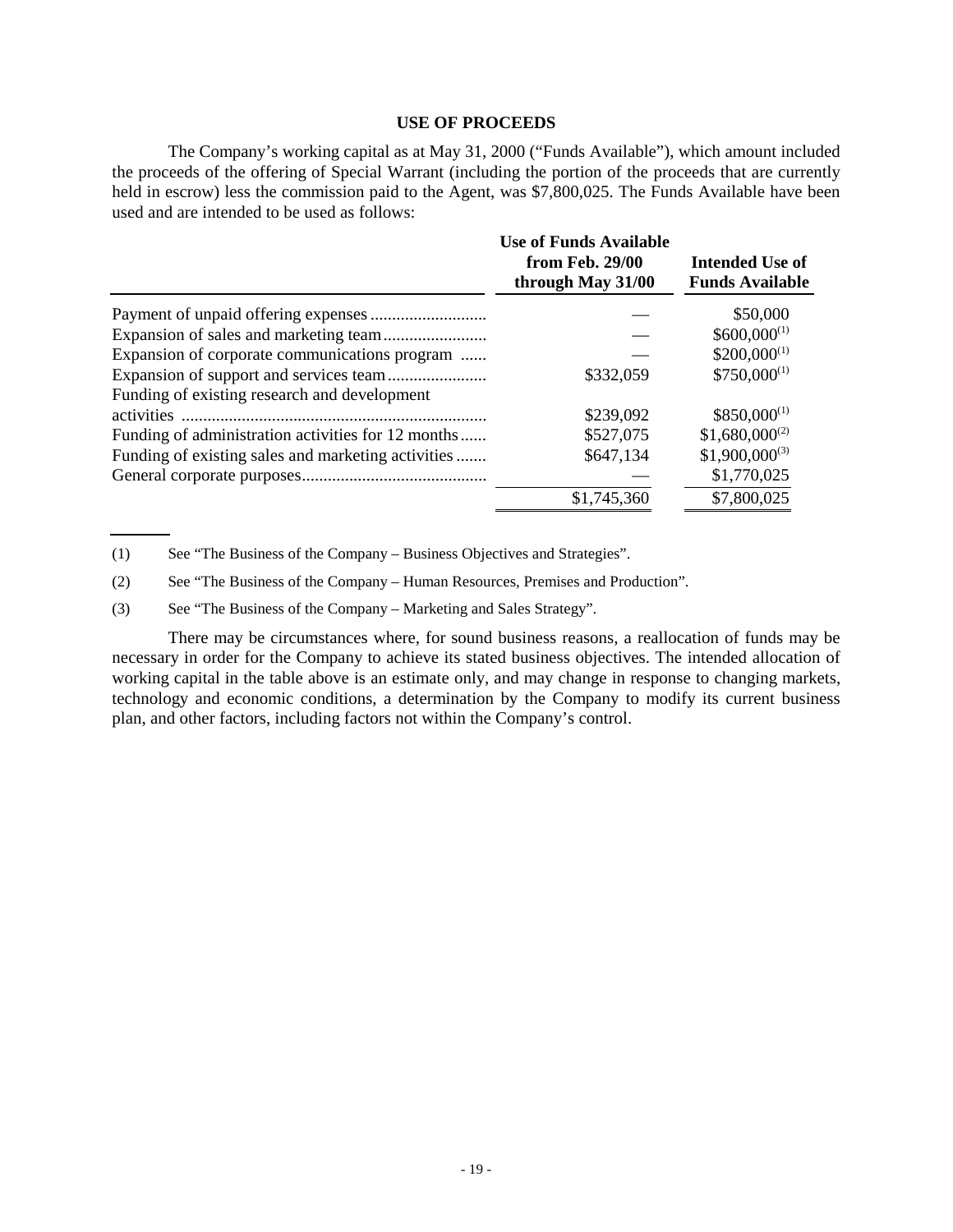## USE OF PROCEEDS

The Company's working capital as at May 31, 2000 ("Funds Available"), which amount included the proceeds of the offering of Special Warrant (including the portion of the proceeds that are currently held in escrow) less the commission paid to the Agent, was $7,800,025. The Funds Available have been used and are intended to be used as follows:

| | Use of Funds Available from Feb. 29/00 through May 31/00 | Intended Use of Funds Available |
|---|---|---|
| Payment of unpaid offering expenses | — | $50,000 |
| Expansion of sales and marketing team | — | $600,000[(1)] |
| Expansion of corporate communications program | — | $200,000[(1)] |
| Expansion of support and services team | $332,059 | $750,000[(1)] |
| Funding of existing research and development activities | $239,092 | $850,000[(1)] |
| Funding of administration activities for 12 months | $527,075 | $1,680,000[(2)] |
| Funding of existing sales and marketing activities | $647,134 | $1,900,000[(3)] |
| General corporate purposes | — | $1,770,025 |
| | $1,745,360 | $7,800,025 |

(1) See "The Business of the Company – Business Objectives and Strategies".

(2) See "The Business of the Company – Human Resources, Premises and Production".

(3) See "The Business of the Company – Marketing and Sales Strategy".

There may be circumstances where, for sound business reasons, a reallocation of funds may be necessary in order for the Company to achieve its stated business objectives. The intended allocation of working capital in the table above is an estimate only, and may change in response to changing markets, technology and economic conditions, a determination by the Company to modify its current business plan, and other factors, including factors not within the Company's control.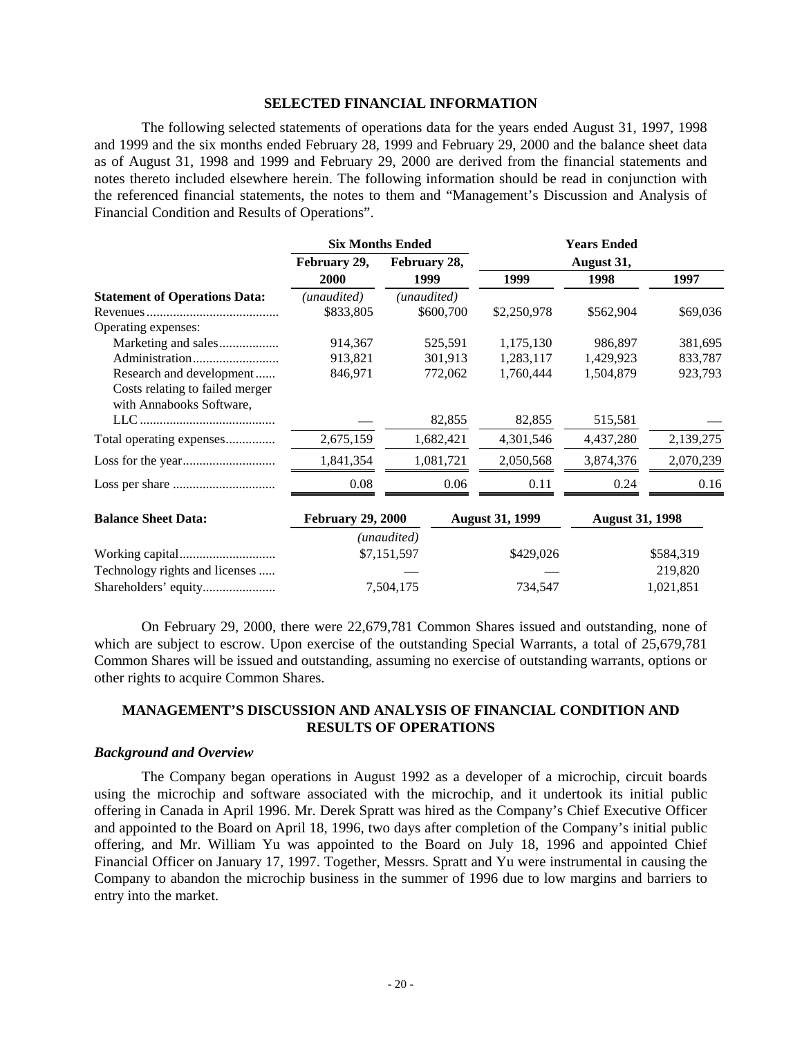### SELECTED FINANCIAL INFORMATION

The following selected statements of operations data for the years ended August 31, 1997, 1998 and 1999 and the six months ended February 28, 1999 and February 29, 2000 and the balance sheet data as of August 31, 1998 and 1999 and February 29, 2000 are derived from the financial statements and notes thereto included elsewhere herein. The following information should be read in conjunction with the referenced financial statements, the notes to them and "Management's Discussion and Analysis of Financial Condition and Results of Operations".

| | Six Months Ended | | Years Ended | | |
|---|---|---|---|---|---|
| | February 29, | February 28, | August 31, | | |
| | 2000 | 1999 | 1999 | 1998 | 1997 |
| **Statement of Operations Data:** | *(unaudited)* | *(unaudited)* | | | |
| Revenues | $833,805 | $600,700 | $2,250,978 | $562,904 | $69,036 |
| Operating expenses: | | | | | |
| Marketing and sales | 914,367 | 525,591 | 1,175,130 | 986,897 | 381,695 |
| Administration | 913,821 | 301,913 | 1,283,117 | 1,429,923 | 833,787 |
| Research and development | 846,971 | 772,062 | 1,760,444 | 1,504,879 | 923,793 |
| Costs relating to failed merger with Annabooks Software, LLC | — | 82,855 | 82,855 | 515,581 | — |
| Total operating expenses | 2,675,159 | 1,682,421 | 4,301,546 | 4,437,280 | 2,139,275 |
| Loss for the year | 1,841,354 | 1,081,721 | 2,050,568 | 3,874,376 | 2,070,239 |
| Loss per share | 0.08 | 0.06 | 0.11 | 0.24 | 0.16 |

| **Balance Sheet Data:** | **February 29, 2000** | **August 31, 1999** | **August 31, 1998** |
|---|---|---|---|
| | *(unaudited)* | | |
| Working capital | $7,151,597 | $429,026 | $584,319 |
| Technology rights and licenses | — | — | 219,820 |
| Shareholders' equity | 7,504,175 | 734,547 | 1,021,851 |

On February 29, 2000, there were 22,679,781 Common Shares issued and outstanding, none of which are subject to escrow. Upon exercise of the outstanding Special Warrants, a total of 25,679,781 Common Shares will be issued and outstanding, assuming no exercise of outstanding warrants, options or other rights to acquire Common Shares.

### MANAGEMENT'S DISCUSSION AND ANALYSIS OF FINANCIAL CONDITION AND RESULTS OF OPERATIONS

#### *Background and Overview*

The Company began operations in August 1992 as a developer of a microchip, circuit boards using the microchip and software associated with the microchip, and it undertook its initial public offering in Canada in April 1996. Mr. Derek Spratt was hired as the Company's Chief Executive Officer and appointed to the Board on April 18, 1996, two days after completion of the Company's initial public offering, and Mr. William Yu was appointed to the Board on July 18, 1996 and appointed Chief Financial Officer on January 17, 1997. Together, Messrs. Spratt and Yu were instrumental in causing the Company to abandon the microchip business in the summer of 1996 due to low margins and barriers to entry into the market.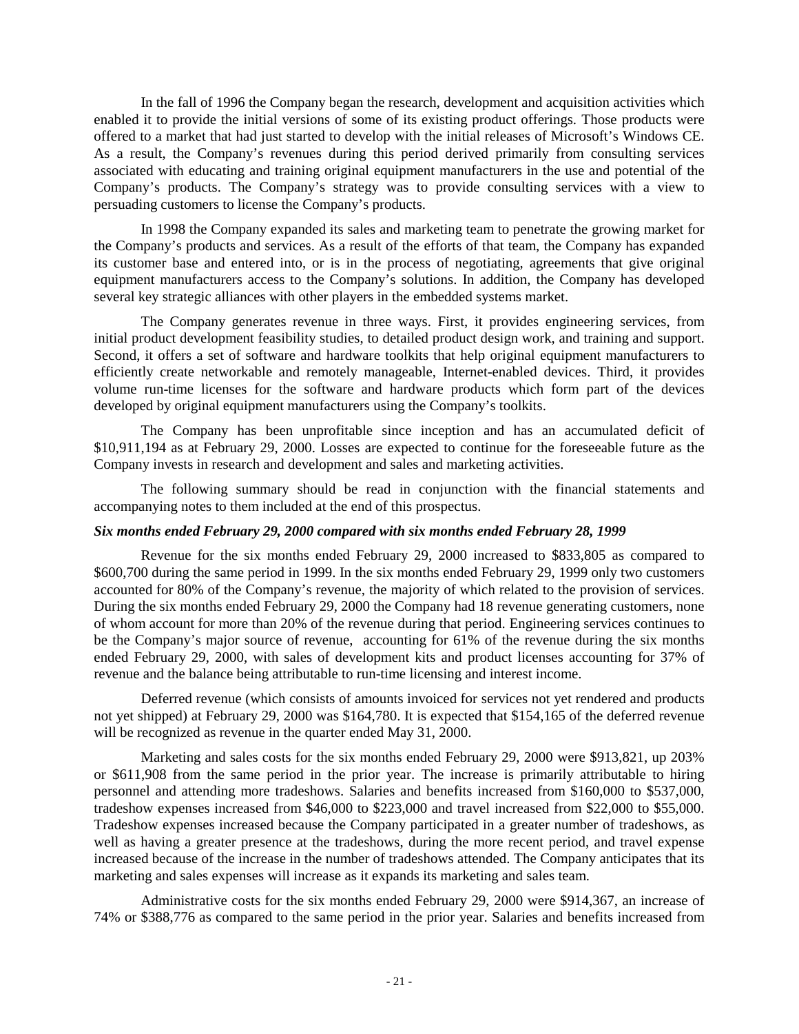In the fall of 1996 the Company began the research, development and acquisition activities which enabled it to provide the initial versions of some of its existing product offerings. Those products were offered to a market that had just started to develop with the initial releases of Microsoft's Windows CE. As a result, the Company's revenues during this period derived primarily from consulting services associated with educating and training original equipment manufacturers in the use and potential of the Company's products. The Company's strategy was to provide consulting services with a view to persuading customers to license the Company's products.

In 1998 the Company expanded its sales and marketing team to penetrate the growing market for the Company's products and services. As a result of the efforts of that team, the Company has expanded its customer base and entered into, or is in the process of negotiating, agreements that give original equipment manufacturers access to the Company's solutions. In addition, the Company has developed several key strategic alliances with other players in the embedded systems market.

The Company generates revenue in three ways. First, it provides engineering services, from initial product development feasibility studies, to detailed product design work, and training and support. Second, it offers a set of software and hardware toolkits that help original equipment manufacturers to efficiently create networkable and remotely manageable, Internet-enabled devices. Third, it provides volume run-time licenses for the software and hardware products which form part of the devices developed by original equipment manufacturers using the Company's toolkits.

The Company has been unprofitable since inception and has an accumulated deficit of $10,911,194 as at February 29, 2000. Losses are expected to continue for the foreseeable future as the Company invests in research and development and sales and marketing activities.

The following summary should be read in conjunction with the financial statements and accompanying notes to them included at the end of this prospectus.

***Six months ended February 29, 2000 compared with six months ended February 28, 1999***

Revenue for the six months ended February 29, 2000 increased to $833,805 as compared to $600,700 during the same period in 1999. In the six months ended February 29, 1999 only two customers accounted for 80% of the Company's revenue, the majority of which related to the provision of services. During the six months ended February 29, 2000 the Company had 18 revenue generating customers, none of whom account for more than 20% of the revenue during that period. Engineering services continues to be the Company's major source of revenue, accounting for 61% of the revenue during the six months ended February 29, 2000, with sales of development kits and product licenses accounting for 37% of revenue and the balance being attributable to run-time licensing and interest income.

Deferred revenue (which consists of amounts invoiced for services not yet rendered and products not yet shipped) at February 29, 2000 was $164,780. It is expected that $154,165 of the deferred revenue will be recognized as revenue in the quarter ended May 31, 2000.

Marketing and sales costs for the six months ended February 29, 2000 were $913,821, up 203% or $611,908 from the same period in the prior year. The increase is primarily attributable to hiring personnel and attending more tradeshows. Salaries and benefits increased from $160,000 to $537,000, tradeshow expenses increased from $46,000 to $223,000 and travel increased from $22,000 to $55,000. Tradeshow expenses increased because the Company participated in a greater number of tradeshows, as well as having a greater presence at the tradeshows, during the more recent period, and travel expense increased because of the increase in the number of tradeshows attended. The Company anticipates that its marketing and sales expenses will increase as it expands its marketing and sales team.

Administrative costs for the six months ended February 29, 2000 were $914,367, an increase of 74% or $388,776 as compared to the same period in the prior year. Salaries and benefits increased from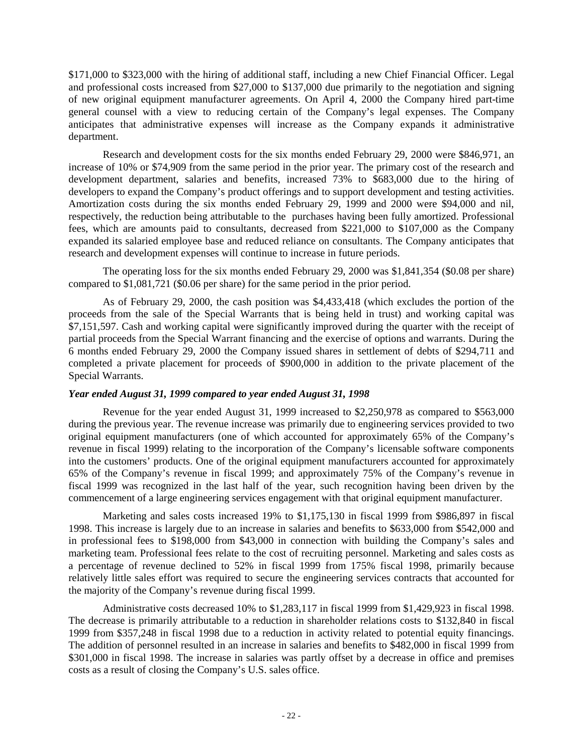$171,000 to $323,000 with the hiring of additional staff, including a new Chief Financial Officer. Legal and professional costs increased from $27,000 to $137,000 due primarily to the negotiation and signing of new original equipment manufacturer agreements. On April 4, 2000 the Company hired part-time general counsel with a view to reducing certain of the Company's legal expenses. The Company anticipates that administrative expenses will increase as the Company expands it administrative department.

Research and development costs for the six months ended February 29, 2000 were $846,971, an increase of 10% or $74,909 from the same period in the prior year. The primary cost of the research and development department, salaries and benefits, increased 73% to $683,000 due to the hiring of developers to expand the Company's product offerings and to support development and testing activities. Amortization costs during the six months ended February 29, 1999 and 2000 were $94,000 and nil, respectively, the reduction being attributable to the purchases having been fully amortized. Professional fees, which are amounts paid to consultants, decreased from $221,000 to $107,000 as the Company expanded its salaried employee base and reduced reliance on consultants. The Company anticipates that research and development expenses will continue to increase in future periods.

The operating loss for the six months ended February 29, 2000 was $1,841,354 ($0.08 per share) compared to $1,081,721 ($0.06 per share) for the same period in the prior period.

As of February 29, 2000, the cash position was $4,433,418 (which excludes the portion of the proceeds from the sale of the Special Warrants that is being held in trust) and working capital was $7,151,597. Cash and working capital were significantly improved during the quarter with the receipt of partial proceeds from the Special Warrant financing and the exercise of options and warrants. During the 6 months ended February 29, 2000 the Company issued shares in settlement of debts of $294,711 and completed a private placement for proceeds of $900,000 in addition to the private placement of the Special Warrants.

***Year ended August 31, 1999 compared to year ended August 31, 1998***

Revenue for the year ended August 31, 1999 increased to $2,250,978 as compared to $563,000 during the previous year. The revenue increase was primarily due to engineering services provided to two original equipment manufacturers (one of which accounted for approximately 65% of the Company's revenue in fiscal 1999) relating to the incorporation of the Company's licensable software components into the customers' products. One of the original equipment manufacturers accounted for approximately 65% of the Company's revenue in fiscal 1999; and approximately 75% of the Company's revenue in fiscal 1999 was recognized in the last half of the year, such recognition having been driven by the commencement of a large engineering services engagement with that original equipment manufacturer.

Marketing and sales costs increased 19% to $1,175,130 in fiscal 1999 from $986,897 in fiscal 1998. This increase is largely due to an increase in salaries and benefits to $633,000 from $542,000 and in professional fees to $198,000 from $43,000 in connection with building the Company's sales and marketing team. Professional fees relate to the cost of recruiting personnel. Marketing and sales costs as a percentage of revenue declined to 52% in fiscal 1999 from 175% fiscal 1998, primarily because relatively little sales effort was required to secure the engineering services contracts that accounted for the majority of the Company's revenue during fiscal 1999.

Administrative costs decreased 10% to $1,283,117 in fiscal 1999 from $1,429,923 in fiscal 1998. The decrease is primarily attributable to a reduction in shareholder relations costs to $132,840 in fiscal 1999 from $357,248 in fiscal 1998 due to a reduction in activity related to potential equity financings. The addition of personnel resulted in an increase in salaries and benefits to $482,000 in fiscal 1999 from $301,000 in fiscal 1998. The increase in salaries was partly offset by a decrease in office and premises costs as a result of closing the Company's U.S. sales office.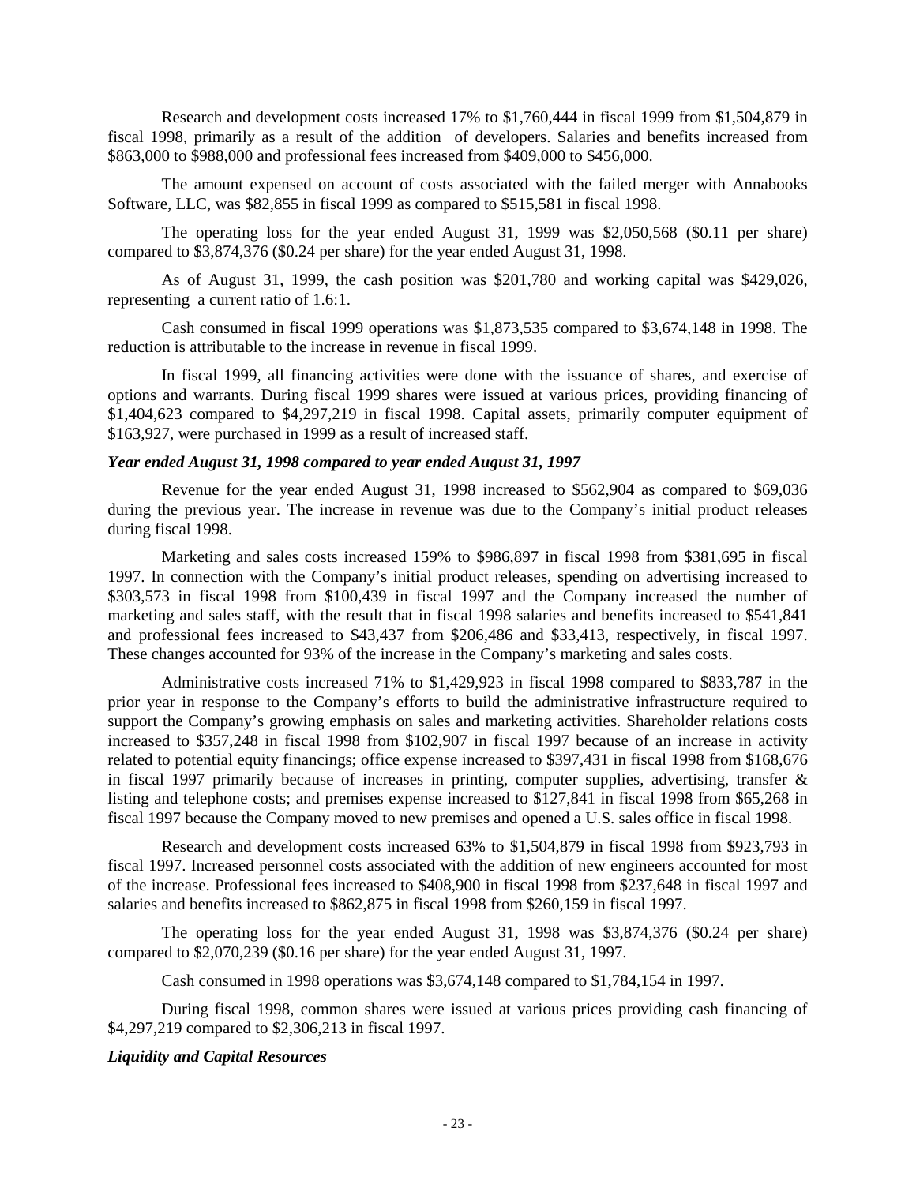Research and development costs increased 17% to $1,760,444 in fiscal 1999 from $1,504,879 in fiscal 1998, primarily as a result of the addition of developers. Salaries and benefits increased from $863,000 to $988,000 and professional fees increased from $409,000 to $456,000.

The amount expensed on account of costs associated with the failed merger with Annabooks Software, LLC, was $82,855 in fiscal 1999 as compared to $515,581 in fiscal 1998.

The operating loss for the year ended August 31, 1999 was $2,050,568 ($0.11 per share) compared to $3,874,376 ($0.24 per share) for the year ended August 31, 1998.

As of August 31, 1999, the cash position was $201,780 and working capital was $429,026, representing a current ratio of 1.6:1.

Cash consumed in fiscal 1999 operations was $1,873,535 compared to $3,674,148 in 1998. The reduction is attributable to the increase in revenue in fiscal 1999.

In fiscal 1999, all financing activities were done with the issuance of shares, and exercise of options and warrants. During fiscal 1999 shares were issued at various prices, providing financing of $1,404,623 compared to $4,297,219 in fiscal 1998. Capital assets, primarily computer equipment of $163,927, were purchased in 1999 as a result of increased staff.

***Year ended August 31, 1998 compared to year ended August 31, 1997***

Revenue for the year ended August 31, 1998 increased to $562,904 as compared to $69,036 during the previous year. The increase in revenue was due to the Company's initial product releases during fiscal 1998.

Marketing and sales costs increased 159% to $986,897 in fiscal 1998 from $381,695 in fiscal 1997. In connection with the Company's initial product releases, spending on advertising increased to $303,573 in fiscal 1998 from $100,439 in fiscal 1997 and the Company increased the number of marketing and sales staff, with the result that in fiscal 1998 salaries and benefits increased to $541,841 and professional fees increased to $43,437 from $206,486 and $33,413, respectively, in fiscal 1997. These changes accounted for 93% of the increase in the Company's marketing and sales costs.

Administrative costs increased 71% to $1,429,923 in fiscal 1998 compared to $833,787 in the prior year in response to the Company's efforts to build the administrative infrastructure required to support the Company's growing emphasis on sales and marketing activities. Shareholder relations costs increased to $357,248 in fiscal 1998 from $102,907 in fiscal 1997 because of an increase in activity related to potential equity financings; office expense increased to $397,431 in fiscal 1998 from $168,676 in fiscal 1997 primarily because of increases in printing, computer supplies, advertising, transfer & listing and telephone costs; and premises expense increased to $127,841 in fiscal 1998 from $65,268 in fiscal 1997 because the Company moved to new premises and opened a U.S. sales office in fiscal 1998.

Research and development costs increased 63% to $1,504,879 in fiscal 1998 from $923,793 in fiscal 1997. Increased personnel costs associated with the addition of new engineers accounted for most of the increase. Professional fees increased to $408,900 in fiscal 1998 from $237,648 in fiscal 1997 and salaries and benefits increased to $862,875 in fiscal 1998 from $260,159 in fiscal 1997.

The operating loss for the year ended August 31, 1998 was $3,874,376 ($0.24 per share) compared to $2,070,239 ($0.16 per share) for the year ended August 31, 1997.

Cash consumed in 1998 operations was $3,674,148 compared to $1,784,154 in 1997.

During fiscal 1998, common shares were issued at various prices providing cash financing of $4,297,219 compared to $2,306,213 in fiscal 1997.

***Liquidity and Capital Resources***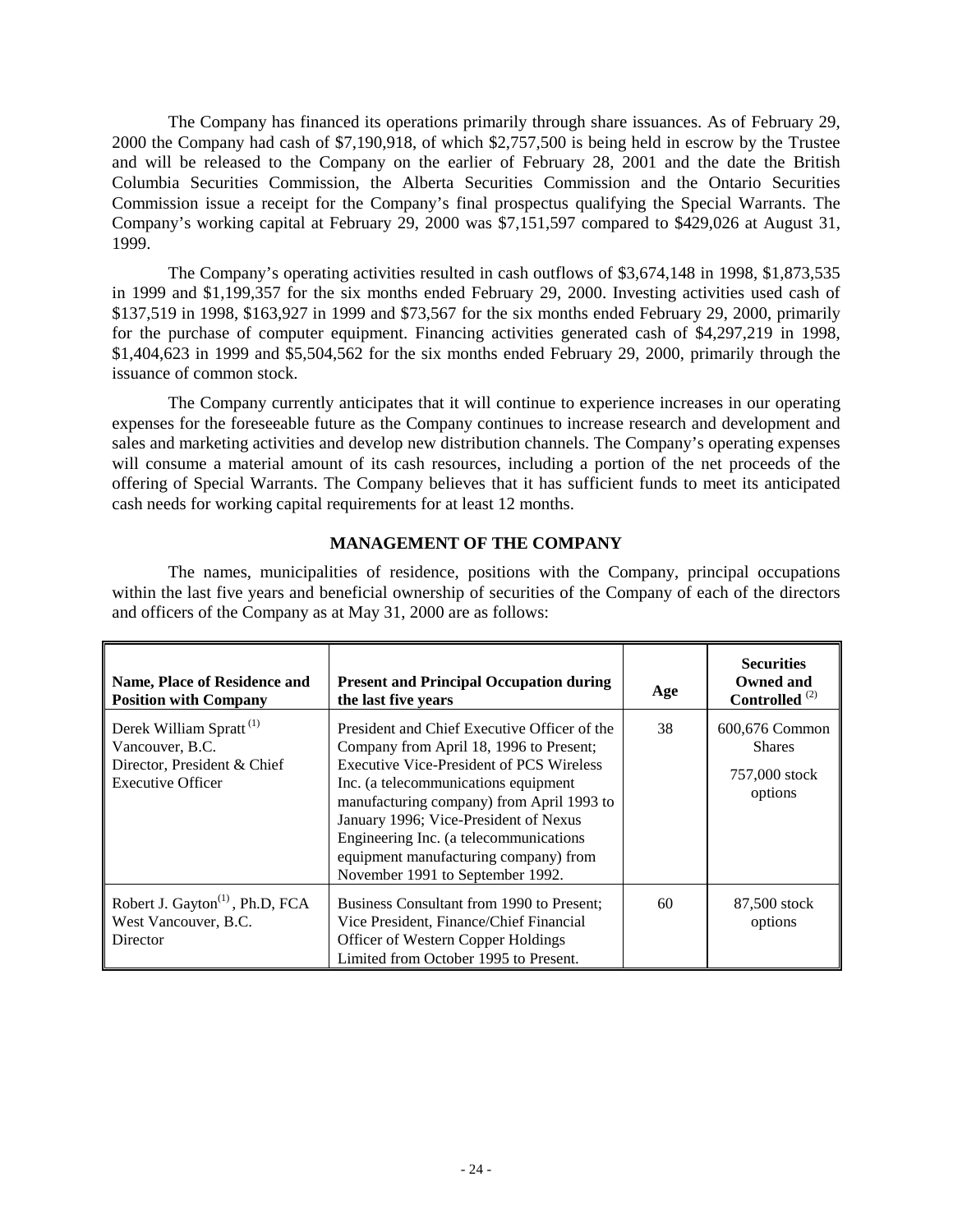The Company has financed its operations primarily through share issuances. As of February 29, 2000 the Company had cash of $7,190,918, of which $2,757,500 is being held in escrow by the Trustee and will be released to the Company on the earlier of February 28, 2001 and the date the British Columbia Securities Commission, the Alberta Securities Commission and the Ontario Securities Commission issue a receipt for the Company's final prospectus qualifying the Special Warrants. The Company's working capital at February 29, 2000 was $7,151,597 compared to $429,026 at August 31, 1999.

The Company's operating activities resulted in cash outflows of $3,674,148 in 1998, $1,873,535 in 1999 and $1,199,357 for the six months ended February 29, 2000. Investing activities used cash of $137,519 in 1998, $163,927 in 1999 and $73,567 for the six months ended February 29, 2000, primarily for the purchase of computer equipment. Financing activities generated cash of $4,297,219 in 1998, $1,404,623 in 1999 and $5,504,562 for the six months ended February 29, 2000, primarily through the issuance of common stock.

The Company currently anticipates that it will continue to experience increases in our operating expenses for the foreseeable future as the Company continues to increase research and development and sales and marketing activities and develop new distribution channels. The Company's operating expenses will consume a material amount of its cash resources, including a portion of the net proceeds of the offering of Special Warrants. The Company believes that it has sufficient funds to meet its anticipated cash needs for working capital requirements for at least 12 months.

## MANAGEMENT OF THE COMPANY

The names, municipalities of residence, positions with the Company, principal occupations within the last five years and beneficial ownership of securities of the Company of each of the directors and officers of the Company as at May 31, 2000 are as follows:

| Name, Place of Residence and Position with Company | Present and Principal Occupation during the last five years | Age | Securities Owned and Controlled [2] |
|---|---|---|---|
| Derek William Spratt [1]<br>Vancouver, B.C.<br>Director, President & Chief Executive Officer | President and Chief Executive Officer of the Company from April 18, 1996 to Present; Executive Vice-President of PCS Wireless Inc. (a telecommunications equipment manufacturing company) from April 1993 to January 1996; Vice-President of Nexus Engineering Inc. (a telecommunications equipment manufacturing company) from November 1991 to September 1992. | 38 | 600,676 Common Shares<br>757,000 stock options |
| Robert J. Gayton[1], Ph.D, FCA<br>West Vancouver, B.C.<br>Director | Business Consultant from 1990 to Present; Vice President, Finance/Chief Financial Officer of Western Copper Holdings Limited from October 1995 to Present. | 60 | 87,500 stock options |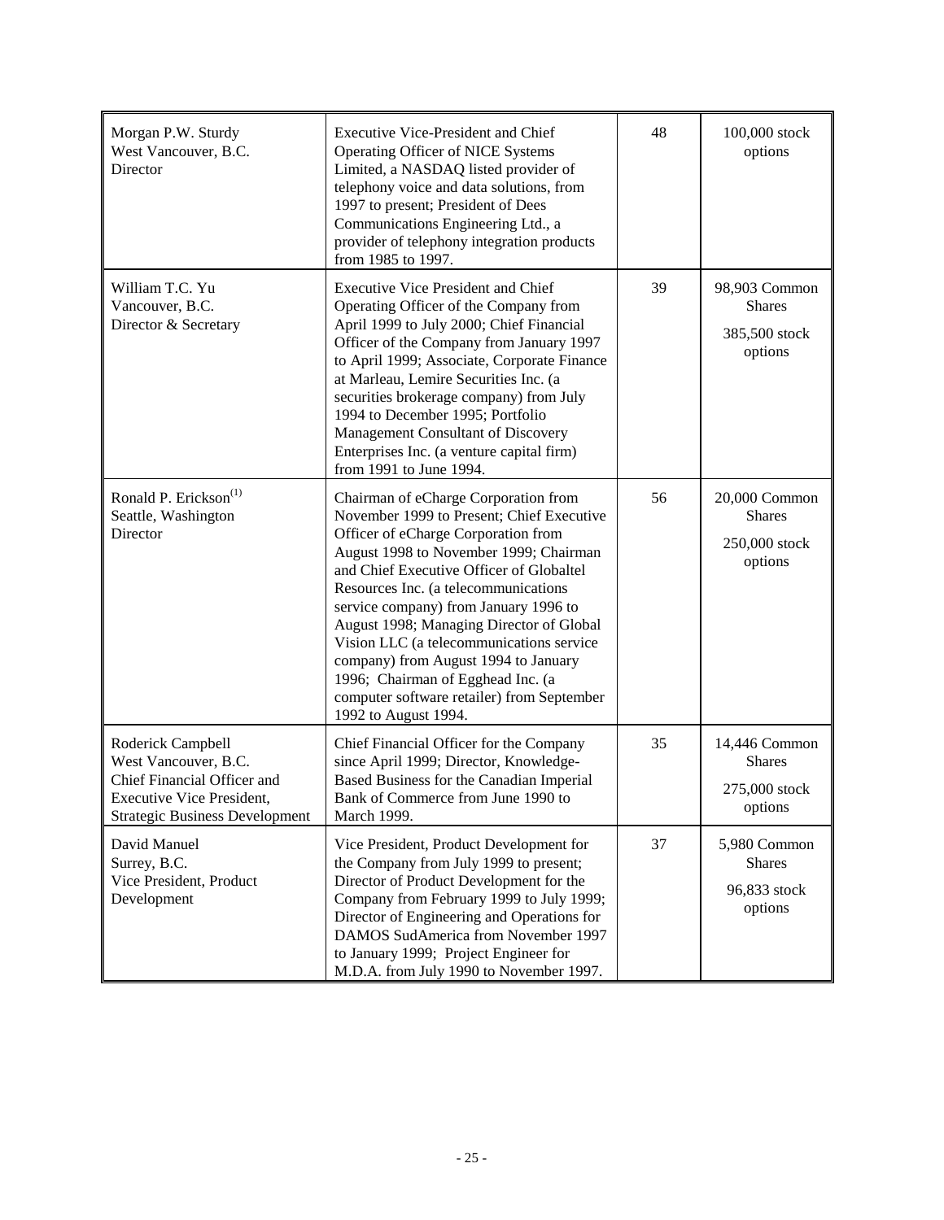| | | | |
|---|---|---|---|
| Morgan P.W. Sturdy<br>West Vancouver, B.C.<br>Director | Executive Vice-President and Chief Operating Officer of NICE Systems Limited, a NASDAQ listed provider of telephony voice and data solutions, from 1997 to present; President of Dees Communications Engineering Ltd., a provider of telephony integration products from 1985 to 1997. | 48 | 100,000 stock options |
| William T.C. Yu<br>Vancouver, B.C.<br>Director & Secretary | Executive Vice President and Chief Operating Officer of the Company from April 1999 to July 2000; Chief Financial Officer of the Company from January 1997 to April 1999; Associate, Corporate Finance at Marleau, Lemire Securities Inc. (a securities brokerage company) from July 1994 to December 1995; Portfolio Management Consultant of Discovery Enterprises Inc. (a venture capital firm) from 1991 to June 1994. | 39 | 98,903 Common Shares<br><br>385,500 stock options |
| Ronald P. Erickson[(1)]<br>Seattle, Washington<br>Director | Chairman of eCharge Corporation from November 1999 to Present; Chief Executive Officer of eCharge Corporation from August 1998 to November 1999; Chairman and Chief Executive Officer of Globaltel Resources Inc. (a telecommunications service company) from January 1996 to August 1998; Managing Director of Global Vision LLC (a telecommunications service company) from August 1994 to January 1996; Chairman of Egghead Inc. (a computer software retailer) from September 1992 to August 1994. | 56 | 20,000 Common Shares<br><br>250,000 stock options |
| Roderick Campbell<br>West Vancouver, B.C.<br>Chief Financial Officer and Executive Vice President, Strategic Business Development | Chief Financial Officer for the Company since April 1999; Director, Knowledge-Based Business for the Canadian Imperial Bank of Commerce from June 1990 to March 1999. | 35 | 14,446 Common Shares<br><br>275,000 stock options |
| David Manuel<br>Surrey, B.C.<br>Vice President, Product Development | Vice President, Product Development for the Company from July 1999 to present; Director of Product Development for the Company from February 1999 to July 1999; Director of Engineering and Operations for DAMOS SudAmerica from November 1997 to January 1999; Project Engineer for M.D.A. from July 1990 to November 1997. | 37 | 5,980 Common Shares<br><br>96,833 stock options |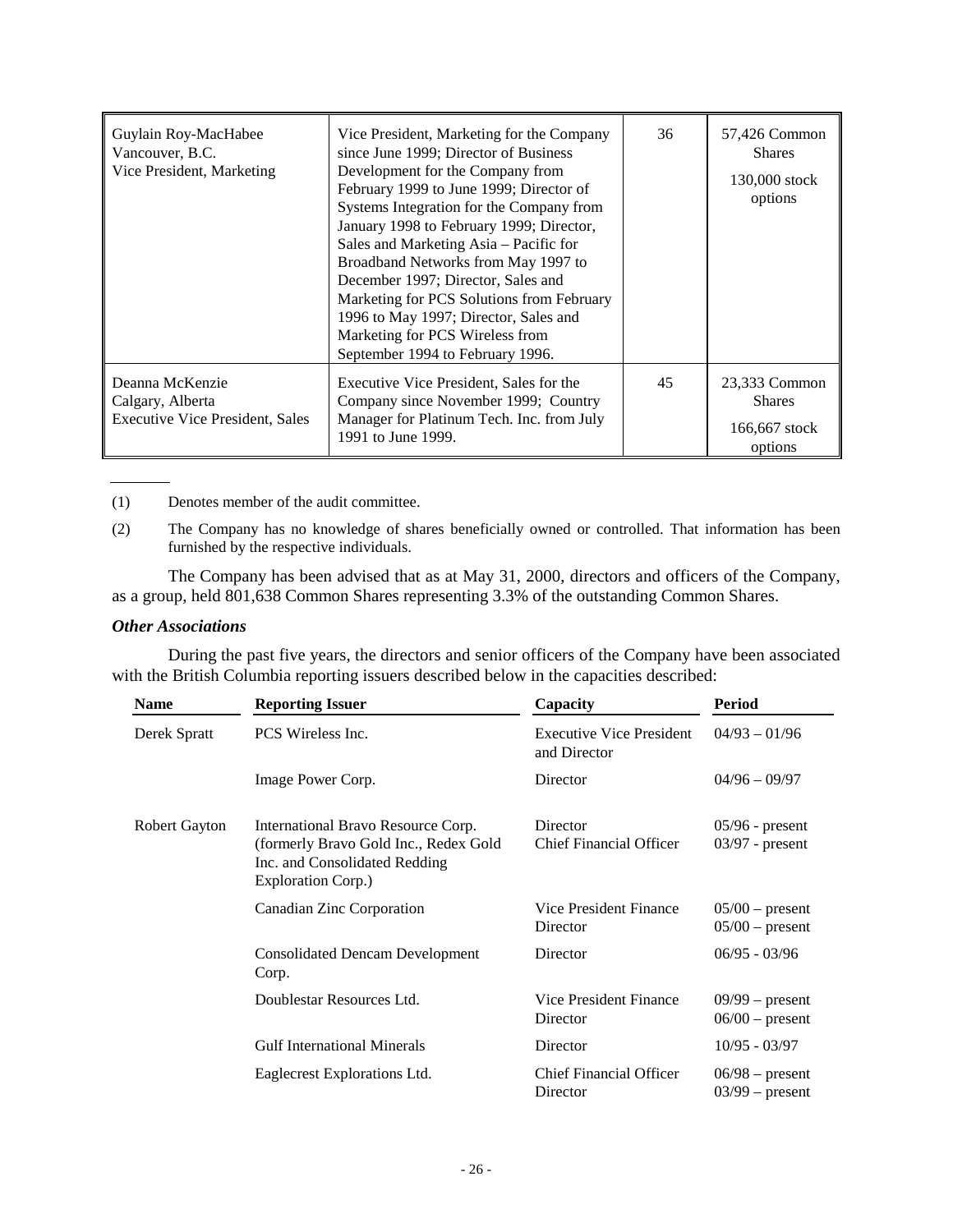| | | | |
|---|---|---|---|
| Guylain Roy-MacHabee<br>Vancouver, B.C.<br>Vice President, Marketing | Vice President, Marketing for the Company since June 1999; Director of Business Development for the Company from February 1999 to June 1999; Director of Systems Integration for the Company from January 1998 to February 1999; Director, Sales and Marketing Asia – Pacific for Broadband Networks from May 1997 to December 1997; Director, Sales and Marketing for PCS Solutions from February 1996 to May 1997; Director, Sales and Marketing for PCS Wireless from September 1994 to February 1996. | 36 | 57,426 Common Shares<br>130,000 stock options |
| Deanna McKenzie<br>Calgary, Alberta<br>Executive Vice President, Sales | Executive Vice President, Sales for the Company since November 1999; Country Manager for Platinum Tech. Inc. from July 1991 to June 1999. | 45 | 23,333 Common Shares<br>166,667 stock options |

(1) Denotes member of the audit committee.

(2) The Company has no knowledge of shares beneficially owned or controlled. That information has been furnished by the respective individuals.

The Company has been advised that as at May 31, 2000, directors and officers of the Company, as a group, held 801,638 Common Shares representing 3.3% of the outstanding Common Shares.

### *Other Associations*

During the past five years, the directors and senior officers of the Company have been associated with the British Columbia reporting issuers described below in the capacities described:

| Name | Reporting Issuer | Capacity | Period |
|---|---|---|---|
| Derek Spratt | PCS Wireless Inc. | Executive Vice President and Director | 04/93 – 01/96 |
| | Image Power Corp. | Director | 04/96 – 09/97 |
| Robert Gayton | International Bravo Resource Corp. (formerly Bravo Gold Inc., Redex Gold Inc. and Consolidated Redding Exploration Corp.) | Director<br>Chief Financial Officer | 05/96 - present<br>03/97 - present |
| | Canadian Zinc Corporation | Vice President Finance<br>Director | 05/00 – present<br>05/00 – present |
| | Consolidated Dencam Development Corp. | Director | 06/95 - 03/96 |
| | Doublestar Resources Ltd. | Vice President Finance<br>Director | 09/99 – present<br>06/00 – present |
| | Gulf International Minerals | Director | 10/95 - 03/97 |
| | Eaglecrest Explorations Ltd. | Chief Financial Officer<br>Director | 06/98 – present<br>03/99 – present |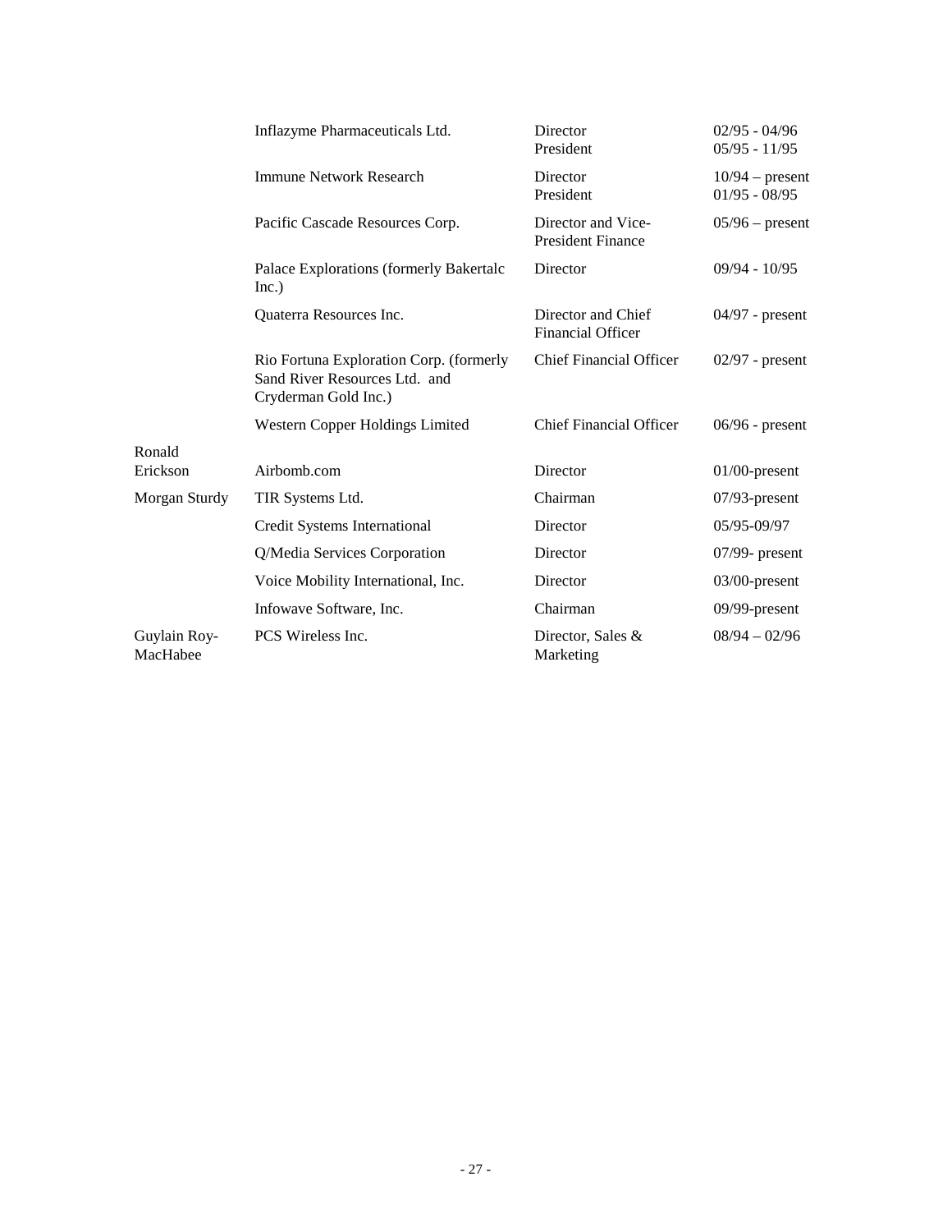| | | | |
|---|---|---|---|
| | Inflazyme Pharmaceuticals Ltd. | Director<br>President | 02/95 - 04/96<br>05/95 - 11/95 |
| | Immune Network Research | Director<br>President | 10/94 – present<br>01/95 - 08/95 |
| | Pacific Cascade Resources Corp. | Director and Vice-President Finance | 05/96 – present |
| | Palace Explorations (formerly Bakertalc Inc.) | Director | 09/94 - 10/95 |
| | Quaterra Resources Inc. | Director and Chief Financial Officer | 04/97 - present |
| | Rio Fortuna Exploration Corp. (formerly Sand River Resources Ltd. and Cryderman Gold Inc.) | Chief Financial Officer | 02/97 - present |
| | Western Copper Holdings Limited | Chief Financial Officer | 06/96 - present |
| Ronald Erickson | Airbomb.com | Director | 01/00-present |
| Morgan Sturdy | TIR Systems Ltd. | Chairman | 07/93-present |
| | Credit Systems International | Director | 05/95-09/97 |
| | Q/Media Services Corporation | Director | 07/99- present |
| | Voice Mobility International, Inc. | Director | 03/00-present |
| | Infowave Software, Inc. | Chairman | 09/99-present |
| Guylain Roy-MacHabee | PCS Wireless Inc. | Director, Sales & Marketing | 08/94 – 02/96 |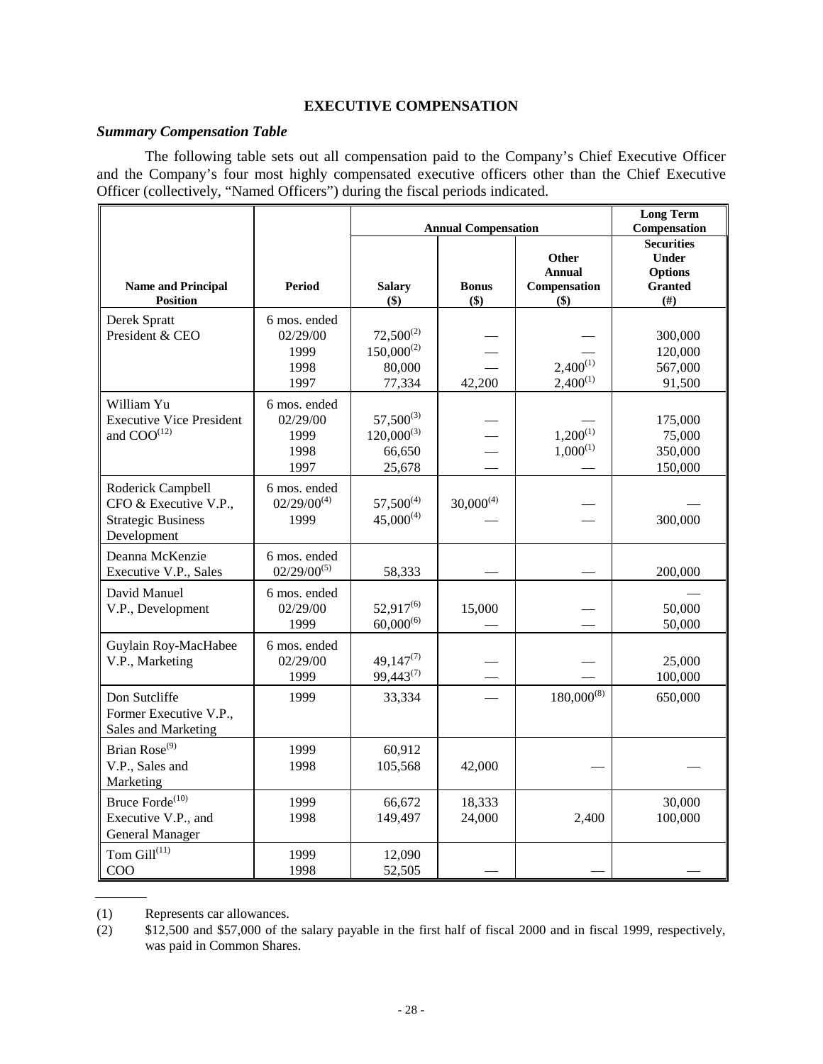## EXECUTIVE COMPENSATION

### *Summary Compensation Table*

The following table sets out all compensation paid to the Company's Chief Executive Officer and the Company's four most highly compensated executive officers other than the Chief Executive Officer (collectively, "Named Officers") during the fiscal periods indicated.

| | | Annual Compensation | | | Long Term Compensation |
|---|---|---|---|---|---|
| **Name and Principal Position** | **Period** | **Salary ($)** | **Bonus ($)** | **Other Annual Compensation ($)** | **Securities Under Options Granted (#)** |
| Derek Spratt<br>President & CEO | 6 mos. ended 02/29/00<br>1999<br>1998<br>1997 | 72,500[(2)]<br>150,000[(2)]<br>80,000<br>77,334 | —<br>—<br>—<br>42,200 | —<br>—<br>2,400[(1)]<br>2,400[(1)] | 300,000<br>120,000<br>567,000<br>91,500 |
| William Yu<br>Executive Vice President and COO[(12)] | 6 mos. ended 02/29/00<br>1999<br>1998<br>1997 | 57,500[(3)]<br>120,000[(3)]<br>66,650<br>25,678 | —<br>—<br>—<br>— | —<br>1,200[(1)]<br>1,000[(1)]<br>— | 175,000<br>75,000<br>350,000<br>150,000 |
| Roderick Campbell<br>CFO & Executive V.P., Strategic Business Development | 6 mos. ended 02/29/00[(4)]<br>1999 | 57,500[(4)]<br>45,000[(4)] | 30,000[(4)]<br>— | —<br>— | —<br>300,000 |
| Deanna McKenzie<br>Executive V.P., Sales | 6 mos. ended 02/29/00[(5)] | 58,333 | — | — | 200,000 |
| David Manuel<br>V.P., Development | 6 mos. ended 02/29/00<br>1999 | 52,917[(6)]<br>60,000[(6)] | 15,000<br>— | —<br>— | —<br>50,000<br>50,000 |
| Guylain Roy-MacHabee<br>V.P., Marketing | 6 mos. ended 02/29/00<br>1999 | 49,147[(7)]<br>99,443[(7)] | —<br>— | —<br>— | 25,000<br>100,000 |
| Don Sutcliffe<br>Former Executive V.P., Sales and Marketing | 1999 | 33,334 | — | 180,000[(8)] | 650,000 |
| Brian Rose[(9)]<br>V.P., Sales and Marketing | 1999<br>1998 | 60,912<br>105,568 | 42,000 | — | — |
| Bruce Forde[(10)]<br>Executive V.P., and General Manager | 1999<br>1998 | 66,672<br>149,497 | 18,333<br>24,000 | 2,400 | 30,000<br>100,000 |
| Tom Gill[(11)]<br>COO | 1999<br>1998 | 12,090<br>52,505 | — | — | — |

(1) Represents car allowances.

(2) $12,500 and $57,000 of the salary payable in the first half of fiscal 2000 and in fiscal 1999, respectively, was paid in Common Shares.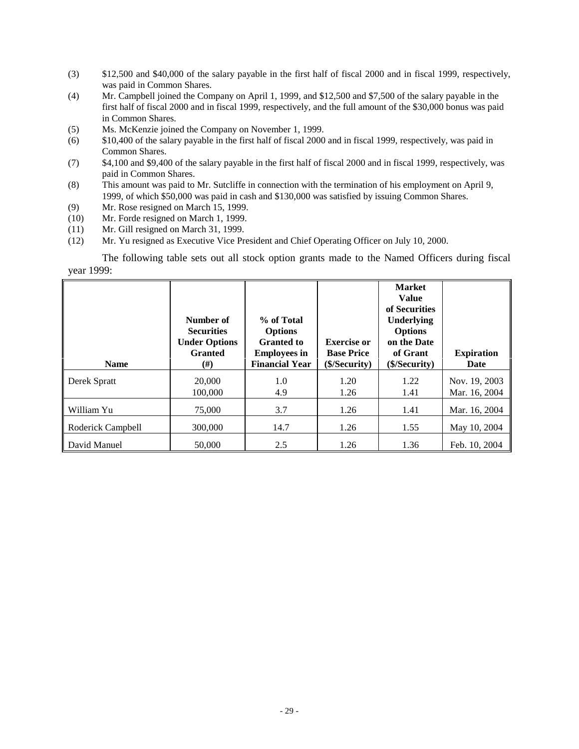(3) $12,500 and $40,000 of the salary payable in the first half of fiscal 2000 and in fiscal 1999, respectively, was paid in Common Shares.

(4) Mr. Campbell joined the Company on April 1, 1999, and $12,500 and $7,500 of the salary payable in the first half of fiscal 2000 and in fiscal 1999, respectively, and the full amount of the $30,000 bonus was paid in Common Shares.

(5) Ms. McKenzie joined the Company on November 1, 1999.

(6) $10,400 of the salary payable in the first half of fiscal 2000 and in fiscal 1999, respectively, was paid in Common Shares.

(7) $4,100 and $9,400 of the salary payable in the first half of fiscal 2000 and in fiscal 1999, respectively, was paid in Common Shares.

(8) This amount was paid to Mr. Sutcliffe in connection with the termination of his employment on April 9, 1999, of which $50,000 was paid in cash and $130,000 was satisfied by issuing Common Shares.

(9) Mr. Rose resigned on March 15, 1999.

(10) Mr. Forde resigned on March 1, 1999.

(11) Mr. Gill resigned on March 31, 1999.

(12) Mr. Yu resigned as Executive Vice President and Chief Operating Officer on July 10, 2000.

The following table sets out all stock option grants made to the Named Officers during fiscal year 1999:

| Name | Number of Securities Under Options Granted (#) | % of Total Options Granted to Employees in Financial Year | Exercise or Base Price ($/Security) | Market Value of Securities Underlying Options on the Date of Grant ($/Security) | Expiration Date |
|---|---|---|---|---|---|
| Derek Spratt | 20,000<br>100,000 | 1.0<br>4.9 | 1.20<br>1.26 | 1.22<br>1.41 | Nov. 19, 2003<br>Mar. 16, 2004 |
| William Yu | 75,000 | 3.7 | 1.26 | 1.41 | Mar. 16, 2004 |
| Roderick Campbell | 300,000 | 14.7 | 1.26 | 1.55 | May 10, 2004 |
| David Manuel | 50,000 | 2.5 | 1.26 | 1.36 | Feb. 10, 2004 |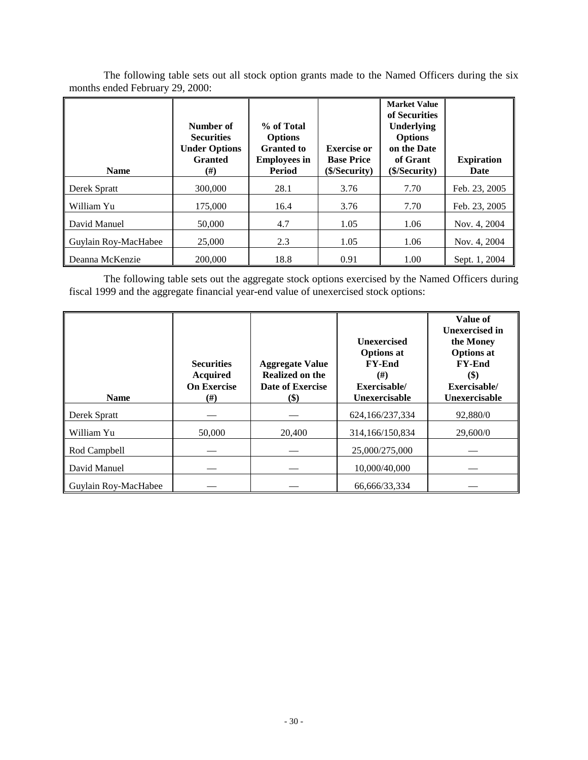The following table sets out all stock option grants made to the Named Officers during the six months ended February 29, 2000:

| Name | Number of Securities Under Options Granted (#) | % of Total Options Granted to Employees in Period | Exercise or Base Price ($/Security) | Market Value of Securities Underlying Options on the Date of Grant ($/Security) | Expiration Date |
|---|---|---|---|---|---|
| Derek Spratt | 300,000 | 28.1 | 3.76 | 7.70 | Feb. 23, 2005 |
| William Yu | 175,000 | 16.4 | 3.76 | 7.70 | Feb. 23, 2005 |
| David Manuel | 50,000 | 4.7 | 1.05 | 1.06 | Nov. 4, 2004 |
| Guylain Roy-MacHabee | 25,000 | 2.3 | 1.05 | 1.06 | Nov. 4, 2004 |
| Deanna McKenzie | 200,000 | 18.8 | 0.91 | 1.00 | Sept. 1, 2004 |

The following table sets out the aggregate stock options exercised by the Named Officers during fiscal 1999 and the aggregate financial year-end value of unexercised stock options:

| Name | Securities Acquired On Exercise (#) | Aggregate Value Realized on the Date of Exercise ($) | Unexercised Options at FY-End (#) Exercisable/ Unexercisable | Value of Unexercised in the Money Options at FY-End ($) Exercisable/ Unexercisable |
|---|---|---|---|---|
| Derek Spratt | — | — | 624,166/237,334 | 92,880/0 |
| William Yu | 50,000 | 20,400 | 314,166/150,834 | 29,600/0 |
| Rod Campbell | — | — | 25,000/275,000 | — |
| David Manuel | — | — | 10,000/40,000 | — |
| Guylain Roy-MacHabee | — | — | 66,666/33,334 | — |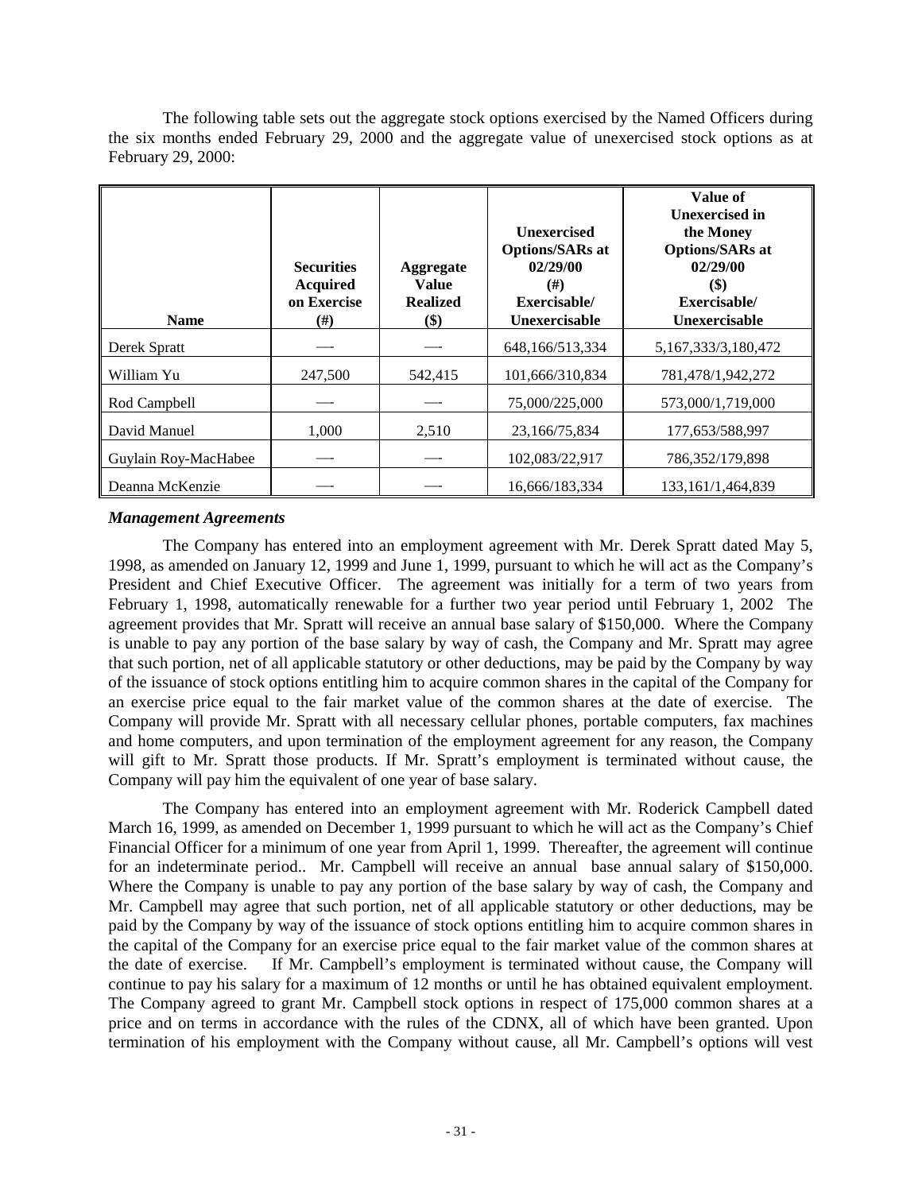The following table sets out the aggregate stock options exercised by the Named Officers during the six months ended February 29, 2000 and the aggregate value of unexercised stock options as at February 29, 2000:

| Name | Securities Acquired on Exercise (#) | Aggregate Value Realized ($) | Unexercised Options/SARs at 02/29/00 (#) Exercisable/ Unexercisable | Value of Unexercised in the Money Options/SARs at 02/29/00 ($) Exercisable/ Unexercisable |
|---|---|---|---|---|
| Derek Spratt | — | — | 648,166/513,334 | 5,167,333/3,180,472 |
| William Yu | 247,500 | 542,415 | 101,666/310,834 | 781,478/1,942,272 |
| Rod Campbell | — | — | 75,000/225,000 | 573,000/1,719,000 |
| David Manuel | 1,000 | 2,510 | 23,166/75,834 | 177,653/588,997 |
| Guylain Roy-MacHabee | — | — | 102,083/22,917 | 786,352/179,898 |
| Deanna McKenzie | — | — | 16,666/183,334 | 133,161/1,464,839 |

### *Management Agreements*

The Company has entered into an employment agreement with Mr. Derek Spratt dated May 5, 1998, as amended on January 12, 1999 and June 1, 1999, pursuant to which he will act as the Company's President and Chief Executive Officer. The agreement was initially for a term of two years from February 1, 1998, automatically renewable for a further two year period until February 1, 2002 The agreement provides that Mr. Spratt will receive an annual base salary of $150,000. Where the Company is unable to pay any portion of the base salary by way of cash, the Company and Mr. Spratt may agree that such portion, net of all applicable statutory or other deductions, may be paid by the Company by way of the issuance of stock options entitling him to acquire common shares in the capital of the Company for an exercise price equal to the fair market value of the common shares at the date of exercise. The Company will provide Mr. Spratt with all necessary cellular phones, portable computers, fax machines and home computers, and upon termination of the employment agreement for any reason, the Company will gift to Mr. Spratt those products. If Mr. Spratt's employment is terminated without cause, the Company will pay him the equivalent of one year of base salary.

The Company has entered into an employment agreement with Mr. Roderick Campbell dated March 16, 1999, as amended on December 1, 1999 pursuant to which he will act as the Company's Chief Financial Officer for a minimum of one year from April 1, 1999. Thereafter, the agreement will continue for an indeterminate period.. Mr. Campbell will receive an annual base annual salary of $150,000. Where the Company is unable to pay any portion of the base salary by way of cash, the Company and Mr. Campbell may agree that such portion, net of all applicable statutory or other deductions, may be paid by the Company by way of the issuance of stock options entitling him to acquire common shares in the capital of the Company for an exercise price equal to the fair market value of the common shares at the date of exercise. If Mr. Campbell's employment is terminated without cause, the Company will continue to pay his salary for a maximum of 12 months or until he has obtained equivalent employment. The Company agreed to grant Mr. Campbell stock options in respect of 175,000 common shares at a price and on terms in accordance with the rules of the CDNX, all of which have been granted. Upon termination of his employment with the Company without cause, all Mr. Campbell's options will vest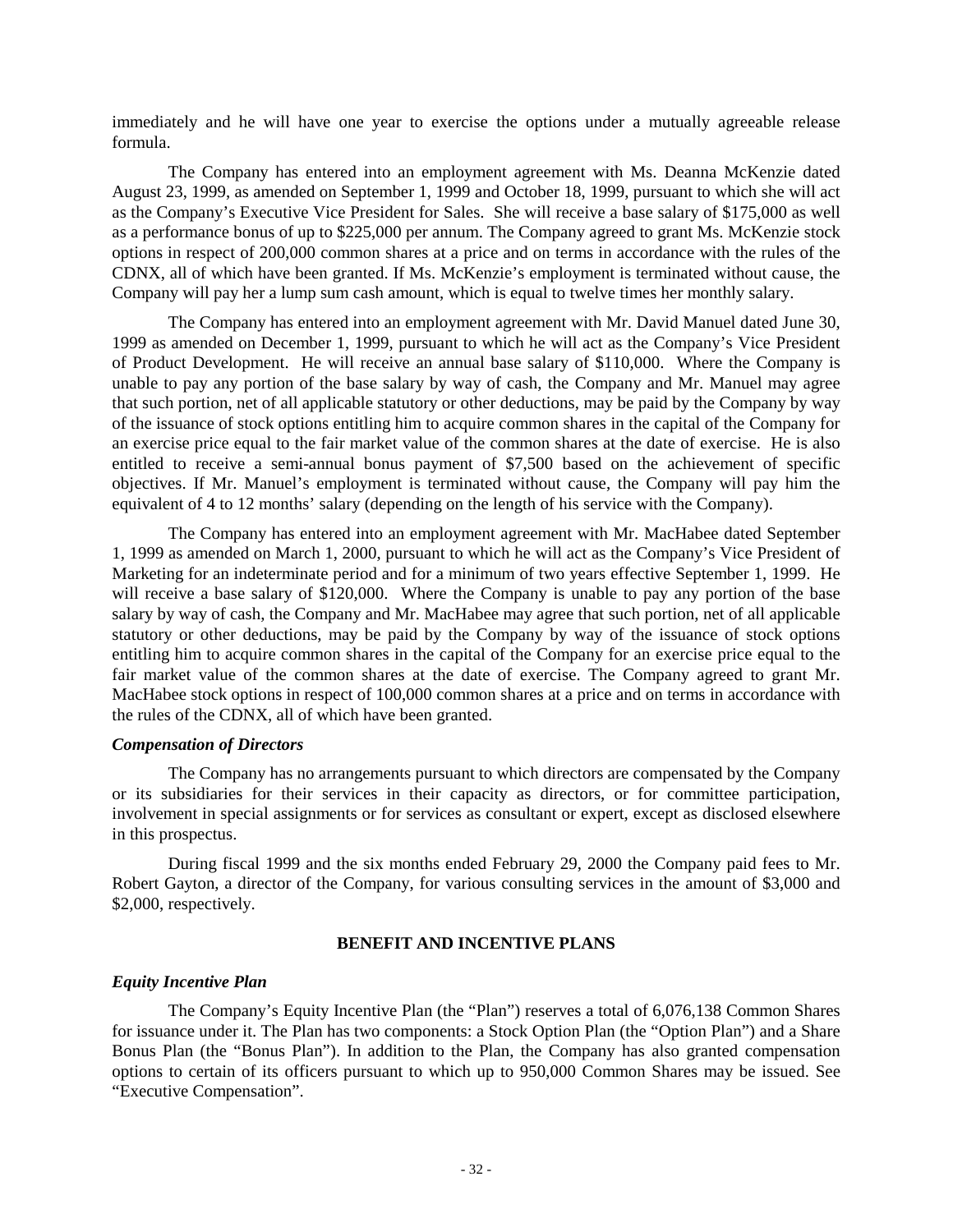immediately and he will have one year to exercise the options under a mutually agreeable release formula.

The Company has entered into an employment agreement with Ms. Deanna McKenzie dated August 23, 1999, as amended on September 1, 1999 and October 18, 1999, pursuant to which she will act as the Company's Executive Vice President for Sales. She will receive a base salary of $175,000 as well as a performance bonus of up to $225,000 per annum. The Company agreed to grant Ms. McKenzie stock options in respect of 200,000 common shares at a price and on terms in accordance with the rules of the CDNX, all of which have been granted. If Ms. McKenzie's employment is terminated without cause, the Company will pay her a lump sum cash amount, which is equal to twelve times her monthly salary.

The Company has entered into an employment agreement with Mr. David Manuel dated June 30, 1999 as amended on December 1, 1999, pursuant to which he will act as the Company's Vice President of Product Development. He will receive an annual base salary of $110,000. Where the Company is unable to pay any portion of the base salary by way of cash, the Company and Mr. Manuel may agree that such portion, net of all applicable statutory or other deductions, may be paid by the Company by way of the issuance of stock options entitling him to acquire common shares in the capital of the Company for an exercise price equal to the fair market value of the common shares at the date of exercise. He is also entitled to receive a semi-annual bonus payment of $7,500 based on the achievement of specific objectives. If Mr. Manuel's employment is terminated without cause, the Company will pay him the equivalent of 4 to 12 months' salary (depending on the length of his service with the Company).

The Company has entered into an employment agreement with Mr. MacHabee dated September 1, 1999 as amended on March 1, 2000, pursuant to which he will act as the Company's Vice President of Marketing for an indeterminate period and for a minimum of two years effective September 1, 1999. He will receive a base salary of $120,000. Where the Company is unable to pay any portion of the base salary by way of cash, the Company and Mr. MacHabee may agree that such portion, net of all applicable statutory or other deductions, may be paid by the Company by way of the issuance of stock options entitling him to acquire common shares in the capital of the Company for an exercise price equal to the fair market value of the common shares at the date of exercise. The Company agreed to grant Mr. MacHabee stock options in respect of 100,000 common shares at a price and on terms in accordance with the rules of the CDNX, all of which have been granted.

### *Compensation of Directors*

The Company has no arrangements pursuant to which directors are compensated by the Company or its subsidiaries for their services in their capacity as directors, or for committee participation, involvement in special assignments or for services as consultant or expert, except as disclosed elsewhere in this prospectus.

During fiscal 1999 and the six months ended February 29, 2000 the Company paid fees to Mr. Robert Gayton, a director of the Company, for various consulting services in the amount of $3,000 and $2,000, respectively.

## BENEFIT AND INCENTIVE PLANS

### *Equity Incentive Plan*

The Company's Equity Incentive Plan (the "Plan") reserves a total of 6,076,138 Common Shares for issuance under it. The Plan has two components: a Stock Option Plan (the "Option Plan") and a Share Bonus Plan (the "Bonus Plan"). In addition to the Plan, the Company has also granted compensation options to certain of its officers pursuant to which up to 950,000 Common Shares may be issued. See "Executive Compensation".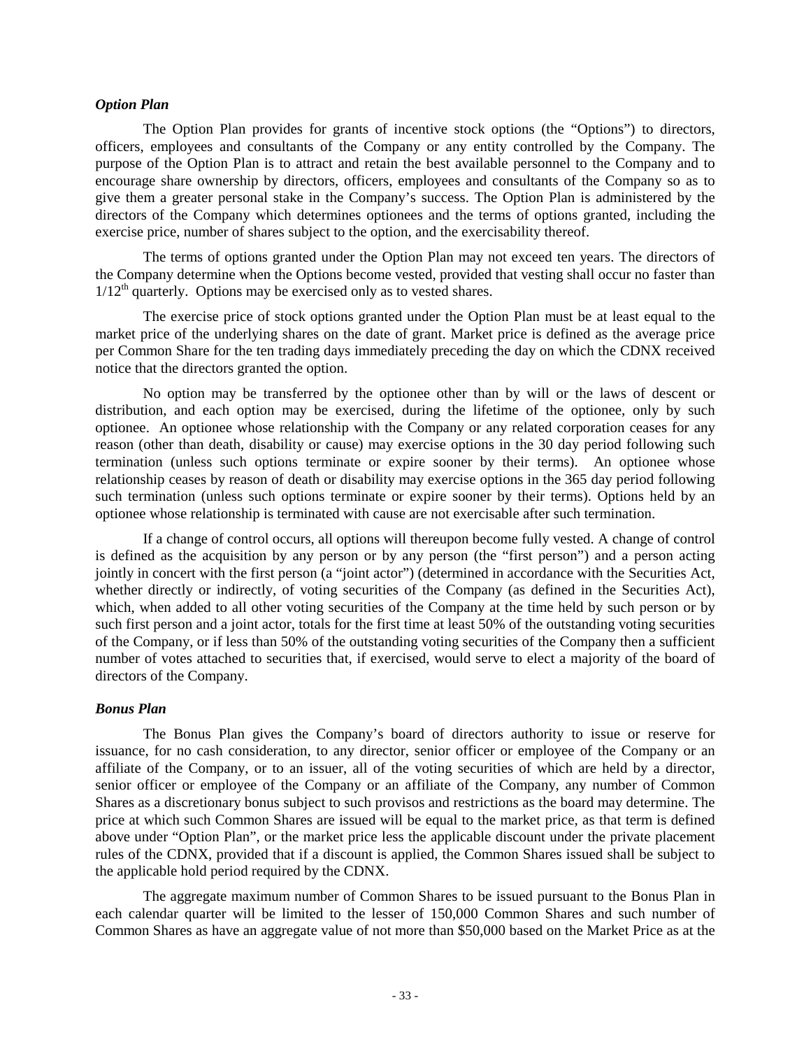### *Option Plan*

The Option Plan provides for grants of incentive stock options (the "Options") to directors, officers, employees and consultants of the Company or any entity controlled by the Company. The purpose of the Option Plan is to attract and retain the best available personnel to the Company and to encourage share ownership by directors, officers, employees and consultants of the Company so as to give them a greater personal stake in the Company's success. The Option Plan is administered by the directors of the Company which determines optionees and the terms of options granted, including the exercise price, number of shares subject to the option, and the exercisability thereof.

The terms of options granted under the Option Plan may not exceed ten years. The directors of the Company determine when the Options become vested, provided that vesting shall occur no faster than 1/12th quarterly. Options may be exercised only as to vested shares.

The exercise price of stock options granted under the Option Plan must be at least equal to the market price of the underlying shares on the date of grant. Market price is defined as the average price per Common Share for the ten trading days immediately preceding the day on which the CDNX received notice that the directors granted the option.

No option may be transferred by the optionee other than by will or the laws of descent or distribution, and each option may be exercised, during the lifetime of the optionee, only by such optionee. An optionee whose relationship with the Company or any related corporation ceases for any reason (other than death, disability or cause) may exercise options in the 30 day period following such termination (unless such options terminate or expire sooner by their terms). An optionee whose relationship ceases by reason of death or disability may exercise options in the 365 day period following such termination (unless such options terminate or expire sooner by their terms). Options held by an optionee whose relationship is terminated with cause are not exercisable after such termination.

If a change of control occurs, all options will thereupon become fully vested. A change of control is defined as the acquisition by any person or by any person (the "first person") and a person acting jointly in concert with the first person (a "joint actor") (determined in accordance with the Securities Act, whether directly or indirectly, of voting securities of the Company (as defined in the Securities Act), which, when added to all other voting securities of the Company at the time held by such person or by such first person and a joint actor, totals for the first time at least 50% of the outstanding voting securities of the Company, or if less than 50% of the outstanding voting securities of the Company then a sufficient number of votes attached to securities that, if exercised, would serve to elect a majority of the board of directors of the Company.

### *Bonus Plan*

The Bonus Plan gives the Company's board of directors authority to issue or reserve for issuance, for no cash consideration, to any director, senior officer or employee of the Company or an affiliate of the Company, or to an issuer, all of the voting securities of which are held by a director, senior officer or employee of the Company or an affiliate of the Company, any number of Common Shares as a discretionary bonus subject to such provisos and restrictions as the board may determine. The price at which such Common Shares are issued will be equal to the market price, as that term is defined above under "Option Plan", or the market price less the applicable discount under the private placement rules of the CDNX, provided that if a discount is applied, the Common Shares issued shall be subject to the applicable hold period required by the CDNX.

The aggregate maximum number of Common Shares to be issued pursuant to the Bonus Plan in each calendar quarter will be limited to the lesser of 150,000 Common Shares and such number of Common Shares as have an aggregate value of not more than $50,000 based on the Market Price as at the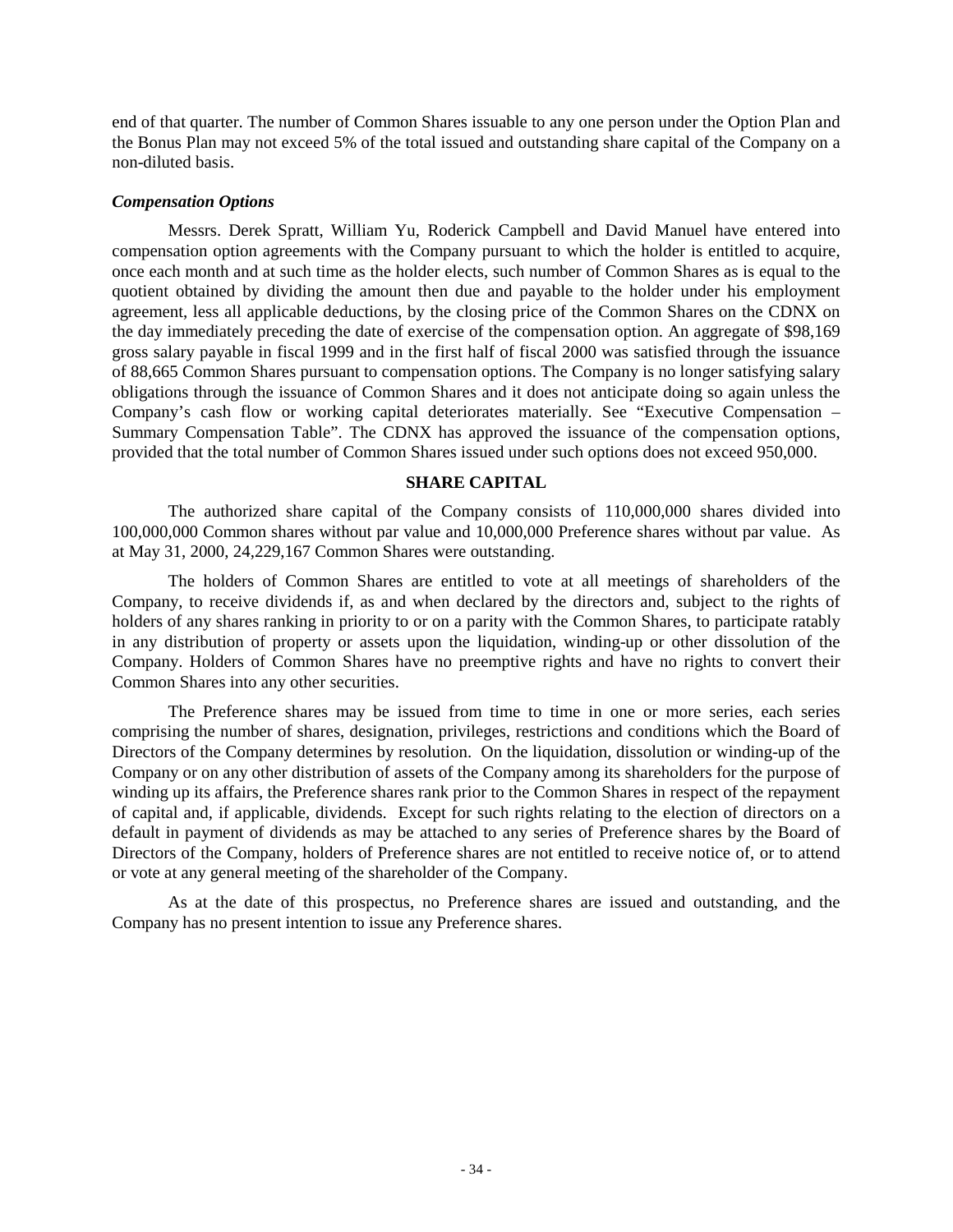end of that quarter. The number of Common Shares issuable to any one person under the Option Plan and the Bonus Plan may not exceed 5% of the total issued and outstanding share capital of the Company on a non-diluted basis.

***Compensation Options***

Messrs. Derek Spratt, William Yu, Roderick Campbell and David Manuel have entered into compensation option agreements with the Company pursuant to which the holder is entitled to acquire, once each month and at such time as the holder elects, such number of Common Shares as is equal to the quotient obtained by dividing the amount then due and payable to the holder under his employment agreement, less all applicable deductions, by the closing price of the Common Shares on the CDNX on the day immediately preceding the date of exercise of the compensation option. An aggregate of $98,169 gross salary payable in fiscal 1999 and in the first half of fiscal 2000 was satisfied through the issuance of 88,665 Common Shares pursuant to compensation options. The Company is no longer satisfying salary obligations through the issuance of Common Shares and it does not anticipate doing so again unless the Company's cash flow or working capital deteriorates materially. See "Executive Compensation – Summary Compensation Table". The CDNX has approved the issuance of the compensation options, provided that the total number of Common Shares issued under such options does not exceed 950,000.

## SHARE CAPITAL

The authorized share capital of the Company consists of 110,000,000 shares divided into 100,000,000 Common shares without par value and 10,000,000 Preference shares without par value. As at May 31, 2000, 24,229,167 Common Shares were outstanding.

The holders of Common Shares are entitled to vote at all meetings of shareholders of the Company, to receive dividends if, as and when declared by the directors and, subject to the rights of holders of any shares ranking in priority to or on a parity with the Common Shares, to participate ratably in any distribution of property or assets upon the liquidation, winding-up or other dissolution of the Company. Holders of Common Shares have no preemptive rights and have no rights to convert their Common Shares into any other securities.

The Preference shares may be issued from time to time in one or more series, each series comprising the number of shares, designation, privileges, restrictions and conditions which the Board of Directors of the Company determines by resolution. On the liquidation, dissolution or winding-up of the Company or on any other distribution of assets of the Company among its shareholders for the purpose of winding up its affairs, the Preference shares rank prior to the Common Shares in respect of the repayment of capital and, if applicable, dividends. Except for such rights relating to the election of directors on a default in payment of dividends as may be attached to any series of Preference shares by the Board of Directors of the Company, holders of Preference shares are not entitled to receive notice of, or to attend or vote at any general meeting of the shareholder of the Company.

As at the date of this prospectus, no Preference shares are issued and outstanding, and the Company has no present intention to issue any Preference shares.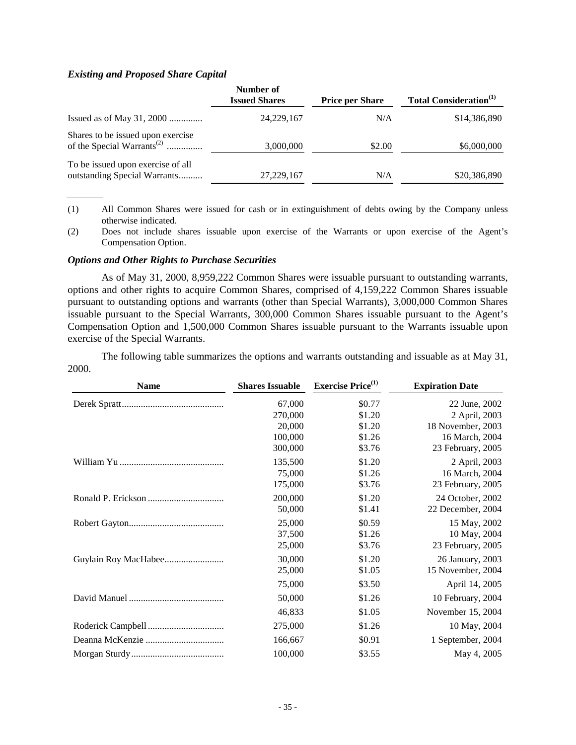### *Existing and Proposed Share Capital*

| | Number of Issued Shares | Price per Share | Total Consideration[(1)] |
|---|---|---|---|
| Issued as of May 31, 2000 ............. | 24,229,167 | N/A | $14,386,890 |
| Shares to be issued upon exercise of the Special Warrants[(2)] .............. | 3,000,000 | $2.00 | $6,000,000 |
| To be issued upon exercise of all outstanding Special Warrants.......... | 27,229,167 | N/A | $20,386,890 |

(1) All Common Shares were issued for cash or in extinguishment of debts owing by the Company unless otherwise indicated.

(2) Does not include shares issuable upon exercise of the Warrants or upon exercise of the Agent's Compensation Option.

### *Options and Other Rights to Purchase Securities*

As of May 31, 2000, 8,959,222 Common Shares were issuable pursuant to outstanding warrants, options and other rights to acquire Common Shares, comprised of 4,159,222 Common Shares issuable pursuant to outstanding options and warrants (other than Special Warrants), 3,000,000 Common Shares issuable pursuant to the Special Warrants, 300,000 Common Shares issuable pursuant to the Agent's Compensation Option and 1,500,000 Common Shares issuable pursuant to the Warrants issuable upon exercise of the Special Warrants.

The following table summarizes the options and warrants outstanding and issuable as at May 31, 2000.

| Name | Shares Issuable | Exercise Price[(1)] | Expiration Date |
|---|---|---|---|
| Derek Spratt.......................................... | 67,000 | $0.77 | 22 June, 2002 |
| | 270,000 | $1.20 | 2 April, 2003 |
| | 20,000 | $1.20 | 18 November, 2003 |
| | 100,000 | $1.26 | 16 March, 2004 |
| | 300,000 | $3.76 | 23 February, 2005 |
| William Yu ........................................... | 135,500 | $1.20 | 2 April, 2003 |
| | 75,000 | $1.26 | 16 March, 2004 |
| | 175,000 | $3.76 | 23 February, 2005 |
| Ronald P. Erickson ................................ | 200,000 | $1.20 | 24 October, 2002 |
| | 50,000 | $1.41 | 22 December, 2004 |
| Robert Gayton........................................ | 25,000 | $0.59 | 15 May, 2002 |
| | 37,500 | $1.26 | 10 May, 2004 |
| | 25,000 | $3.76 | 23 February, 2005 |
| Guylain Roy MacHabee......................... | 30,000 | $1.20 | 26 January, 2003 |
| | 25,000 | $1.05 | 15 November, 2004 |
| | 75,000 | $3.50 | April 14, 2005 |
| David Manuel ........................................ | 50,000 | $1.26 | 10 February, 2004 |
| | 46,833 | $1.05 | November 15, 2004 |
| Roderick Campbell ................................ | 275,000 | $1.26 | 10 May, 2004 |
| Deanna McKenzie ................................. | 166,667 | $0.91 | 1 September, 2004 |
| Morgan Sturdy....................................... | 100,000 | $3.55 | May 4, 2005 |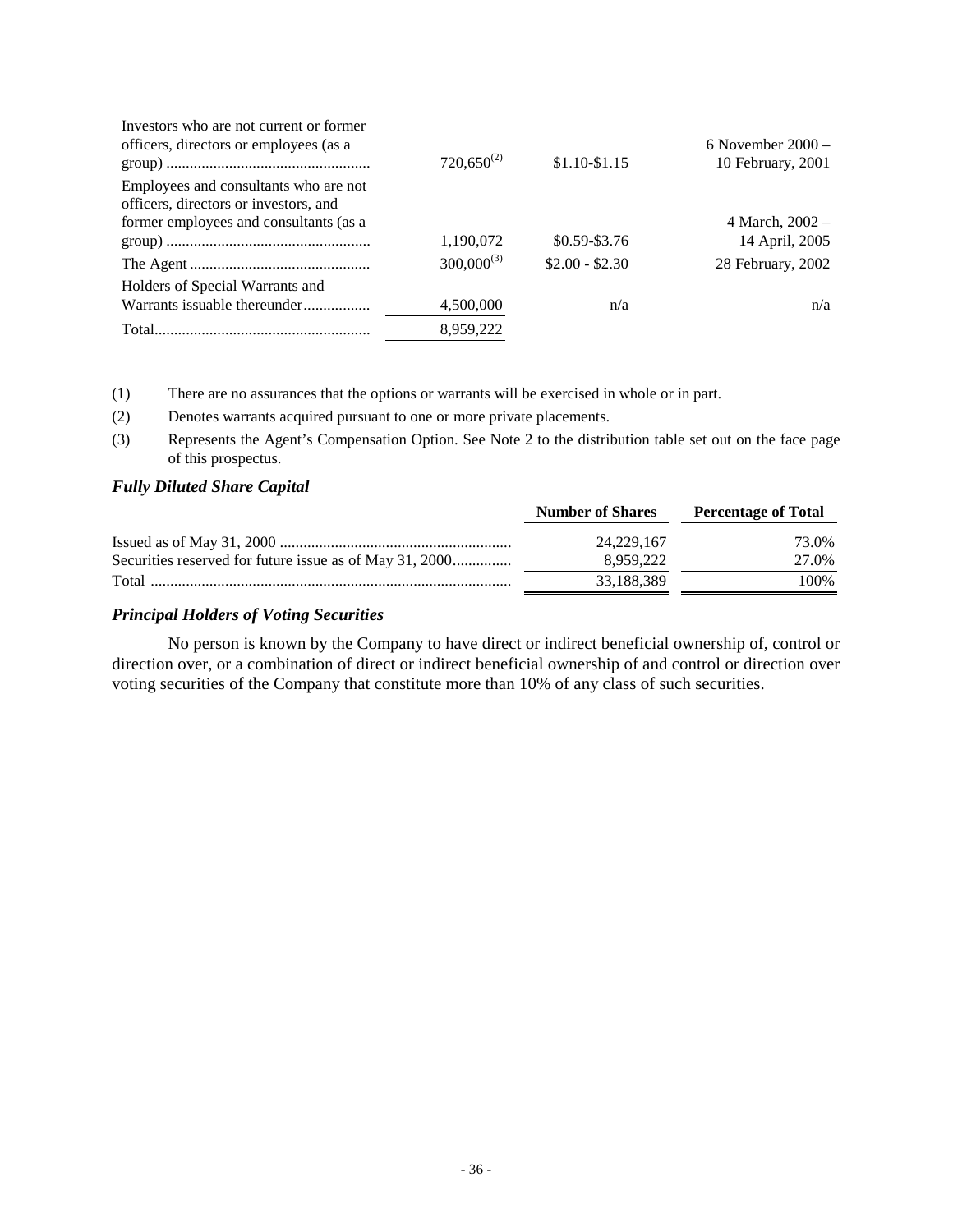| | | | |
|---|---|---|---|
| Investors who are not current or former officers, directors or employees (as a group) | 720,650[(2)] | $1.10-$1.15 | 6 November 2000 – 10 February, 2001 |
| Employees and consultants who are not officers, directors or investors, and former employees and consultants (as a group) | 1,190,072 | $0.59-$3.76 | 4 March, 2002 – 14 April, 2005 |
| The Agent | 300,000[(3)] | $2.00 - $2.30 | 28 February, 2002 |
| Holders of Special Warrants and Warrants issuable thereunder | 4,500,000 | n/a | n/a |
| Total | 8,959,222 | | |

(1) There are no assurances that the options or warrants will be exercised in whole or in part.

(2) Denotes warrants acquired pursuant to one or more private placements.

(3) Represents the Agent's Compensation Option. See Note 2 to the distribution table set out on the face page of this prospectus.

### *Fully Diluted Share Capital*

| | Number of Shares | Percentage of Total |
|---|---|---|
| Issued as of May 31, 2000 | 24,229,167 | 73.0% |
| Securities reserved for future issue as of May 31, 2000 | 8,959,222 | 27.0% |
| Total | 33,188,389 | 100% |

### *Principal Holders of Voting Securities*

No person is known by the Company to have direct or indirect beneficial ownership of, control or direction over, or a combination of direct or indirect beneficial ownership of and control or direction over voting securities of the Company that constitute more than 10% of any class of such securities.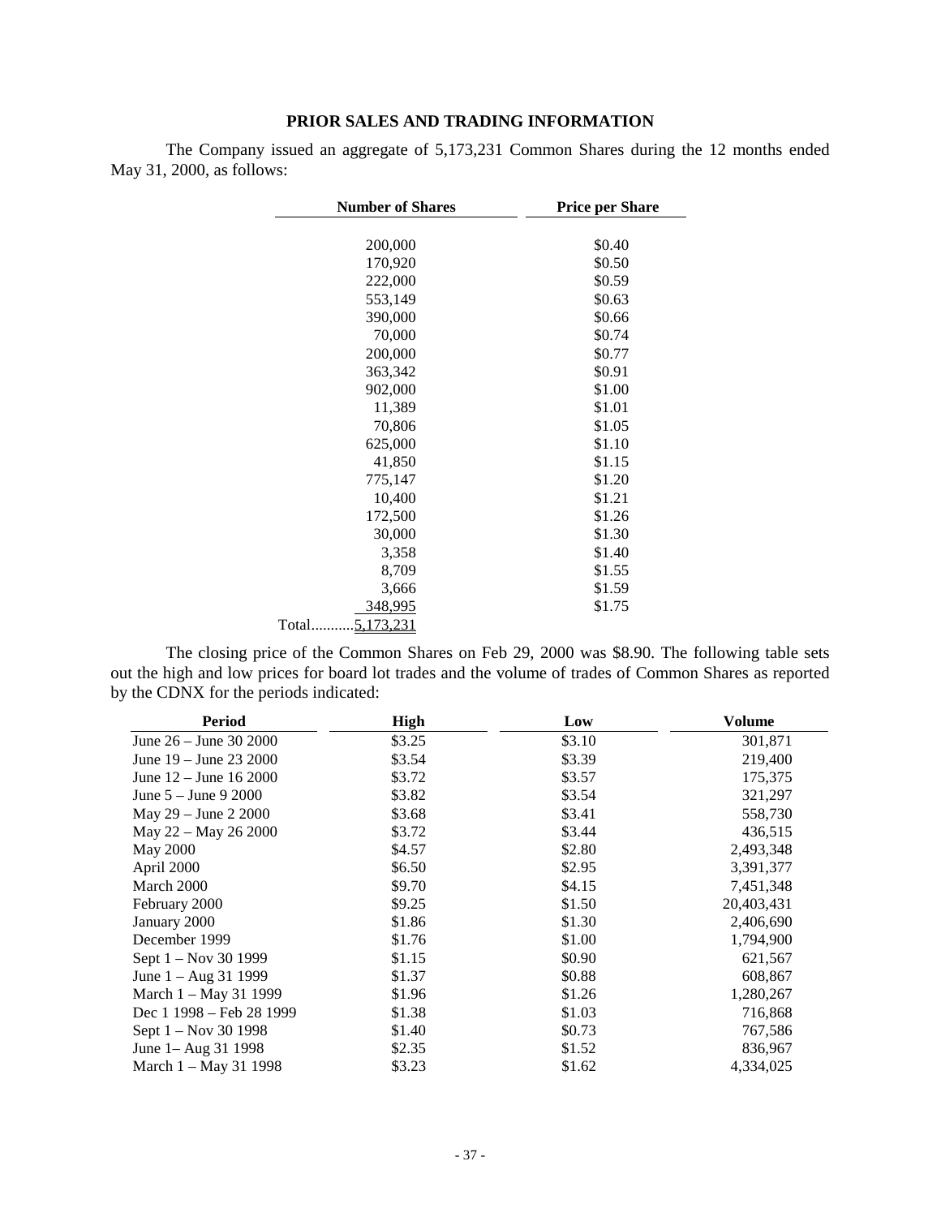## PRIOR SALES AND TRADING INFORMATION

The Company issued an aggregate of 5,173,231 Common Shares during the 12 months ended May 31, 2000, as follows:

| Number of Shares | Price per Share |
|---|---|
| 200,000 | $0.40 |
| 170,920 | $0.50 |
| 222,000 | $0.59 |
| 553,149 | $0.63 |
| 390,000 | $0.66 |
| 70,000 | $0.74 |
| 200,000 | $0.77 |
| 363,342 | $0.91 |
| 902,000 | $1.00 |
| 11,389 | $1.01 |
| 70,806 | $1.05 |
| 625,000 | $1.10 |
| 41,850 | $1.15 |
| 775,147 | $1.20 |
| 10,400 | $1.21 |
| 172,500 | $1.26 |
| 30,000 | $1.30 |
| 3,358 | $1.40 |
| 8,709 | $1.55 |
| 3,666 | $1.59 |
| 348,995 | $1.75 |
| Total...........5,173,231 | |

The closing price of the Common Shares on Feb 29, 2000 was $8.90. The following table sets out the high and low prices for board lot trades and the volume of trades of Common Shares as reported by the CDNX for the periods indicated:

| Period | High | Low | Volume |
|---|---|---|---|
| June 26 – June 30 2000 | $3.25 | $3.10 | 301,871 |
| June 19 – June 23 2000 | $3.54 | $3.39 | 219,400 |
| June 12 – June 16 2000 | $3.72 | $3.57 | 175,375 |
| June 5 – June 9 2000 | $3.82 | $3.54 | 321,297 |
| May 29 – June 2 2000 | $3.68 | $3.41 | 558,730 |
| May 22 – May 26 2000 | $3.72 | $3.44 | 436,515 |
| May 2000 | $4.57 | $2.80 | 2,493,348 |
| April 2000 | $6.50 | $2.95 | 3,391,377 |
| March 2000 | $9.70 | $4.15 | 7,451,348 |
| February 2000 | $9.25 | $1.50 | 20,403,431 |
| January 2000 | $1.86 | $1.30 | 2,406,690 |
| December 1999 | $1.76 | $1.00 | 1,794,900 |
| Sept 1 – Nov 30 1999 | $1.15 | $0.90 | 621,567 |
| June 1 – Aug 31 1999 | $1.37 | $0.88 | 608,867 |
| March 1 – May 31 1999 | $1.96 | $1.26 | 1,280,267 |
| Dec 1 1998 – Feb 28 1999 | $1.38 | $1.03 | 716,868 |
| Sept 1 – Nov 30 1998 | $1.40 | $0.73 | 767,586 |
| June 1– Aug 31 1998 | $2.35 | $1.52 | 836,967 |
| March 1 – May 31 1998 | $3.23 | $1.62 | 4,334,025 |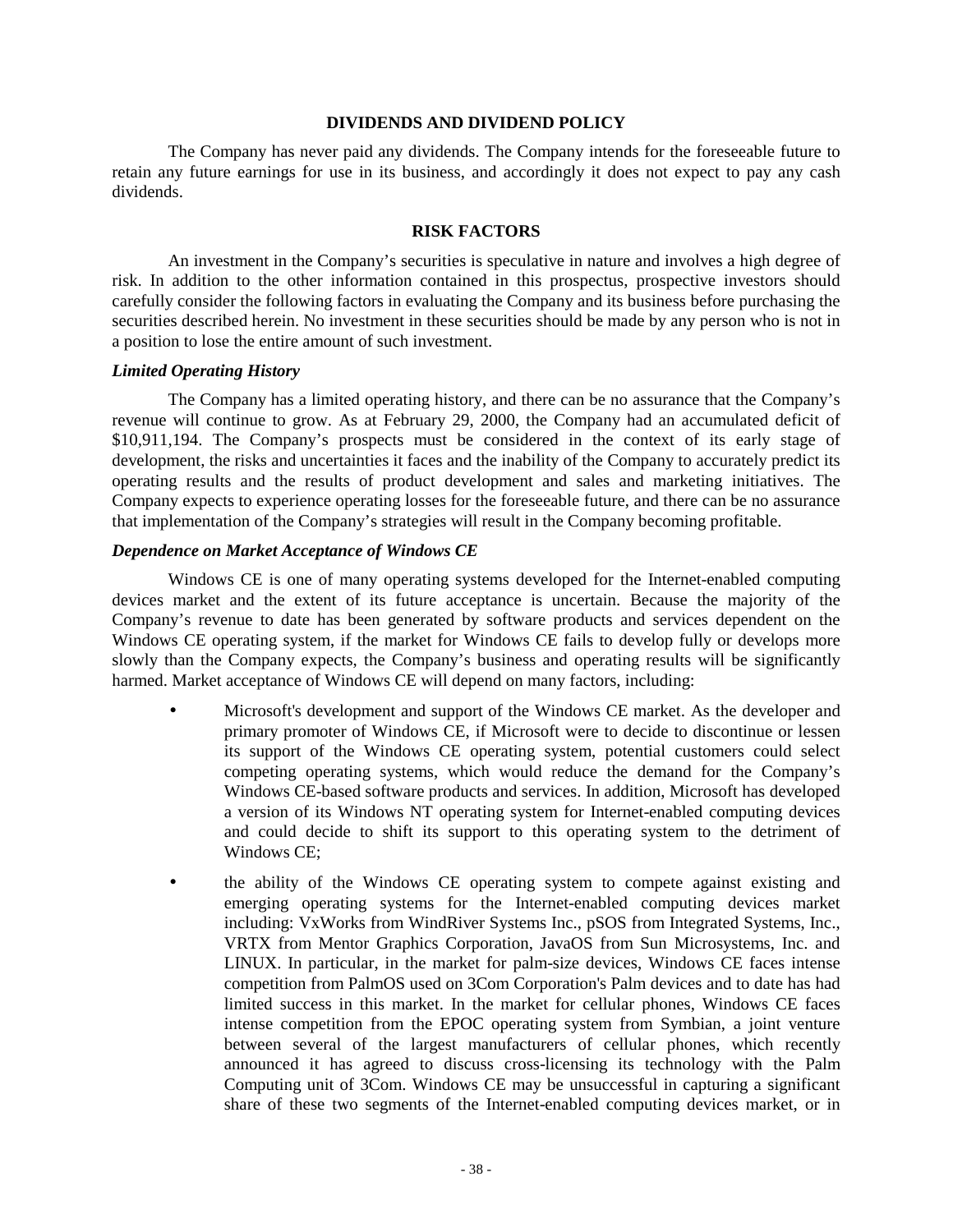## DIVIDENDS AND DIVIDEND POLICY

The Company has never paid any dividends. The Company intends for the foreseeable future to retain any future earnings for use in its business, and accordingly it does not expect to pay any cash dividends.

## RISK FACTORS

An investment in the Company's securities is speculative in nature and involves a high degree of risk. In addition to the other information contained in this prospectus, prospective investors should carefully consider the following factors in evaluating the Company and its business before purchasing the securities described herein. No investment in these securities should be made by any person who is not in a position to lose the entire amount of such investment.

### *Limited Operating History*

The Company has a limited operating history, and there can be no assurance that the Company's revenue will continue to grow. As at February 29, 2000, the Company had an accumulated deficit of $10,911,194. The Company's prospects must be considered in the context of its early stage of development, the risks and uncertainties it faces and the inability of the Company to accurately predict its operating results and the results of product development and sales and marketing initiatives. The Company expects to experience operating losses for the foreseeable future, and there can be no assurance that implementation of the Company's strategies will result in the Company becoming profitable.

### *Dependence on Market Acceptance of Windows CE*

Windows CE is one of many operating systems developed for the Internet-enabled computing devices market and the extent of its future acceptance is uncertain. Because the majority of the Company's revenue to date has been generated by software products and services dependent on the Windows CE operating system, if the market for Windows CE fails to develop fully or develops more slowly than the Company expects, the Company's business and operating results will be significantly harmed. Market acceptance of Windows CE will depend on many factors, including:

- Microsoft's development and support of the Windows CE market. As the developer and primary promoter of Windows CE, if Microsoft were to decide to discontinue or lessen its support of the Windows CE operating system, potential customers could select competing operating systems, which would reduce the demand for the Company's Windows CE-based software products and services. In addition, Microsoft has developed a version of its Windows NT operating system for Internet-enabled computing devices and could decide to shift its support to this operating system to the detriment of Windows CE;
- the ability of the Windows CE operating system to compete against existing and emerging operating systems for the Internet-enabled computing devices market including: VxWorks from WindRiver Systems Inc., pSOS from Integrated Systems, Inc., VRTX from Mentor Graphics Corporation, JavaOS from Sun Microsystems, Inc. and LINUX. In particular, in the market for palm-size devices, Windows CE faces intense competition from PalmOS used on 3Com Corporation's Palm devices and to date has had limited success in this market. In the market for cellular phones, Windows CE faces intense competition from the EPOC operating system from Symbian, a joint venture between several of the largest manufacturers of cellular phones, which recently announced it has agreed to discuss cross-licensing its technology with the Palm Computing unit of 3Com. Windows CE may be unsuccessful in capturing a significant share of these two segments of the Internet-enabled computing devices market, or in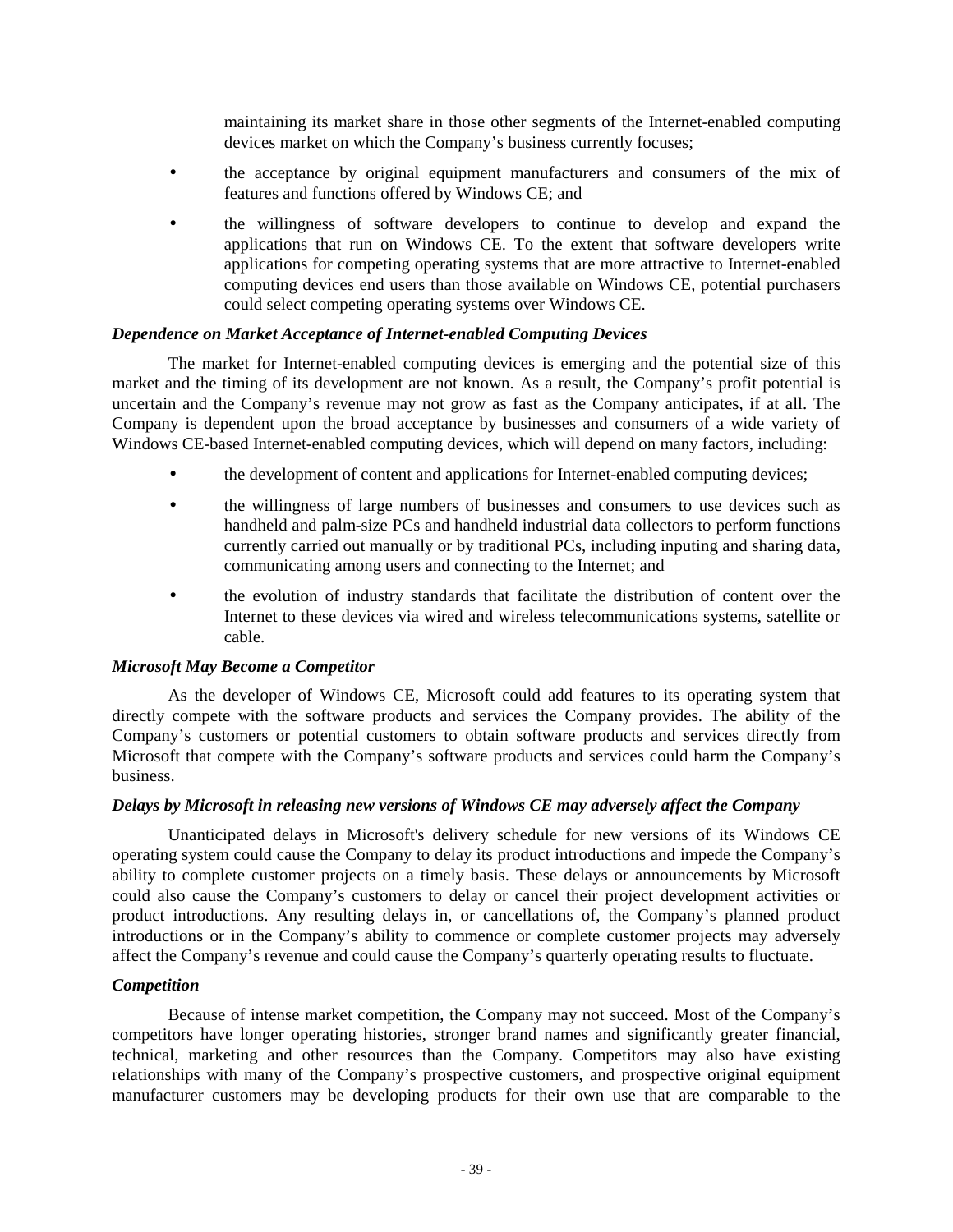maintaining its market share in those other segments of the Internet-enabled computing devices market on which the Company's business currently focuses;

- the acceptance by original equipment manufacturers and consumers of the mix of features and functions offered by Windows CE; and
- the willingness of software developers to continue to develop and expand the applications that run on Windows CE. To the extent that software developers write applications for competing operating systems that are more attractive to Internet-enabled computing devices end users than those available on Windows CE, potential purchasers could select competing operating systems over Windows CE.

***Dependence on Market Acceptance of Internet-enabled Computing Devices***

The market for Internet-enabled computing devices is emerging and the potential size of this market and the timing of its development are not known. As a result, the Company's profit potential is uncertain and the Company's revenue may not grow as fast as the Company anticipates, if at all. The Company is dependent upon the broad acceptance by businesses and consumers of a wide variety of Windows CE-based Internet-enabled computing devices, which will depend on many factors, including:

- the development of content and applications for Internet-enabled computing devices;
- the willingness of large numbers of businesses and consumers to use devices such as handheld and palm-size PCs and handheld industrial data collectors to perform functions currently carried out manually or by traditional PCs, including inputing and sharing data, communicating among users and connecting to the Internet; and
- the evolution of industry standards that facilitate the distribution of content over the Internet to these devices via wired and wireless telecommunications systems, satellite or cable.

***Microsoft May Become a Competitor***

As the developer of Windows CE, Microsoft could add features to its operating system that directly compete with the software products and services the Company provides. The ability of the Company's customers or potential customers to obtain software products and services directly from Microsoft that compete with the Company's software products and services could harm the Company's business.

***Delays by Microsoft in releasing new versions of Windows CE may adversely affect the Company***

Unanticipated delays in Microsoft's delivery schedule for new versions of its Windows CE operating system could cause the Company to delay its product introductions and impede the Company's ability to complete customer projects on a timely basis. These delays or announcements by Microsoft could also cause the Company's customers to delay or cancel their project development activities or product introductions. Any resulting delays in, or cancellations of, the Company's planned product introductions or in the Company's ability to commence or complete customer projects may adversely affect the Company's revenue and could cause the Company's quarterly operating results to fluctuate.

***Competition***

Because of intense market competition, the Company may not succeed. Most of the Company's competitors have longer operating histories, stronger brand names and significantly greater financial, technical, marketing and other resources than the Company. Competitors may also have existing relationships with many of the Company's prospective customers, and prospective original equipment manufacturer customers may be developing products for their own use that are comparable to the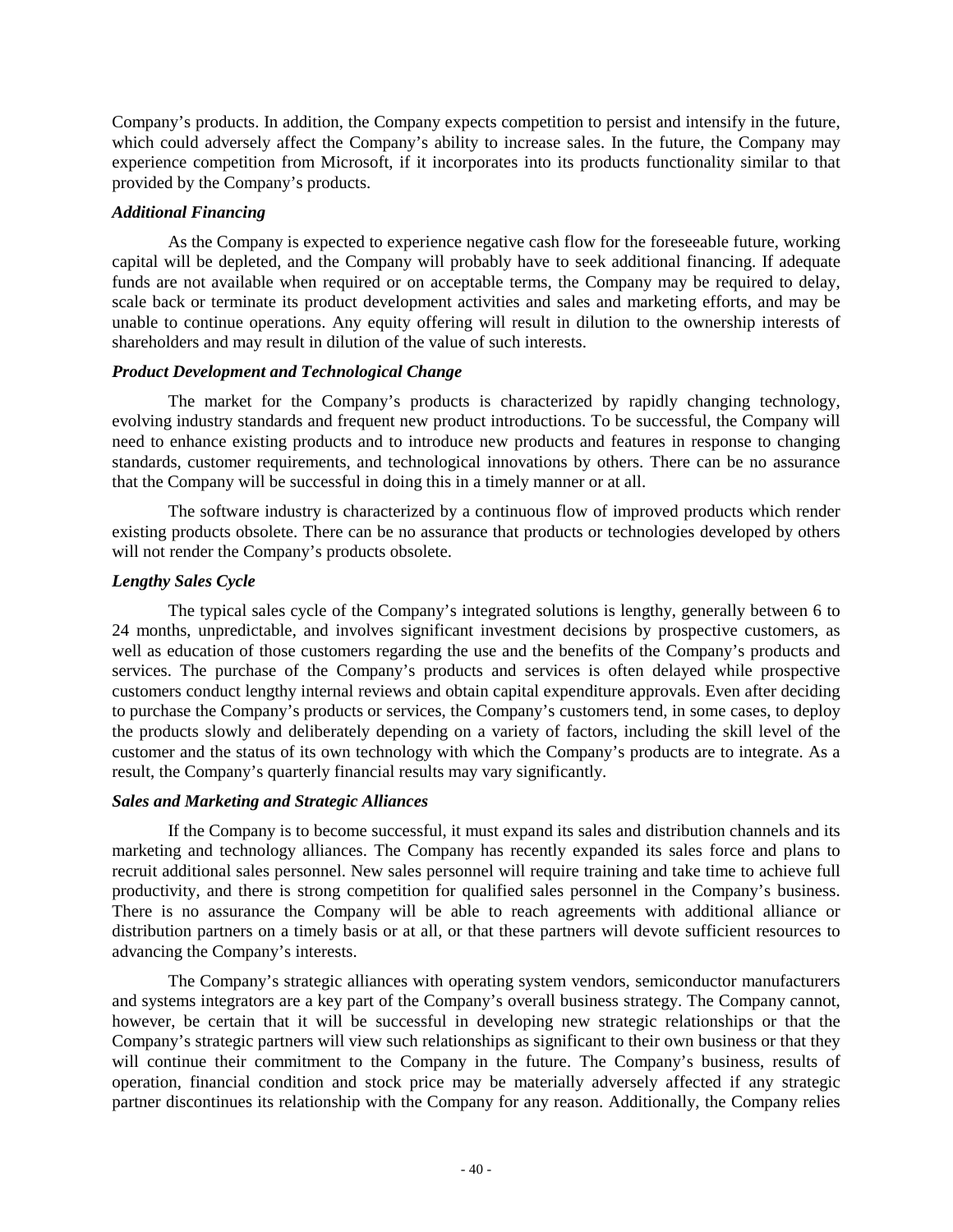Company's products. In addition, the Company expects competition to persist and intensify in the future, which could adversely affect the Company's ability to increase sales. In the future, the Company may experience competition from Microsoft, if it incorporates into its products functionality similar to that provided by the Company's products.

***Additional Financing***

As the Company is expected to experience negative cash flow for the foreseeable future, working capital will be depleted, and the Company will probably have to seek additional financing. If adequate funds are not available when required or on acceptable terms, the Company may be required to delay, scale back or terminate its product development activities and sales and marketing efforts, and may be unable to continue operations. Any equity offering will result in dilution to the ownership interests of shareholders and may result in dilution of the value of such interests.

***Product Development and Technological Change***

The market for the Company's products is characterized by rapidly changing technology, evolving industry standards and frequent new product introductions. To be successful, the Company will need to enhance existing products and to introduce new products and features in response to changing standards, customer requirements, and technological innovations by others. There can be no assurance that the Company will be successful in doing this in a timely manner or at all.

The software industry is characterized by a continuous flow of improved products which render existing products obsolete. There can be no assurance that products or technologies developed by others will not render the Company's products obsolete.

***Lengthy Sales Cycle***

The typical sales cycle of the Company's integrated solutions is lengthy, generally between 6 to 24 months, unpredictable, and involves significant investment decisions by prospective customers, as well as education of those customers regarding the use and the benefits of the Company's products and services. The purchase of the Company's products and services is often delayed while prospective customers conduct lengthy internal reviews and obtain capital expenditure approvals. Even after deciding to purchase the Company's products or services, the Company's customers tend, in some cases, to deploy the products slowly and deliberately depending on a variety of factors, including the skill level of the customer and the status of its own technology with which the Company's products are to integrate. As a result, the Company's quarterly financial results may vary significantly.

***Sales and Marketing and Strategic Alliances***

If the Company is to become successful, it must expand its sales and distribution channels and its marketing and technology alliances. The Company has recently expanded its sales force and plans to recruit additional sales personnel. New sales personnel will require training and take time to achieve full productivity, and there is strong competition for qualified sales personnel in the Company's business. There is no assurance the Company will be able to reach agreements with additional alliance or distribution partners on a timely basis or at all, or that these partners will devote sufficient resources to advancing the Company's interests.

The Company's strategic alliances with operating system vendors, semiconductor manufacturers and systems integrators are a key part of the Company's overall business strategy. The Company cannot, however, be certain that it will be successful in developing new strategic relationships or that the Company's strategic partners will view such relationships as significant to their own business or that they will continue their commitment to the Company in the future. The Company's business, results of operation, financial condition and stock price may be materially adversely affected if any strategic partner discontinues its relationship with the Company for any reason. Additionally, the Company relies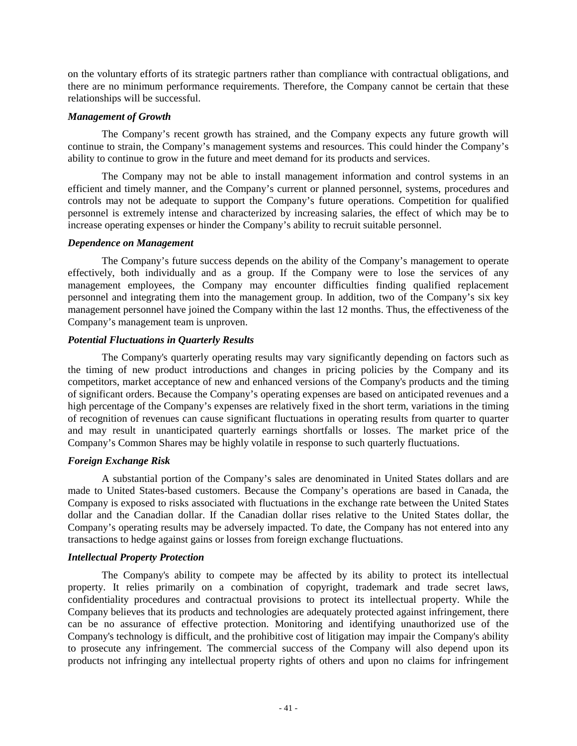on the voluntary efforts of its strategic partners rather than compliance with contractual obligations, and there are no minimum performance requirements. Therefore, the Company cannot be certain that these relationships will be successful.

***Management of Growth***

The Company's recent growth has strained, and the Company expects any future growth will continue to strain, the Company's management systems and resources. This could hinder the Company's ability to continue to grow in the future and meet demand for its products and services.

The Company may not be able to install management information and control systems in an efficient and timely manner, and the Company's current or planned personnel, systems, procedures and controls may not be adequate to support the Company's future operations. Competition for qualified personnel is extremely intense and characterized by increasing salaries, the effect of which may be to increase operating expenses or hinder the Company's ability to recruit suitable personnel.

***Dependence on Management***

The Company's future success depends on the ability of the Company's management to operate effectively, both individually and as a group. If the Company were to lose the services of any management employees, the Company may encounter difficulties finding qualified replacement personnel and integrating them into the management group. In addition, two of the Company's six key management personnel have joined the Company within the last 12 months. Thus, the effectiveness of the Company's management team is unproven.

***Potential Fluctuations in Quarterly Results***

The Company's quarterly operating results may vary significantly depending on factors such as the timing of new product introductions and changes in pricing policies by the Company and its competitors, market acceptance of new and enhanced versions of the Company's products and the timing of significant orders. Because the Company's operating expenses are based on anticipated revenues and a high percentage of the Company's expenses are relatively fixed in the short term, variations in the timing of recognition of revenues can cause significant fluctuations in operating results from quarter to quarter and may result in unanticipated quarterly earnings shortfalls or losses. The market price of the Company's Common Shares may be highly volatile in response to such quarterly fluctuations.

***Foreign Exchange Risk***

A substantial portion of the Company's sales are denominated in United States dollars and are made to United States-based customers. Because the Company's operations are based in Canada, the Company is exposed to risks associated with fluctuations in the exchange rate between the United States dollar and the Canadian dollar. If the Canadian dollar rises relative to the United States dollar, the Company's operating results may be adversely impacted. To date, the Company has not entered into any transactions to hedge against gains or losses from foreign exchange fluctuations.

***Intellectual Property Protection***

The Company's ability to compete may be affected by its ability to protect its intellectual property. It relies primarily on a combination of copyright, trademark and trade secret laws, confidentiality procedures and contractual provisions to protect its intellectual property. While the Company believes that its products and technologies are adequately protected against infringement, there can be no assurance of effective protection. Monitoring and identifying unauthorized use of the Company's technology is difficult, and the prohibitive cost of litigation may impair the Company's ability to prosecute any infringement. The commercial success of the Company will also depend upon its products not infringing any intellectual property rights of others and upon no claims for infringement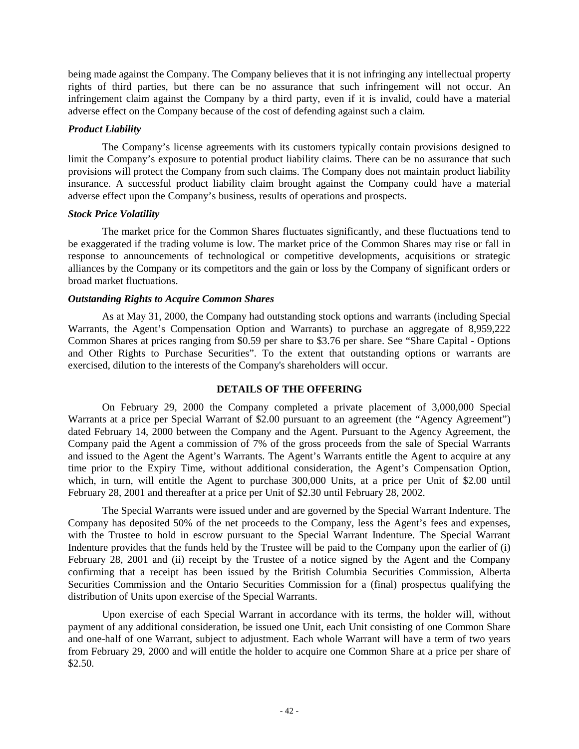being made against the Company. The Company believes that it is not infringing any intellectual property rights of third parties, but there can be no assurance that such infringement will not occur. An infringement claim against the Company by a third party, even if it is invalid, could have a material adverse effect on the Company because of the cost of defending against such a claim.

***Product Liability***

The Company's license agreements with its customers typically contain provisions designed to limit the Company's exposure to potential product liability claims. There can be no assurance that such provisions will protect the Company from such claims. The Company does not maintain product liability insurance. A successful product liability claim brought against the Company could have a material adverse effect upon the Company's business, results of operations and prospects.

***Stock Price Volatility***

The market price for the Common Shares fluctuates significantly, and these fluctuations tend to be exaggerated if the trading volume is low. The market price of the Common Shares may rise or fall in response to announcements of technological or competitive developments, acquisitions or strategic alliances by the Company or its competitors and the gain or loss by the Company of significant orders or broad market fluctuations.

***Outstanding Rights to Acquire Common Shares***

As at May 31, 2000, the Company had outstanding stock options and warrants (including Special Warrants, the Agent's Compensation Option and Warrants) to purchase an aggregate of 8,959,222 Common Shares at prices ranging from $0.59 per share to $3.76 per share. See "Share Capital - Options and Other Rights to Purchase Securities". To the extent that outstanding options or warrants are exercised, dilution to the interests of the Company's shareholders will occur.

## DETAILS OF THE OFFERING

On February 29, 2000 the Company completed a private placement of 3,000,000 Special Warrants at a price per Special Warrant of $2.00 pursuant to an agreement (the "Agency Agreement") dated February 14, 2000 between the Company and the Agent. Pursuant to the Agency Agreement, the Company paid the Agent a commission of 7% of the gross proceeds from the sale of Special Warrants and issued to the Agent the Agent's Warrants. The Agent's Warrants entitle the Agent to acquire at any time prior to the Expiry Time, without additional consideration, the Agent's Compensation Option, which, in turn, will entitle the Agent to purchase 300,000 Units, at a price per Unit of $2.00 until February 28, 2001 and thereafter at a price per Unit of $2.30 until February 28, 2002.

The Special Warrants were issued under and are governed by the Special Warrant Indenture. The Company has deposited 50% of the net proceeds to the Company, less the Agent's fees and expenses, with the Trustee to hold in escrow pursuant to the Special Warrant Indenture. The Special Warrant Indenture provides that the funds held by the Trustee will be paid to the Company upon the earlier of (i) February 28, 2001 and (ii) receipt by the Trustee of a notice signed by the Agent and the Company confirming that a receipt has been issued by the British Columbia Securities Commission, Alberta Securities Commission and the Ontario Securities Commission for a (final) prospectus qualifying the distribution of Units upon exercise of the Special Warrants.

Upon exercise of each Special Warrant in accordance with its terms, the holder will, without payment of any additional consideration, be issued one Unit, each Unit consisting of one Common Share and one-half of one Warrant, subject to adjustment. Each whole Warrant will have a term of two years from February 29, 2000 and will entitle the holder to acquire one Common Share at a price per share of $2.50.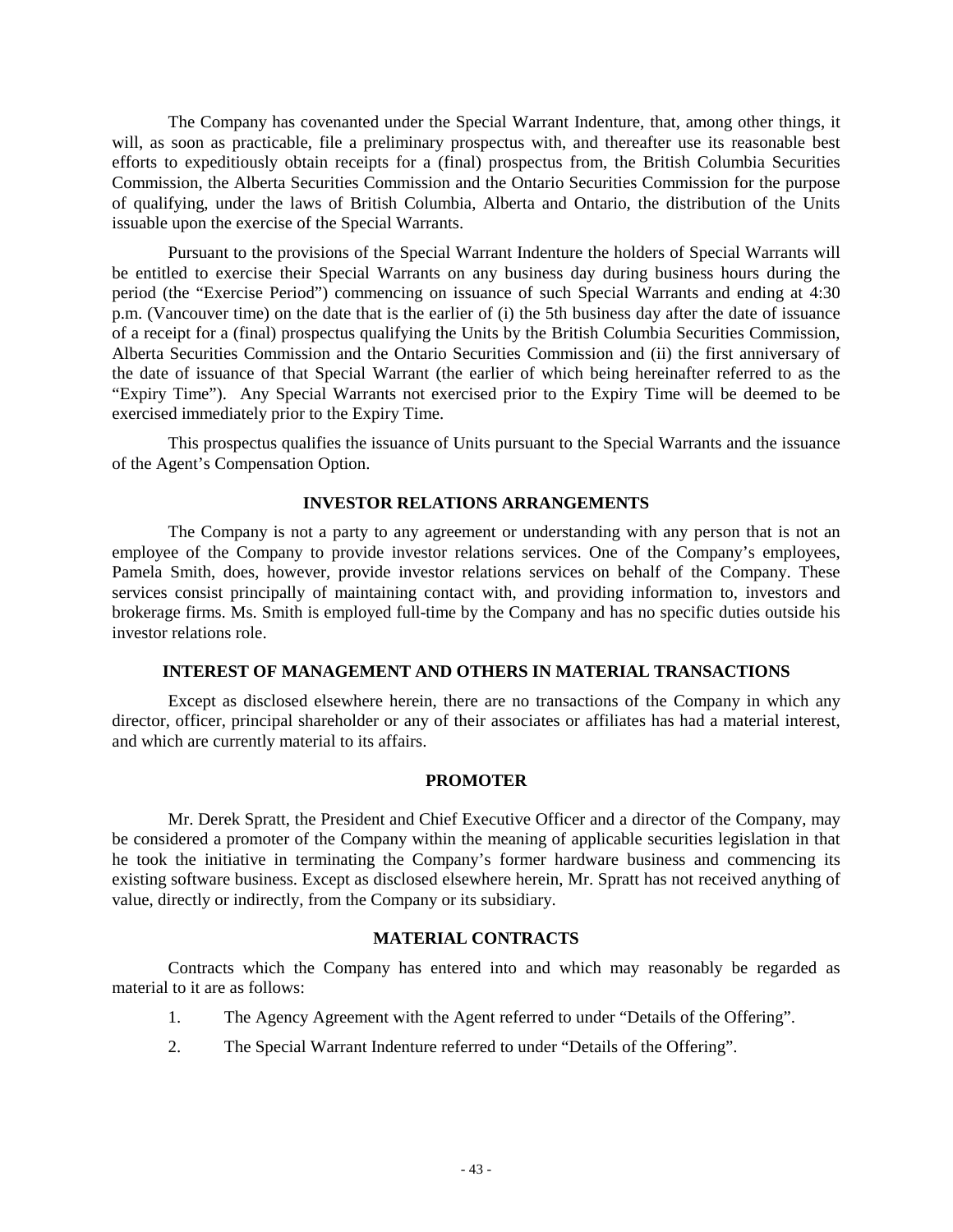The Company has covenanted under the Special Warrant Indenture, that, among other things, it will, as soon as practicable, file a preliminary prospectus with, and thereafter use its reasonable best efforts to expeditiously obtain receipts for a (final) prospectus from, the British Columbia Securities Commission, the Alberta Securities Commission and the Ontario Securities Commission for the purpose of qualifying, under the laws of British Columbia, Alberta and Ontario, the distribution of the Units issuable upon the exercise of the Special Warrants.

Pursuant to the provisions of the Special Warrant Indenture the holders of Special Warrants will be entitled to exercise their Special Warrants on any business day during business hours during the period (the "Exercise Period") commencing on issuance of such Special Warrants and ending at 4:30 p.m. (Vancouver time) on the date that is the earlier of (i) the 5th business day after the date of issuance of a receipt for a (final) prospectus qualifying the Units by the British Columbia Securities Commission, Alberta Securities Commission and the Ontario Securities Commission and (ii) the first anniversary of the date of issuance of that Special Warrant (the earlier of which being hereinafter referred to as the "Expiry Time"). Any Special Warrants not exercised prior to the Expiry Time will be deemed to be exercised immediately prior to the Expiry Time.

This prospectus qualifies the issuance of Units pursuant to the Special Warrants and the issuance of the Agent's Compensation Option.

## INVESTOR RELATIONS ARRANGEMENTS

The Company is not a party to any agreement or understanding with any person that is not an employee of the Company to provide investor relations services. One of the Company's employees, Pamela Smith, does, however, provide investor relations services on behalf of the Company. These services consist principally of maintaining contact with, and providing information to, investors and brokerage firms. Ms. Smith is employed full-time by the Company and has no specific duties outside his investor relations role.

## INTEREST OF MANAGEMENT AND OTHERS IN MATERIAL TRANSACTIONS

Except as disclosed elsewhere herein, there are no transactions of the Company in which any director, officer, principal shareholder or any of their associates or affiliates has had a material interest, and which are currently material to its affairs.

## PROMOTER

Mr. Derek Spratt, the President and Chief Executive Officer and a director of the Company, may be considered a promoter of the Company within the meaning of applicable securities legislation in that he took the initiative in terminating the Company's former hardware business and commencing its existing software business. Except as disclosed elsewhere herein, Mr. Spratt has not received anything of value, directly or indirectly, from the Company or its subsidiary.

## MATERIAL CONTRACTS

Contracts which the Company has entered into and which may reasonably be regarded as material to it are as follows:

1. The Agency Agreement with the Agent referred to under "Details of the Offering".
2. The Special Warrant Indenture referred to under "Details of the Offering".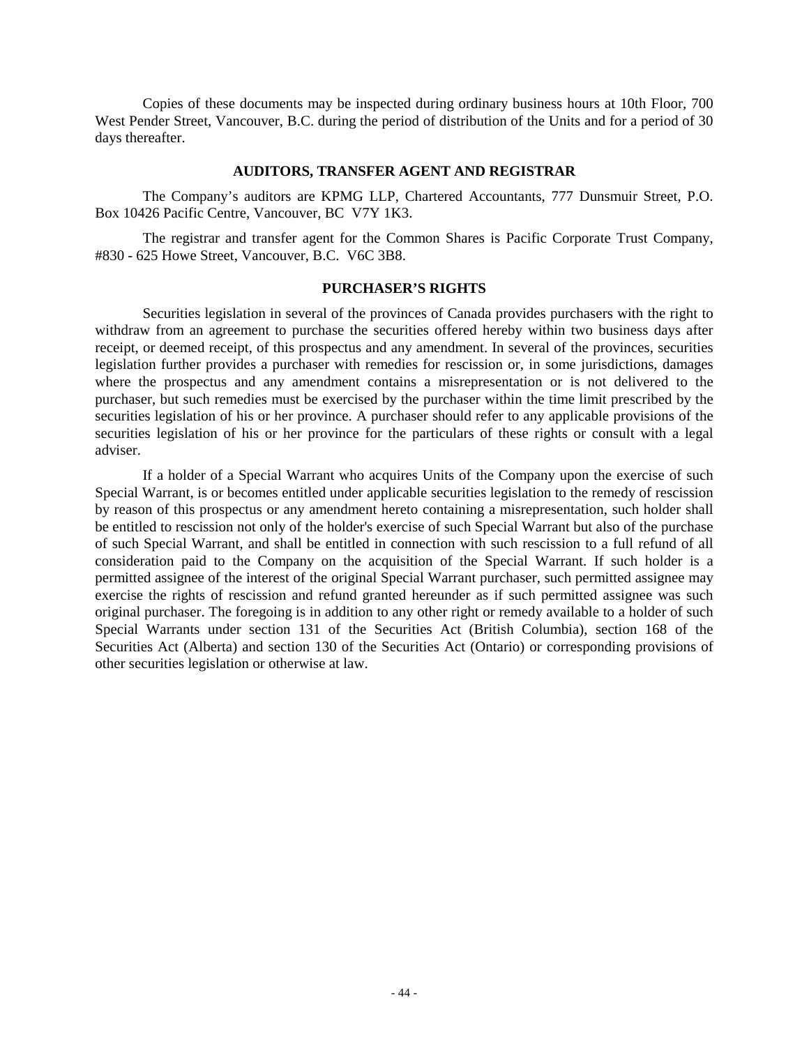Copies of these documents may be inspected during ordinary business hours at 10th Floor, 700 West Pender Street, Vancouver, B.C. during the period of distribution of the Units and for a period of 30 days thereafter.

## AUDITORS, TRANSFER AGENT AND REGISTRAR

The Company's auditors are KPMG LLP, Chartered Accountants, 777 Dunsmuir Street, P.O. Box 10426 Pacific Centre, Vancouver, BC V7Y 1K3.

The registrar and transfer agent for the Common Shares is Pacific Corporate Trust Company, #830 - 625 Howe Street, Vancouver, B.C. V6C 3B8.

## PURCHASER'S RIGHTS

Securities legislation in several of the provinces of Canada provides purchasers with the right to withdraw from an agreement to purchase the securities offered hereby within two business days after receipt, or deemed receipt, of this prospectus and any amendment. In several of the provinces, securities legislation further provides a purchaser with remedies for rescission or, in some jurisdictions, damages where the prospectus and any amendment contains a misrepresentation or is not delivered to the purchaser, but such remedies must be exercised by the purchaser within the time limit prescribed by the securities legislation of his or her province. A purchaser should refer to any applicable provisions of the securities legislation of his or her province for the particulars of these rights or consult with a legal adviser.

If a holder of a Special Warrant who acquires Units of the Company upon the exercise of such Special Warrant, is or becomes entitled under applicable securities legislation to the remedy of rescission by reason of this prospectus or any amendment hereto containing a misrepresentation, such holder shall be entitled to rescission not only of the holder's exercise of such Special Warrant but also of the purchase of such Special Warrant, and shall be entitled in connection with such rescission to a full refund of all consideration paid to the Company on the acquisition of the Special Warrant. If such holder is a permitted assignee of the interest of the original Special Warrant purchaser, such permitted assignee may exercise the rights of rescission and refund granted hereunder as if such permitted assignee was such original purchaser. The foregoing is in addition to any other right or remedy available to a holder of such Special Warrants under section 131 of the Securities Act (British Columbia), section 168 of the Securities Act (Alberta) and section 130 of the Securities Act (Ontario) or corresponding provisions of other securities legislation or otherwise at law.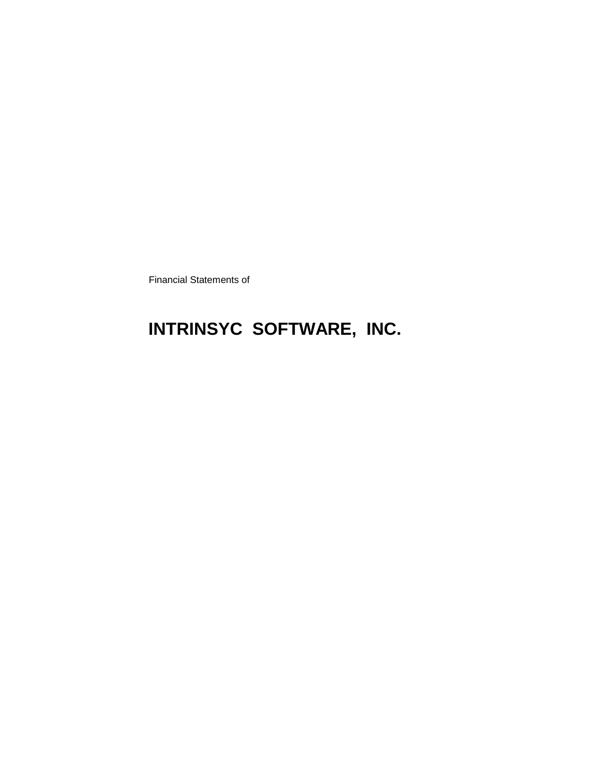Financial Statements of

# INTRINSYC SOFTWARE, INC.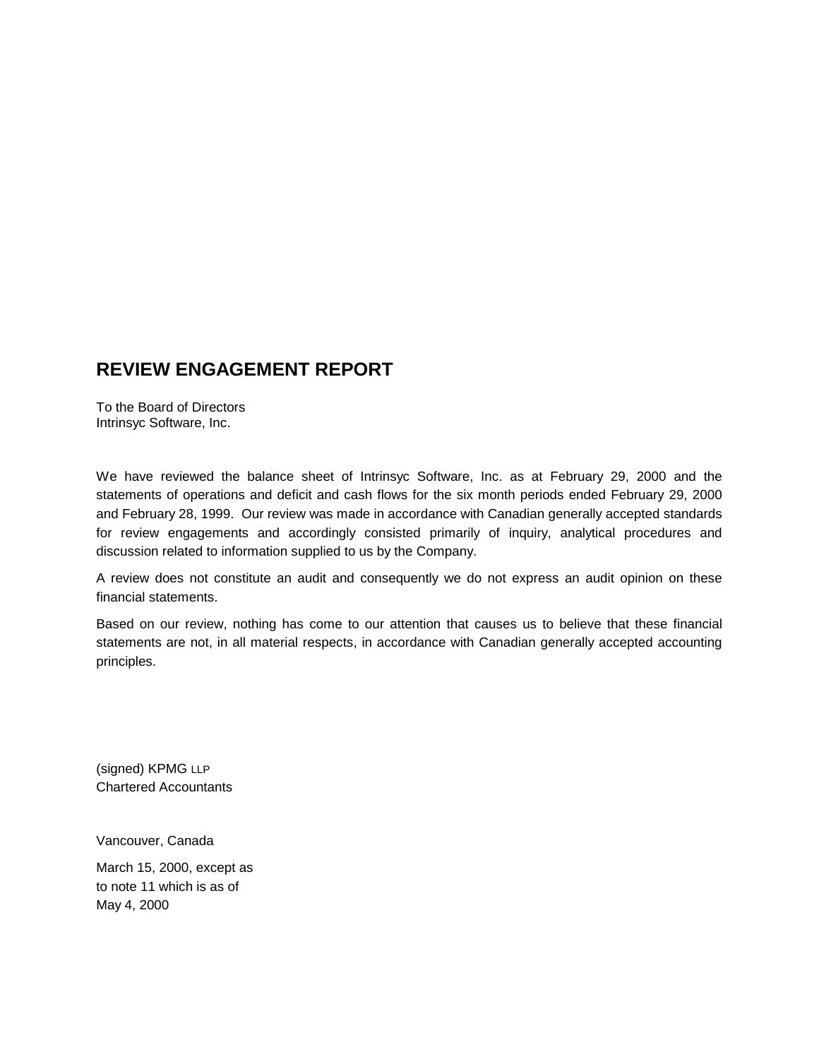## REVIEW ENGAGEMENT REPORT

To the Board of Directors
Intrinsyc Software, Inc.

We have reviewed the balance sheet of Intrinsyc Software, Inc. as at February 29, 2000 and the statements of operations and deficit and cash flows for the six month periods ended February 29, 2000 and February 28, 1999. Our review was made in accordance with Canadian generally accepted standards for review engagements and accordingly consisted primarily of inquiry, analytical procedures and discussion related to information supplied to us by the Company.

A review does not constitute an audit and consequently we do not express an audit opinion on these financial statements.

Based on our review, nothing has come to our attention that causes us to believe that these financial statements are not, in all material respects, in accordance with Canadian generally accepted accounting principles.

(signed) KPMG LLP
Chartered Accountants

Vancouver, Canada

March 15, 2000, except as
to note 11 which is as of
May 4, 2000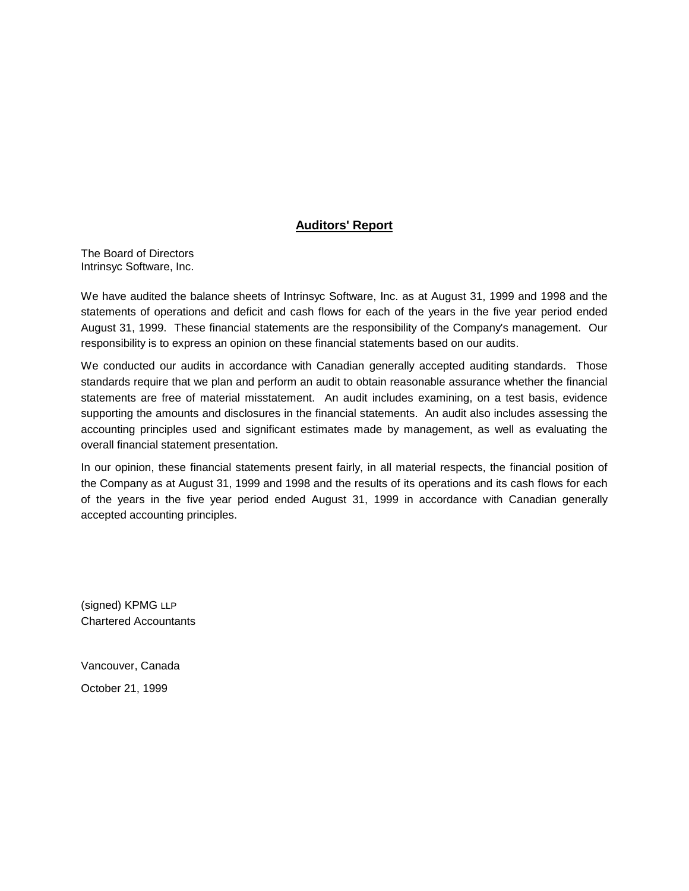## **Auditors' Report**

The Board of Directors
Intrinsyc Software, Inc.

We have audited the balance sheets of Intrinsyc Software, Inc. as at August 31, 1999 and 1998 and the statements of operations and deficit and cash flows for each of the years in the five year period ended August 31, 1999. These financial statements are the responsibility of the Company's management. Our responsibility is to express an opinion on these financial statements based on our audits.

We conducted our audits in accordance with Canadian generally accepted auditing standards. Those standards require that we plan and perform an audit to obtain reasonable assurance whether the financial statements are free of material misstatement. An audit includes examining, on a test basis, evidence supporting the amounts and disclosures in the financial statements. An audit also includes assessing the accounting principles used and significant estimates made by management, as well as evaluating the overall financial statement presentation.

In our opinion, these financial statements present fairly, in all material respects, the financial position of the Company as at August 31, 1999 and 1998 and the results of its operations and its cash flows for each of the years in the five year period ended August 31, 1999 in accordance with Canadian generally accepted accounting principles.

(signed) KPMG LLP
Chartered Accountants

Vancouver, Canada

October 21, 1999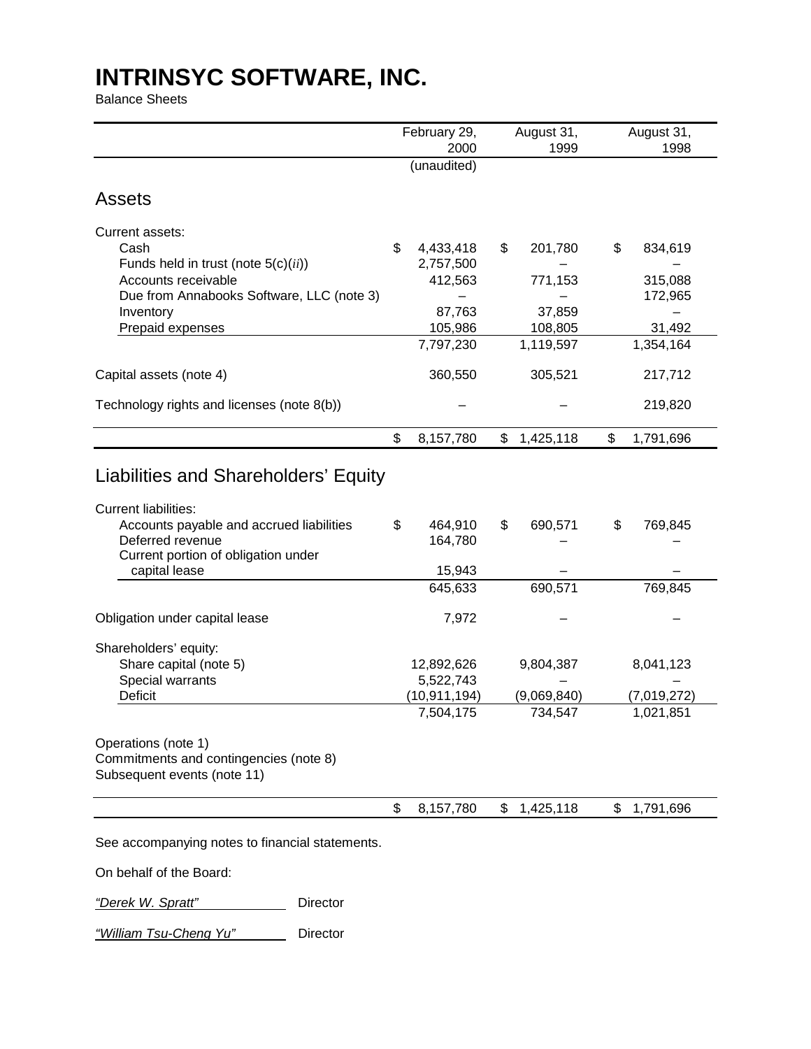# INTRINSYC SOFTWARE, INC.

Balance Sheets

| | February 29, 2000 | August 31, 1999 | August 31, 1998 |
|---|---|---|---|
| | (unaudited) | | |
| **Assets** | | | |
| Current assets: | | | |
| Cash | $ 4,433,418 | $ 201,780 | $ 834,619 |
| Funds held in trust (note 5(c)(*ii*)) | 2,757,500 | – | – |
| Accounts receivable | 412,563 | 771,153 | 315,088 |
| Due from Annabooks Software, LLC (note 3) | – | – | 172,965 |
| Inventory | 87,763 | 37,859 | – |
| Prepaid expenses | 105,986 | 108,805 | 31,492 |
| | 7,797,230 | 1,119,597 | 1,354,164 |
| Capital assets (note 4) | 360,550 | 305,521 | 217,712 |
| Technology rights and licenses (note 8(b)) | – | – | 219,820 |
| | $ 8,157,780 | $ 1,425,118 | $ 1,791,696 |
| **Liabilities and Shareholders' Equity** | | | |
| Current liabilities: | | | |
| Accounts payable and accrued liabilities | $ 464,910 | $ 690,571 | $ 769,845 |
| Deferred revenue | 164,780 | – | – |
| Current portion of obligation under capital lease | 15,943 | – | – |
| | 645,633 | 690,571 | 769,845 |
| Obligation under capital lease | 7,972 | – | – |
| Shareholders' equity: | | | |
| Share capital (note 5) | 12,892,626 | 9,804,387 | 8,041,123 |
| Special warrants | 5,522,743 | – | – |
| Deficit | (10,911,194) | (9,069,840) | (7,019,272) |
| | 7,504,175 | 734,547 | 1,021,851 |
| Operations (note 1) | | | |
| Commitments and contingencies (note 8) | | | |
| Subsequent events (note 11) | | | |
| | $ 8,157,780 | $ 1,425,118 | $ 1,791,696 |

See accompanying notes to financial statements.

On behalf of the Board:

*"Derek W. Spratt"* Director

*"William Tsu-Cheng Yu"* Director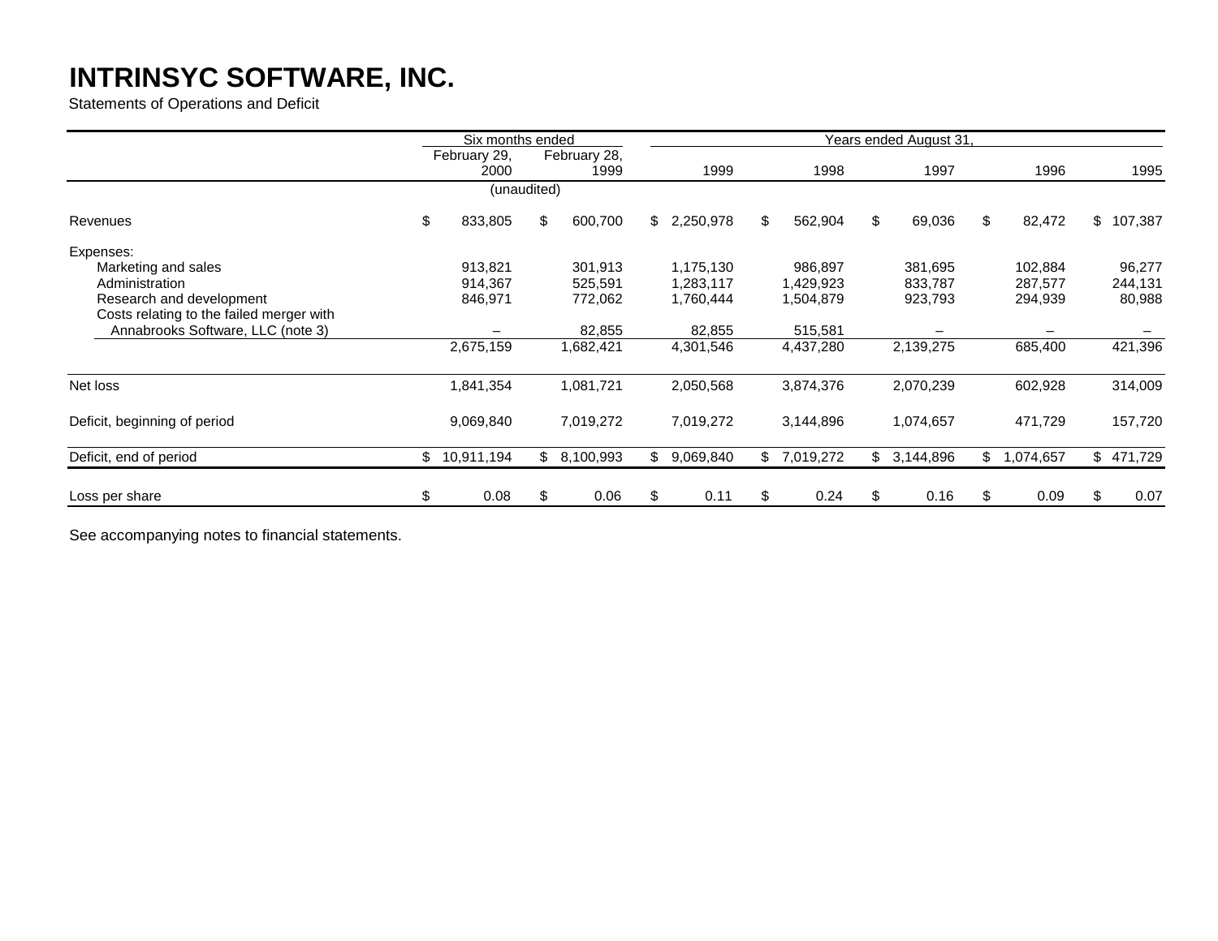# INTRINSYC SOFTWARE, INC.

Statements of Operations and Deficit

| | Six months ended | | Years ended August 31, | | | | |
|---|---|---|---|---|---|---|---|
| | February 29, 2000 | February 28, 1999 | 1999 | 1998 | 1997 | 1996 | 1995 |
| | (unaudited) | | | | | | |
| Revenues | $ 833,805 | $ 600,700 | $ 2,250,978 | $ 562,904 | $ 69,036 | $ 82,472 | $ 107,387 |
| Expenses: | | | | | | | |
| Marketing and sales | 913,821 | 301,913 | 1,175,130 | 986,897 | 381,695 | 102,884 | 96,277 |
| Administration | 914,367 | 525,591 | 1,283,117 | 1,429,923 | 833,787 | 287,577 | 244,131 |
| Research and development | 846,971 | 772,062 | 1,760,444 | 1,504,879 | 923,793 | 294,939 | 80,988 |
| Costs relating to the failed merger with Annabrooks Software, LLC (note 3) | – | 82,855 | 82,855 | 515,581 | – | – | – |
| | 2,675,159 | 1,682,421 | 4,301,546 | 4,437,280 | 2,139,275 | 685,400 | 421,396 |
| Net loss | 1,841,354 | 1,081,721 | 2,050,568 | 3,874,376 | 2,070,239 | 602,928 | 314,009 |
| Deficit, beginning of period | 9,069,840 | 7,019,272 | 7,019,272 | 3,144,896 | 1,074,657 | 471,729 | 157,720 |
| Deficit, end of period | $ 10,911,194 | $ 8,100,993 | $ 9,069,840 | $ 7,019,272 | $ 3,144,896 | $ 1,074,657 | $ 471,729 |
| Loss per share | $ 0.08 | $ 0.06 | $ 0.11 | $ 0.24 | $ 0.16 | $ 0.09 | $ 0.07 |

See accompanying notes to financial statements.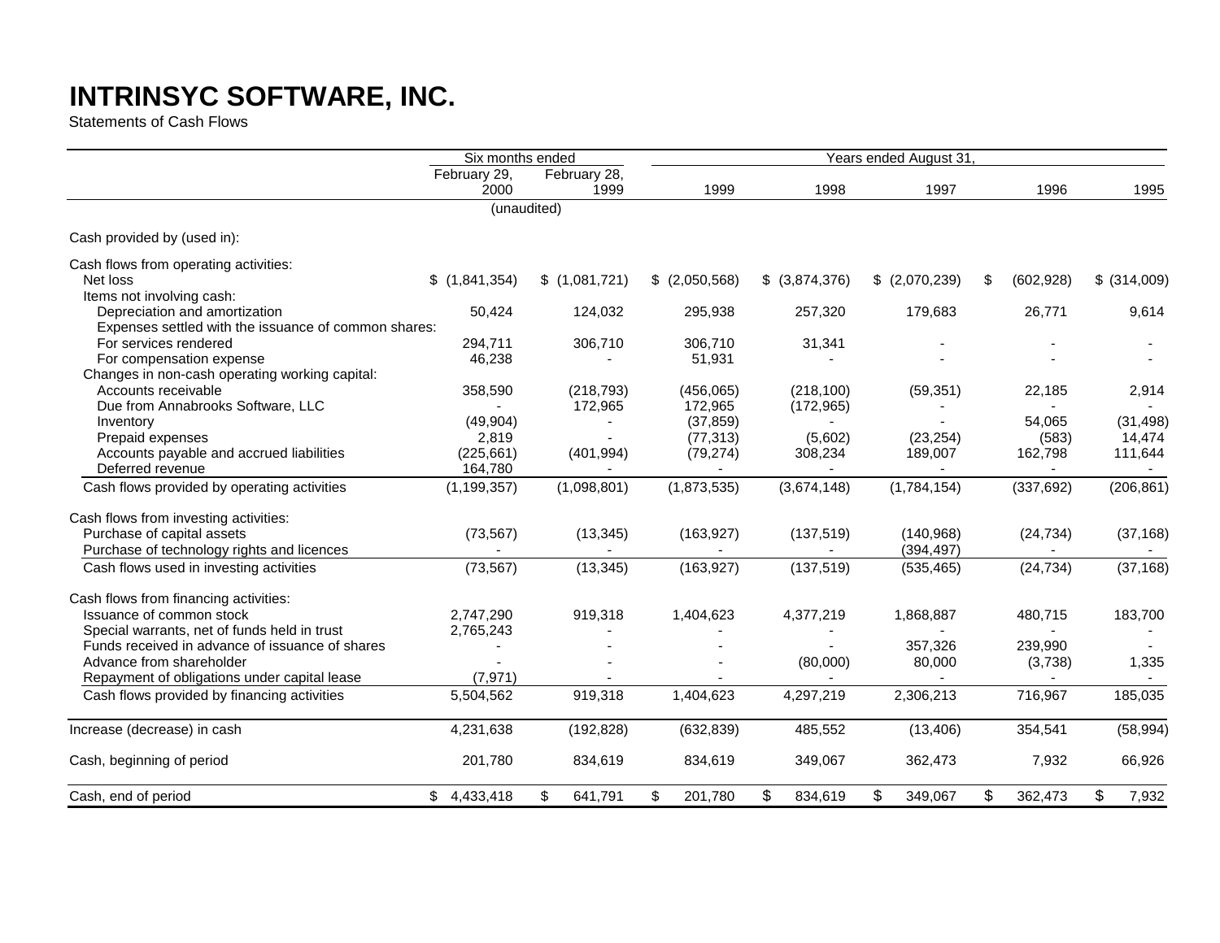# INTRINSYC SOFTWARE, INC.

Statements of Cash Flows

| | Six months ended | | Years ended August 31, | | | | |
|---|---|---|---|---|---|---|---|
| | February 29, 2000 | February 28, 1999 | 1999 | 1998 | 1997 | 1996 | 1995 |
| | (unaudited) | | | | | | |
| Cash provided by (used in): | | | | | | | |
| Cash flows from operating activities: | | | | | | | |
| Net loss | $ (1,841,354) | $ (1,081,721) | $ (2,050,568) | $ (3,874,376) | $ (2,070,239) | $ (602,928) | $ (314,009) |
| Items not involving cash: | | | | | | | |
| Depreciation and amortization | 50,424 | 124,032 | 295,938 | 257,320 | 179,683 | 26,771 | 9,614 |
| Expenses settled with the issuance of common shares: | | | | | | | |
| For services rendered | 294,711 | 306,710 | 306,710 | 31,341 | - | - | - |
| For compensation expense | 46,238 | - | 51,931 | - | - | - | - |
| Changes in non-cash operating working capital: | | | | | | | |
| Accounts receivable | 358,590 | (218,793) | (456,065) | (218,100) | (59,351) | 22,185 | 2,914 |
| Due from Annabrooks Software, LLC | - | 172,965 | 172,965 | (172,965) | - | - | - |
| Inventory | (49,904) | - | (37,859) | - | - | 54,065 | (31,498) |
| Prepaid expenses | 2,819 | - | (77,313) | (5,602) | (23,254) | (583) | 14,474 |
| Accounts payable and accrued liabilities | (225,661) | (401,994) | (79,274) | 308,234 | 189,007 | 162,798 | 111,644 |
| Deferred revenue | 164,780 | - | - | - | - | - | - |
| Cash flows provided by operating activities | (1,199,357) | (1,098,801) | (1,873,535) | (3,674,148) | (1,784,154) | (337,692) | (206,861) |
| Cash flows from investing activities: | | | | | | | |
| Purchase of capital assets | (73,567) | (13,345) | (163,927) | (137,519) | (140,968) | (24,734) | (37,168) |
| Purchase of technology rights and licences | - | - | - | - | (394,497) | - | - |
| Cash flows used in investing activities | (73,567) | (13,345) | (163,927) | (137,519) | (535,465) | (24,734) | (37,168) |
| Cash flows from financing activities: | | | | | | | |
| Issuance of common stock | 2,747,290 | 919,318 | 1,404,623 | 4,377,219 | 1,868,887 | 480,715 | 183,700 |
| Special warrants, net of funds held in trust | 2,765,243 | - | - | - | - | - | - |
| Funds received in advance of issuance of shares | - | - | - | - | 357,326 | 239,990 | - |
| Advance from shareholder | - | - | - | (80,000) | 80,000 | (3,738) | 1,335 |
| Repayment of obligations under capital lease | (7,971) | - | - | - | - | - | - |
| Cash flows provided by financing activities | 5,504,562 | 919,318 | 1,404,623 | 4,297,219 | 2,306,213 | 716,967 | 185,035 |
| Increase (decrease) in cash | 4,231,638 | (192,828) | (632,839) | 485,552 | (13,406) | 354,541 | (58,994) |
| Cash, beginning of period | 201,780 | 834,619 | 834,619 | 349,067 | 362,473 | 7,932 | 66,926 |
| Cash, end of period | $ 4,433,418 | $ 641,791 | $ 201,780 | $ 834,619 | $ 349,067 | $ 362,473 | $ 7,932 |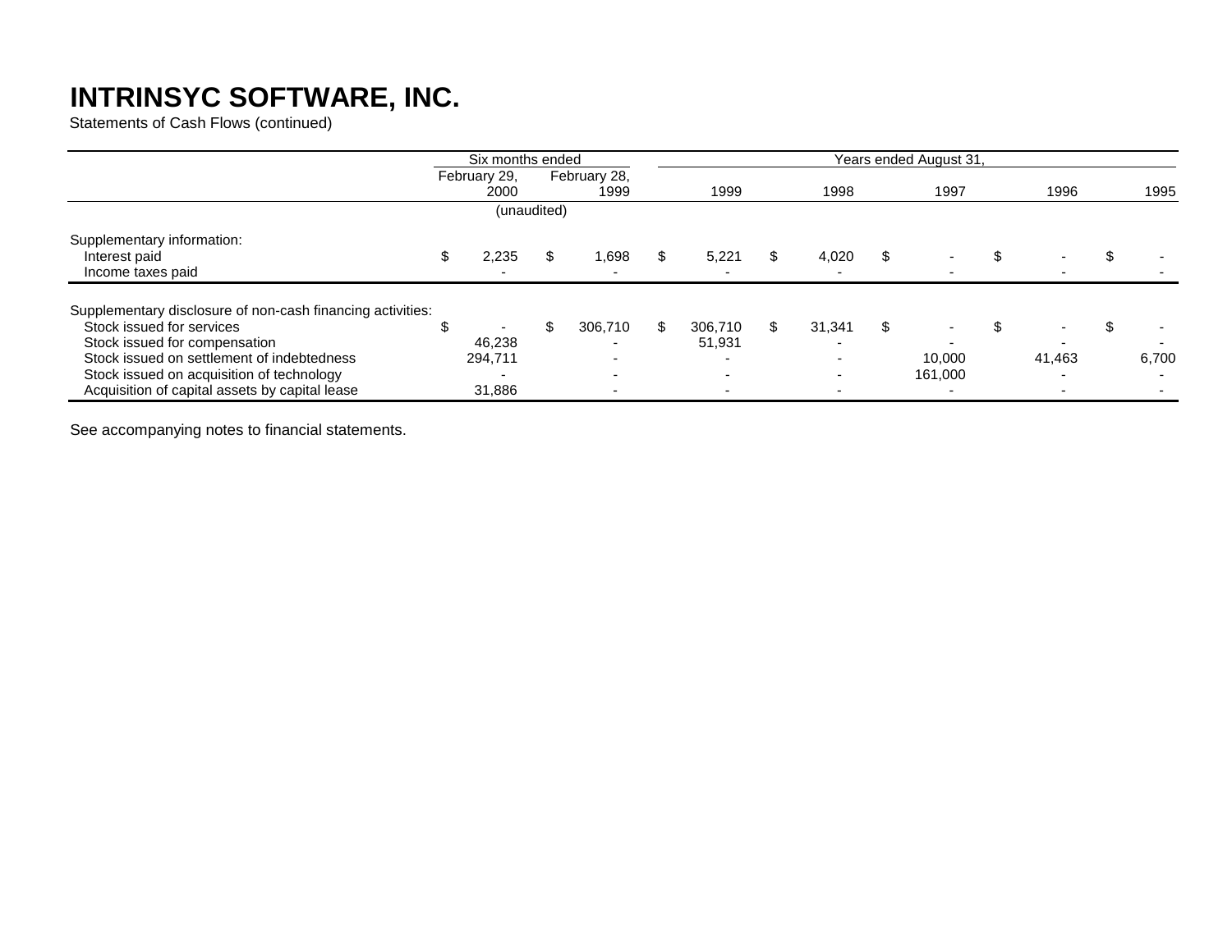# INTRINSYC SOFTWARE, INC.

Statements of Cash Flows (continued)

| | Six months ended | | Years ended August 31, | | | | |
|---|---|---|---|---|---|---|---|
| | February 29, 2000 | February 28, 1999 | 1999 | 1998 | 1997 | 1996 | 1995 |
| | (unaudited) | | | | | | |
| Supplementary information: | | | | | | | |
| Interest paid | $ 2,235 | $ 1,698 | $ 5,221 | $ 4,020 | $ - | $ - | $ - |
| Income taxes paid | - | - | - | - | - | - | - |
| Supplementary disclosure of non-cash financing activities: | | | | | | | |
| Stock issued for services | $ - | $ 306,710 | $ 306,710 | $ 31,341 | $ - | $ - | $ - |
| Stock issued for compensation | 46,238 | - | 51,931 | - | - | - | - |
| Stock issued on settlement of indebtedness | 294,711 | - | - | - | 10,000 | 41,463 | 6,700 |
| Stock issued on acquisition of technology | - | - | - | - | 161,000 | - | - |
| Acquisition of capital assets by capital lease | 31,886 | - | - | - | - | - | - |

See accompanying notes to financial statements.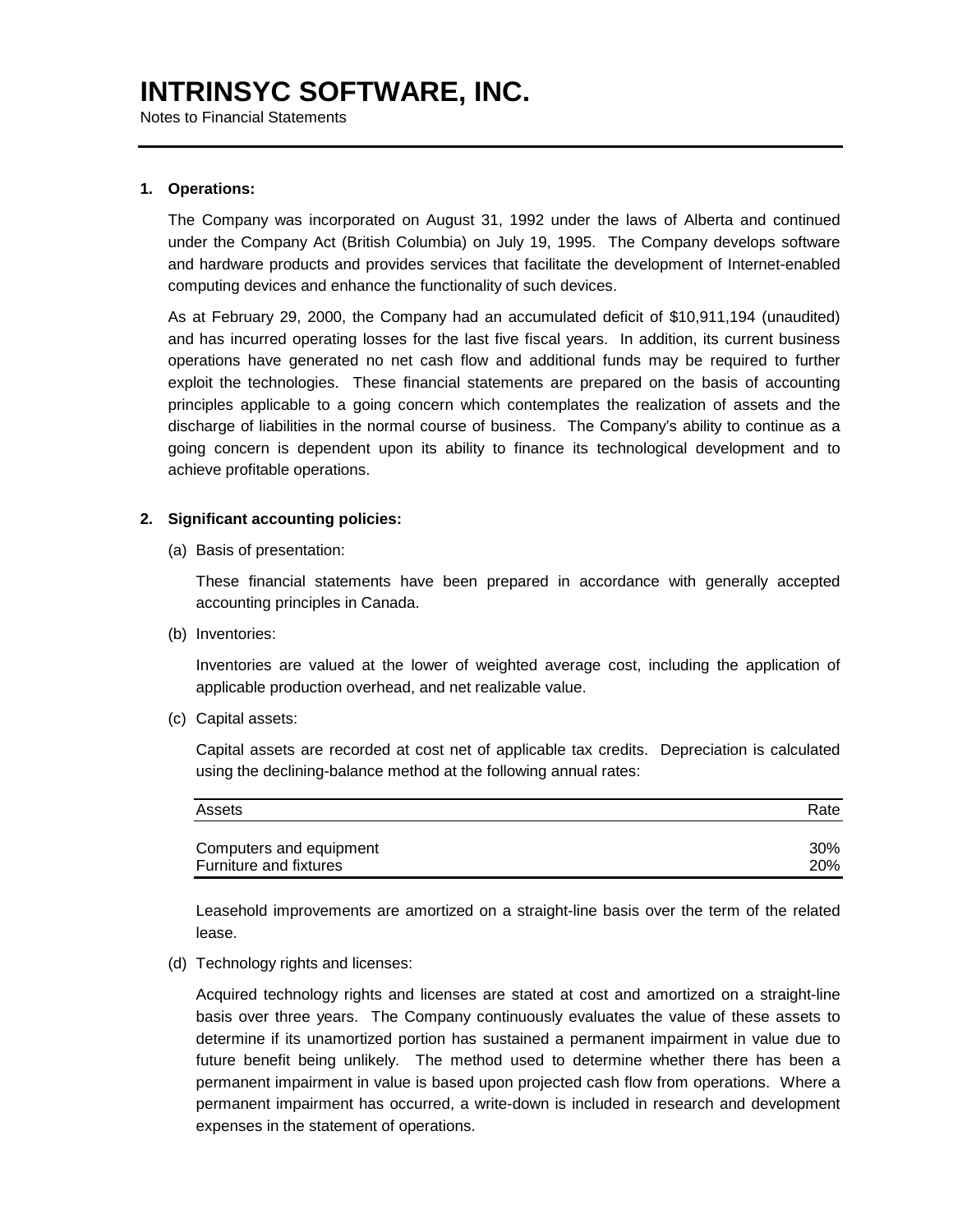# INTRINSYC SOFTWARE, INC.

Notes to Financial Statements

**1. Operations:**

The Company was incorporated on August 31, 1992 under the laws of Alberta and continued under the Company Act (British Columbia) on July 19, 1995. The Company develops software and hardware products and provides services that facilitate the development of Internet-enabled computing devices and enhance the functionality of such devices.

As at February 29, 2000, the Company had an accumulated deficit of $10,911,194 (unaudited) and has incurred operating losses for the last five fiscal years. In addition, its current business operations have generated no net cash flow and additional funds may be required to further exploit the technologies. These financial statements are prepared on the basis of accounting principles applicable to a going concern which contemplates the realization of assets and the discharge of liabilities in the normal course of business. The Company's ability to continue as a going concern is dependent upon its ability to finance its technological development and to achieve profitable operations.

**2. Significant accounting policies:**

(a) Basis of presentation:

These financial statements have been prepared in accordance with generally accepted accounting principles in Canada.

(b) Inventories:

Inventories are valued at the lower of weighted average cost, including the application of applicable production overhead, and net realizable value.

(c) Capital assets:

Capital assets are recorded at cost net of applicable tax credits. Depreciation is calculated using the declining-balance method at the following annual rates:

| Assets | Rate |
|---|---|
| Computers and equipment | 30% |
| Furniture and fixtures | 20% |

Leasehold improvements are amortized on a straight-line basis over the term of the related lease.

(d) Technology rights and licenses:

Acquired technology rights and licenses are stated at cost and amortized on a straight-line basis over three years. The Company continuously evaluates the value of these assets to determine if its unamortized portion has sustained a permanent impairment in value due to future benefit being unlikely. The method used to determine whether there has been a permanent impairment in value is based upon projected cash flow from operations. Where a permanent impairment has occurred, a write-down is included in research and development expenses in the statement of operations.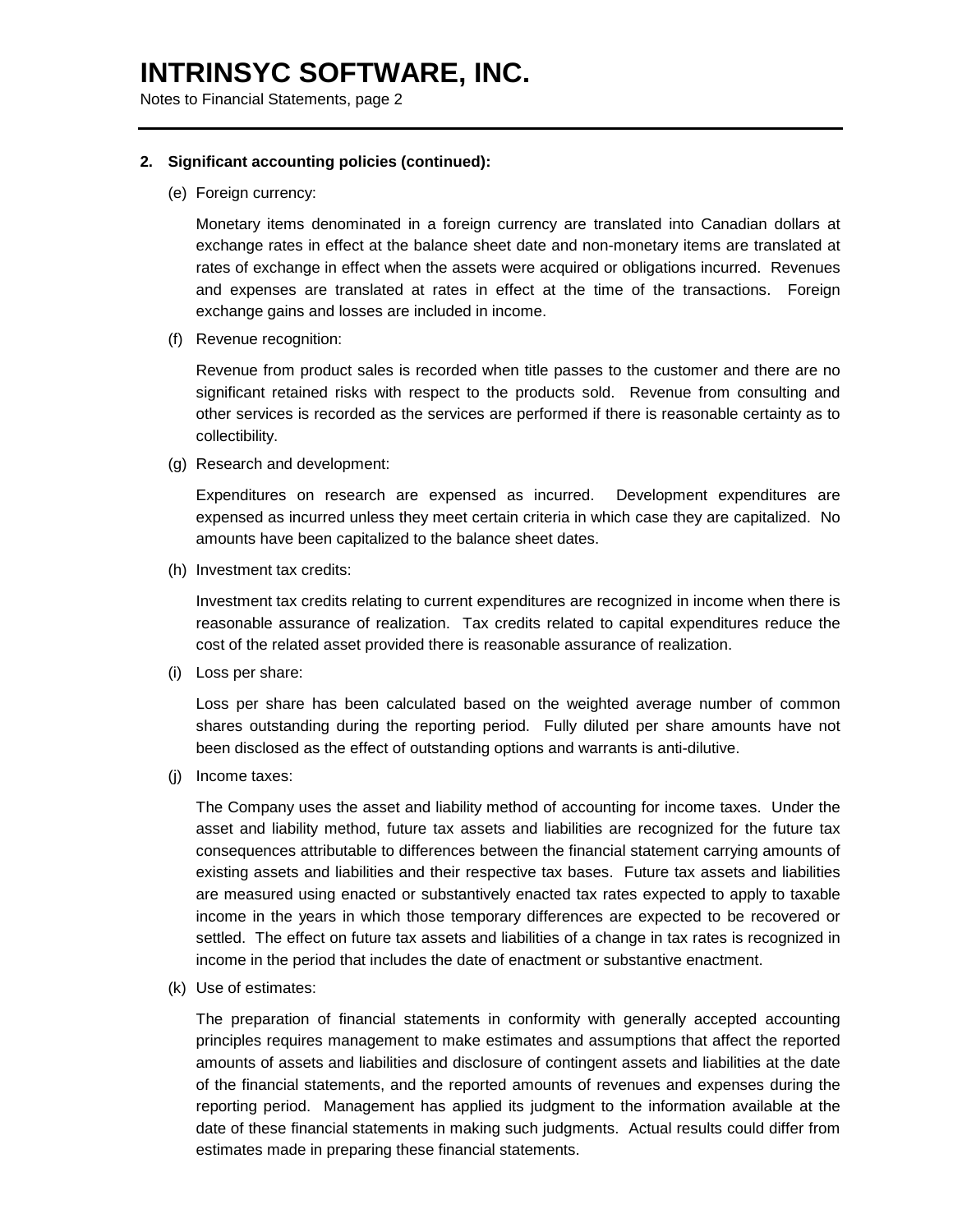**2. Significant accounting policies (continued):**

(e) Foreign currency:

Monetary items denominated in a foreign currency are translated into Canadian dollars at exchange rates in effect at the balance sheet date and non-monetary items are translated at rates of exchange in effect when the assets were acquired or obligations incurred. Revenues and expenses are translated at rates in effect at the time of the transactions. Foreign exchange gains and losses are included in income.

(f) Revenue recognition:

Revenue from product sales is recorded when title passes to the customer and there are no significant retained risks with respect to the products sold. Revenue from consulting and other services is recorded as the services are performed if there is reasonable certainty as to collectibility.

(g) Research and development:

Expenditures on research are expensed as incurred. Development expenditures are expensed as incurred unless they meet certain criteria in which case they are capitalized. No amounts have been capitalized to the balance sheet dates.

(h) Investment tax credits:

Investment tax credits relating to current expenditures are recognized in income when there is reasonable assurance of realization. Tax credits related to capital expenditures reduce the cost of the related asset provided there is reasonable assurance of realization.

(i) Loss per share:

Loss per share has been calculated based on the weighted average number of common shares outstanding during the reporting period. Fully diluted per share amounts have not been disclosed as the effect of outstanding options and warrants is anti-dilutive.

(j) Income taxes:

The Company uses the asset and liability method of accounting for income taxes. Under the asset and liability method, future tax assets and liabilities are recognized for the future tax consequences attributable to differences between the financial statement carrying amounts of existing assets and liabilities and their respective tax bases. Future tax assets and liabilities are measured using enacted or substantively enacted tax rates expected to apply to taxable income in the years in which those temporary differences are expected to be recovered or settled. The effect on future tax assets and liabilities of a change in tax rates is recognized in income in the period that includes the date of enactment or substantive enactment.

(k) Use of estimates:

The preparation of financial statements in conformity with generally accepted accounting principles requires management to make estimates and assumptions that affect the reported amounts of assets and liabilities and disclosure of contingent assets and liabilities at the date of the financial statements, and the reported amounts of revenues and expenses during the reporting period. Management has applied its judgment to the information available at the date of these financial statements in making such judgments. Actual results could differ from estimates made in preparing these financial statements.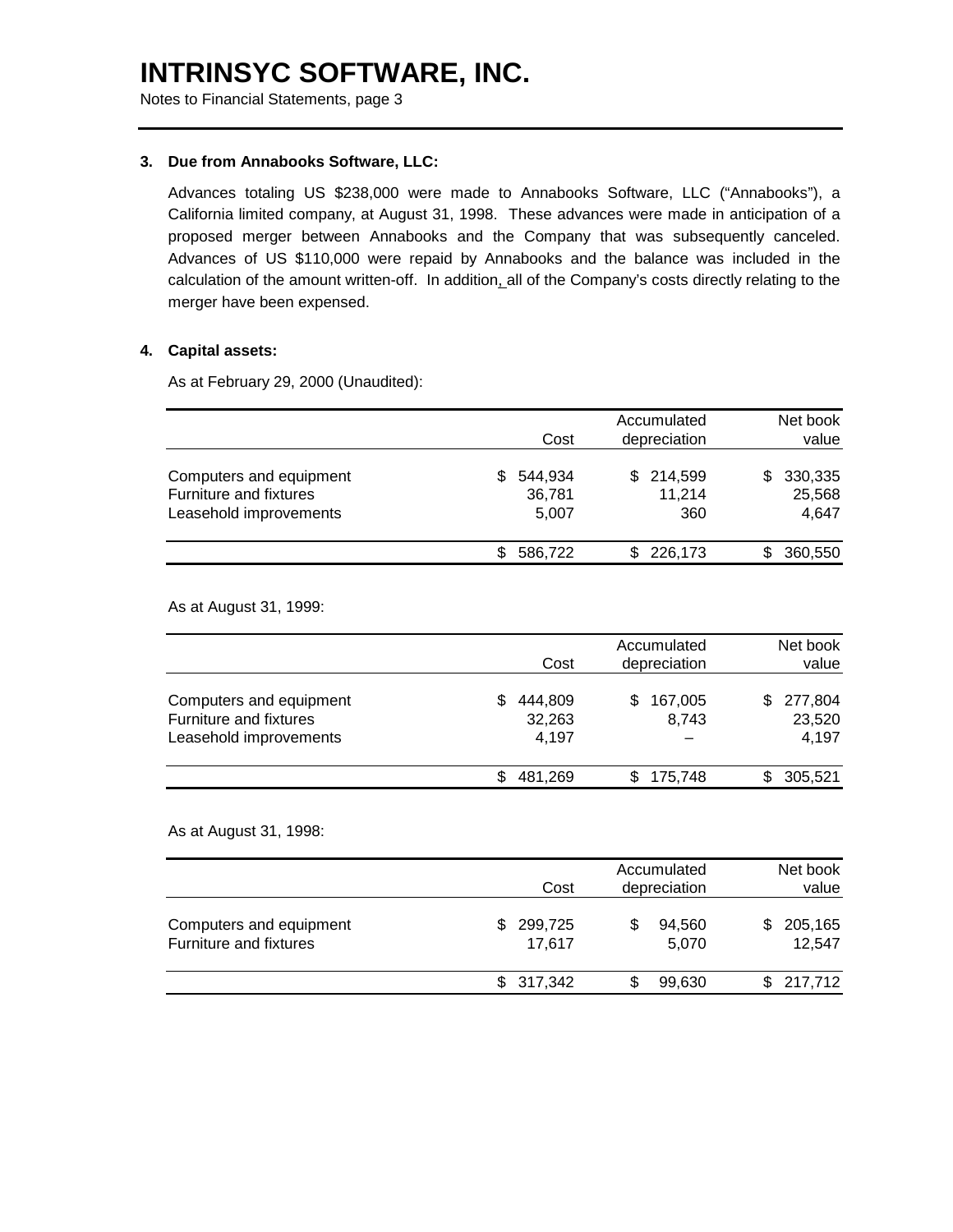# INTRINSYC SOFTWARE, INC.

Notes to Financial Statements, page 3

**3. Due from Annabooks Software, LLC:**

Advances totaling US $238,000 were made to Annabooks Software, LLC ("Annabooks"), a California limited company, at August 31, 1998. These advances were made in anticipation of a proposed merger between Annabooks and the Company that was subsequently canceled. Advances of US $110,000 were repaid by Annabooks and the balance was included in the calculation of the amount written-off. In addition, all of the Company's costs directly relating to the merger have been expensed.

**4. Capital assets:**

As at February 29, 2000 (Unaudited):

| | Cost | Accumulated depreciation | Net book value |
|---|---|---|---|
| Computers and equipment | $ 544,934 | $ 214,599 | $ 330,335 |
| Furniture and fixtures | 36,781 | 11,214 | 25,568 |
| Leasehold improvements | 5,007 | 360 | 4,647 |
| | $ 586,722 | $ 226,173 | $ 360,550 |

As at August 31, 1999:

| | Cost | Accumulated depreciation | Net book value |
|---|---|---|---|
| Computers and equipment | $ 444,809 | $ 167,005 | $ 277,804 |
| Furniture and fixtures | 32,263 | 8,743 | 23,520 |
| Leasehold improvements | 4,197 | – | 4,197 |
| | $ 481,269 | $ 175,748 | $ 305,521 |

As at August 31, 1998:

| | Cost | Accumulated depreciation | Net book value |
|---|---|---|---|
| Computers and equipment | $ 299,725 | $ 94,560 | $ 205,165 |
| Furniture and fixtures | 17,617 | 5,070 | 12,547 |
| | $ 317,342 | $ 99,630 | $ 217,712 |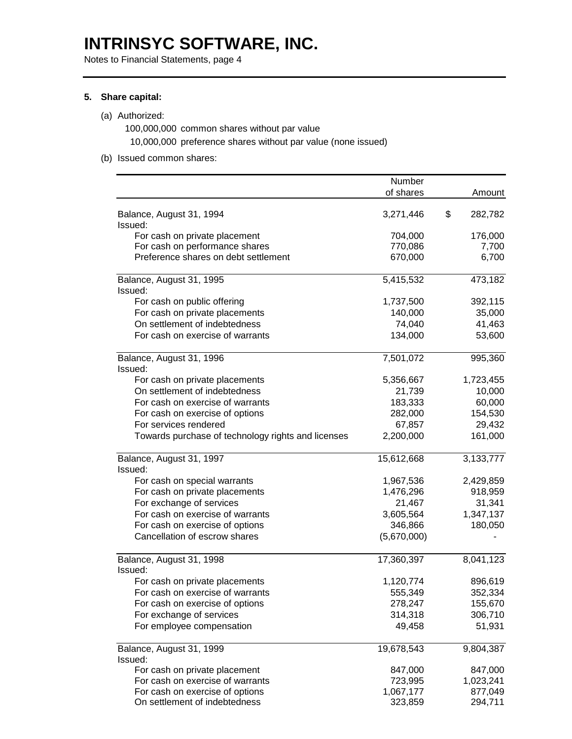# INTRINSYC SOFTWARE, INC.

Notes to Financial Statements, page 4

**5. Share capital:**

(a) Authorized:

100,000,000 common shares without par value

10,000,000 preference shares without par value (none issued)

(b) Issued common shares:

| | Number of shares | Amount |
|---|---|---|
| Balance, August 31, 1994 | 3,271,446 | $ 282,782 |
| Issued: | | |
| For cash on private placement | 704,000 | 176,000 |
| For cash on performance shares | 770,086 | 7,700 |
| Preference shares on debt settlement | 670,000 | 6,700 |
| Balance, August 31, 1995 | 5,415,532 | 473,182 |
| Issued: | | |
| For cash on public offering | 1,737,500 | 392,115 |
| For cash on private placements | 140,000 | 35,000 |
| On settlement of indebtedness | 74,040 | 41,463 |
| For cash on exercise of warrants | 134,000 | 53,600 |
| Balance, August 31, 1996 | 7,501,072 | 995,360 |
| Issued: | | |
| For cash on private placements | 5,356,667 | 1,723,455 |
| On settlement of indebtedness | 21,739 | 10,000 |
| For cash on exercise of warrants | 183,333 | 60,000 |
| For cash on exercise of options | 282,000 | 154,530 |
| For services rendered | 67,857 | 29,432 |
| Towards purchase of technology rights and licenses | 2,200,000 | 161,000 |
| Balance, August 31, 1997 | 15,612,668 | 3,133,777 |
| Issued: | | |
| For cash on special warrants | 1,967,536 | 2,429,859 |
| For cash on private placements | 1,476,296 | 918,959 |
| For exchange of services | 21,467 | 31,341 |
| For cash on exercise of warrants | 3,605,564 | 1,347,137 |
| For cash on exercise of options | 346,866 | 180,050 |
| Cancellation of escrow shares | (5,670,000) | - |
| Balance, August 31, 1998 | 17,360,397 | 8,041,123 |
| Issued: | | |
| For cash on private placements | 1,120,774 | 896,619 |
| For cash on exercise of warrants | 555,349 | 352,334 |
| For cash on exercise of options | 278,247 | 155,670 |
| For exchange of services | 314,318 | 306,710 |
| For employee compensation | 49,458 | 51,931 |
| Balance, August 31, 1999 | 19,678,543 | 9,804,387 |
| Issued: | | |
| For cash on private placement | 847,000 | 847,000 |
| For cash on exercise of warrants | 723,995 | 1,023,241 |
| For cash on exercise of options | 1,067,177 | 877,049 |
| On settlement of indebtedness | 323,859 | 294,711 |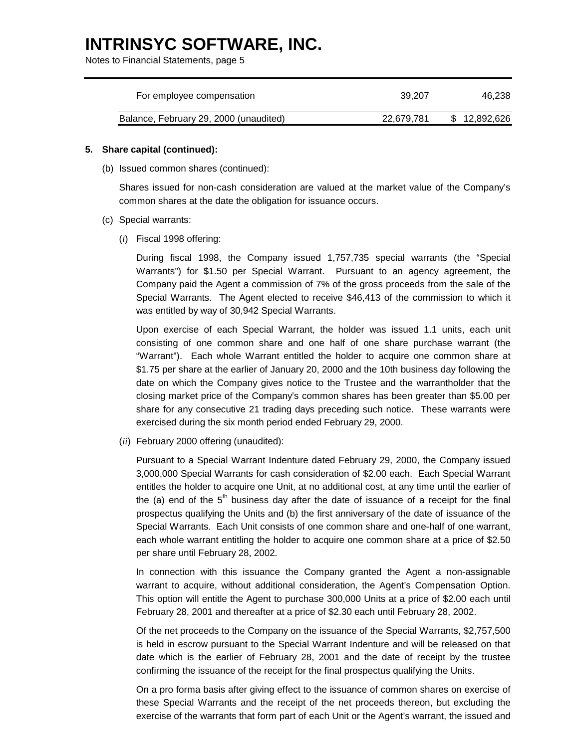| | | |
|---|---|---|
| For employee compensation | 39,207 | 46,238 |
| Balance, February 29, 2000 (unaudited) | 22,679,781 | $ 12,892,626 |

**5. Share capital (continued):**

(b) Issued common shares (continued):

Shares issued for non-cash consideration are valued at the market value of the Company's common shares at the date the obligation for issuance occurs.

(c) Special warrants:

(*i*) Fiscal 1998 offering:

During fiscal 1998, the Company issued 1,757,735 special warrants (the "Special Warrants") for $1.50 per Special Warrant. Pursuant to an agency agreement, the Company paid the Agent a commission of 7% of the gross proceeds from the sale of the Special Warrants. The Agent elected to receive $46,413 of the commission to which it was entitled by way of 30,942 Special Warrants.

Upon exercise of each Special Warrant, the holder was issued 1.1 units, each unit consisting of one common share and one half of one share purchase warrant (the "Warrant"). Each whole Warrant entitled the holder to acquire one common share at $1.75 per share at the earlier of January 20, 2000 and the 10th business day following the date on which the Company gives notice to the Trustee and the warrantholder that the closing market price of the Company's common shares has been greater than $5.00 per share for any consecutive 21 trading days preceding such notice. These warrants were exercised during the six month period ended February 29, 2000.

(*ii*) February 2000 offering (unaudited):

Pursuant to a Special Warrant Indenture dated February 29, 2000, the Company issued 3,000,000 Special Warrants for cash consideration of $2.00 each. Each Special Warrant entitles the holder to acquire one Unit, at no additional cost, at any time until the earlier of the (a) end of the 5th business day after the date of issuance of a receipt for the final prospectus qualifying the Units and (b) the first anniversary of the date of issuance of the Special Warrants. Each Unit consists of one common share and one-half of one warrant, each whole warrant entitling the holder to acquire one common share at a price of $2.50 per share until February 28, 2002.

In connection with this issuance the Company granted the Agent a non-assignable warrant to acquire, without additional consideration, the Agent's Compensation Option. This option will entitle the Agent to purchase 300,000 Units at a price of $2.00 each until February 28, 2001 and thereafter at a price of $2.30 each until February 28, 2002.

Of the net proceeds to the Company on the issuance of the Special Warrants, $2,757,500 is held in escrow pursuant to the Special Warrant Indenture and will be released on that date which is the earlier of February 28, 2001 and the date of receipt by the trustee confirming the issuance of the receipt for the final prospectus qualifying the Units.

On a pro forma basis after giving effect to the issuance of common shares on exercise of these Special Warrants and the receipt of the net proceeds thereon, but excluding the exercise of the warrants that form part of each Unit or the Agent's warrant, the issued and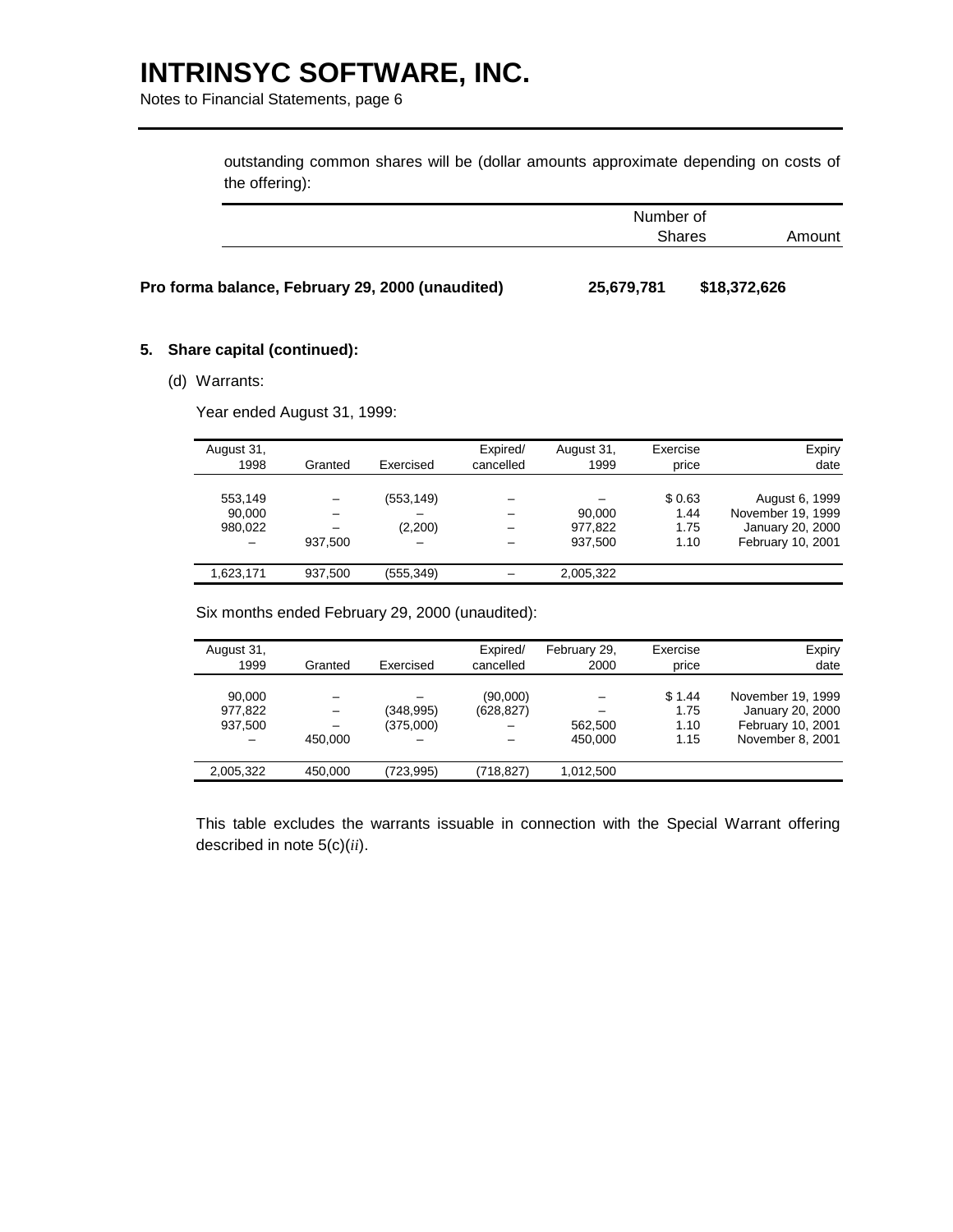outstanding common shares will be (dollar amounts approximate depending on costs of the offering):

| | Number of Shares | Amount |
|---|---|---|
| **Pro forma balance, February 29, 2000 (unaudited)** | **25,679,781** | **$18,372,626** |

**5. Share capital (continued):**

(d) Warrants:

Year ended August 31, 1999:

| August 31, 1998 | Granted | Exercised | Expired/ cancelled | August 31, 1999 | Exercise price | Expiry date |
|---|---|---|---|---|---|---|
| 553,149 | – | (553,149) | – | – | $ 0.63 | August 6, 1999 |
| 90,000 | – | – | – | 90,000 | 1.44 | November 19, 1999 |
| 980,022 | – | (2,200) | – | 977,822 | 1.75 | January 20, 2000 |
| – | 937,500 | – | – | 937,500 | 1.10 | February 10, 2001 |
| 1,623,171 | 937,500 | (555,349) | – | 2,005,322 | | |

Six months ended February 29, 2000 (unaudited):

| August 31, 1999 | Granted | Exercised | Expired/ cancelled | February 29, 2000 | Exercise price | Expiry date |
|---|---|---|---|---|---|---|
| 90,000 | – | – | (90,000) | – | $ 1.44 | November 19, 1999 |
| 977,822 | – | (348,995) | (628,827) | – | 1.75 | January 20, 2000 |
| 937,500 | – | (375,000) | – | 562,500 | 1.10 | February 10, 2001 |
| – | 450,000 | – | – | 450,000 | 1.15 | November 8, 2001 |
| 2,005,322 | 450,000 | (723,995) | (718,827) | 1,012,500 | | |

This table excludes the warrants issuable in connection with the Special Warrant offering described in note 5(c)(*ii*).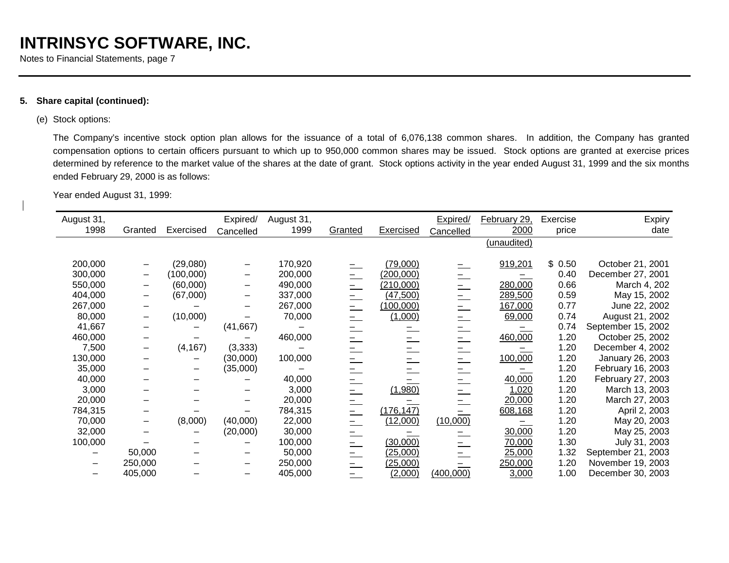# INTRINSYC SOFTWARE, INC.

Notes to Financial Statements, page 7

**5. Share capital (continued):**

(e) Stock options:

The Company's incentive stock option plan allows for the issuance of a total of 6,076,138 common shares. In addition, the Company has granted compensation options to certain officers pursuant to which up to 950,000 common shares may be issued. Stock options are granted at exercise prices determined by reference to the market value of the shares at the date of grant. Stock options activity in the year ended August 31, 1999 and the six months ended February 29, 2000 is as follows:

Year ended August 31, 1999:

| August 31, 1998 | Granted | Exercised | Expired/ Cancelled | August 31, 1999 | Granted | Exercised | Expired/ Cancelled | February 29, 2000 (unaudited) | Exercise price | Expiry date |
|---|---|---|---|---|---|---|---|---|---|---|
| 200,000 | – | (29,080) | – | 170,920 | – | (79,000) | – | 919,201 | $ 0.50 | October 21, 2001 |
| 300,000 | – | (100,000) | – | 200,000 | – | (200,000) | – | – | 0.40 | December 27, 2001 |
| 550,000 | – | (60,000) | – | 490,000 | – | (210,000) | – | 280,000 | 0.66 | March 4, 202 |
| 404,000 | – | (67,000) | – | 337,000 | – | (47,500) | – | 289,500 | 0.59 | May 15, 2002 |
| 267,000 | – | – | – | 267,000 | – | (100,000) | – | 167,000 | 0.77 | June 22, 2002 |
| 80,000 | – | (10,000) | – | 70,000 | – | (1,000) | – | 69,000 | 0.74 | August 21, 2002 |
| 41,667 | – | – | (41,667) | – | – | – | – | – | 0.74 | September 15, 2002 |
| 460,000 | – | – | – | 460,000 | – | – | – | 460,000 | 1.20 | October 25, 2002 |
| 7,500 | – | (4,167) | (3,333) | – | – | – | – | – | 1.20 | December 4, 2002 |
| 130,000 | – | – | (30,000) | 100,000 | – | – | – | 100,000 | 1.20 | January 26, 2003 |
| 35,000 | – | – | (35,000) | – | – | – | – | – | 1.20 | February 16, 2003 |
| 40,000 | – | – | – | 40,000 | – | – | – | 40,000 | 1.20 | February 27, 2003 |
| 3,000 | – | – | – | 3,000 | – | (1,980) | – | 1,020 | 1.20 | March 13, 2003 |
| 20,000 | – | – | – | 20,000 | – | – | – | 20,000 | 1.20 | March 27, 2003 |
| 784,315 | – | – | – | 784,315 | – | (176,147) | – | 608,168 | 1.20 | April 2, 2003 |
| 70,000 | – | (8,000) | (40,000) | 22,000 | – | (12,000) | (10,000) | – | 1.20 | May 20, 2003 |
| 32,000 | – | – | (20,000) | 30,000 | – | – | – | 30,000 | 1.20 | May 25, 2003 |
| 100,000 | – | – | – | 100,000 | – | (30,000) | – | 70,000 | 1.30 | July 31, 2003 |
| – | 50,000 | – | – | 50,000 | – | (25,000) | – | 25,000 | 1.32 | September 21, 2003 |
| – | 250,000 | – | – | 250,000 | – | (25,000) | – | 250,000 | 1.20 | November 19, 2003 |
| – | 405,000 | – | – | 405,000 | – | (2,000) | (400,000) | 3,000 | 1.00 | December 30, 2003 |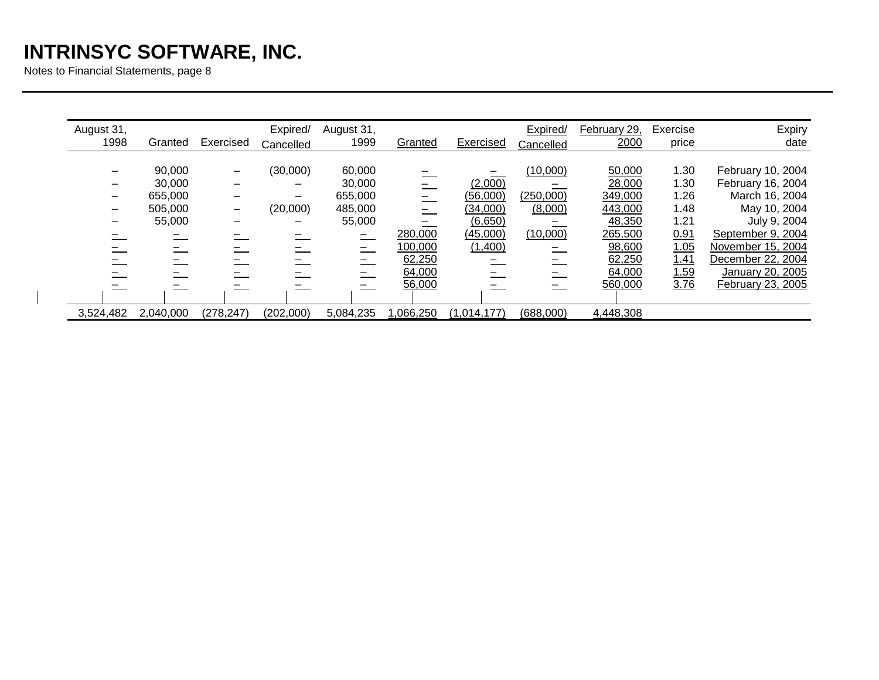# INTRINSYC SOFTWARE, INC.

Notes to Financial Statements, page 8

| August 31, 1998 | Granted | Exercised | Expired/ Cancelled | August 31, 1999 | Granted | Exercised | Expired/ Cancelled | February 29, 2000 | Exercise price | Expiry date |
|---|---|---|---|---|---|---|---|---|---|---|
| – | 90,000 | – | (30,000) | 60,000 | – | – | (10,000) | 50,000 | 1.30 | February 10, 2004 |
| – | 30,000 | – | – | 30,000 | – | (2,000) | – | 28,000 | 1.30 | February 16, 2004 |
| – | 655,000 | – | – | 655,000 | – | (56,000) | (250,000) | 349,000 | 1.26 | March 16, 2004 |
| – | 505,000 | – | (20,000) | 485,000 | – | (34,000) | (8,000) | 443,000 | 1.48 | May 10, 2004 |
| – | 55,000 | – | – | 55,000 | – | (6,650) | – | 48,350 | 1.21 | July 9, 2004 |
| – | – | – | – | – | 280,000 | (45,000) | (10,000) | 265,500 | 0.91 | September 9, 2004 |
| – | – | – | – | – | 100,000 | (1,400) | – | 98,600 | 1.05 | November 15, 2004 |
| – | – | – | – | – | 62,250 | – | – | 62,250 | 1.41 | December 22, 2004 |
| – | – | – | – | – | 64,000 | – | – | 64,000 | 1.59 | January 20, 2005 |
| – | – | – | – | – | 56,000 | – | – | 560,000 | 3.76 | February 23, 2005 |
| 3,524,482 | 2,040,000 | (278,247) | (202,000) | 5,084,235 | 1,066,250 | (1,014,177) | (688,000) | 4,448,308 | | |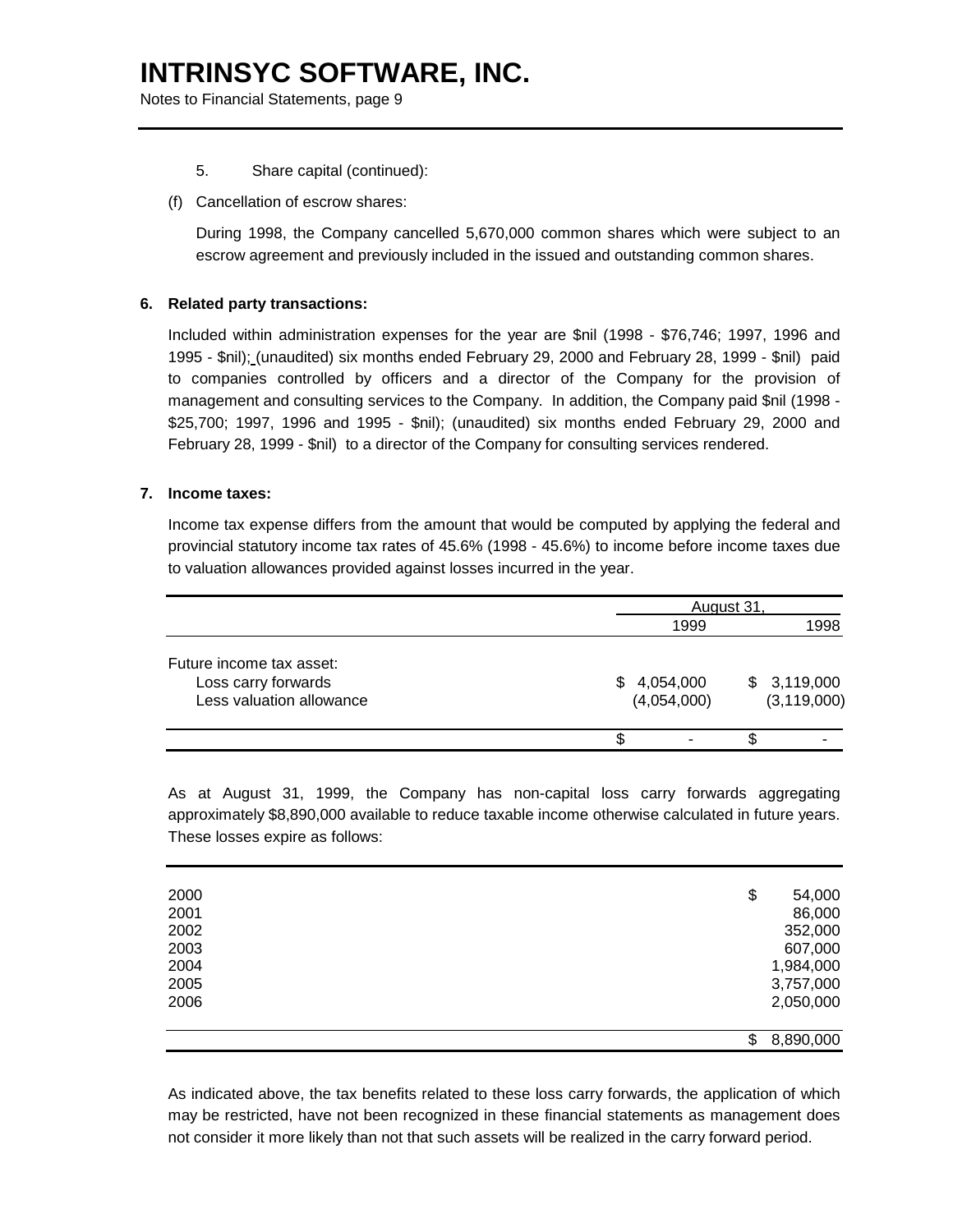5. Share capital (continued):

(f) Cancellation of escrow shares:

During 1998, the Company cancelled 5,670,000 common shares which were subject to an escrow agreement and previously included in the issued and outstanding common shares.

**6. Related party transactions:**

Included within administration expenses for the year are $nil (1998 - $76,746; 1997, 1996 and 1995 - $nil); (unaudited) six months ended February 29, 2000 and February 28, 1999 - $nil) paid to companies controlled by officers and a director of the Company for the provision of management and consulting services to the Company. In addition, the Company paid $nil (1998 - $25,700; 1997, 1996 and 1995 - $nil); (unaudited) six months ended February 29, 2000 and February 28, 1999 - $nil) to a director of the Company for consulting services rendered.

**7. Income taxes:**

Income tax expense differs from the amount that would be computed by applying the federal and provincial statutory income tax rates of 45.6% (1998 - 45.6%) to income before income taxes due to valuation allowances provided against losses incurred in the year.

| | August 31, | |
|---|---|---|
| | 1999 | 1998 |
| Future income tax asset: | | |
| Loss carry forwards | $ 4,054,000 | $ 3,119,000 |
| Less valuation allowance | (4,054,000) | (3,119,000) |
| | $ - | $ - |

As at August 31, 1999, the Company has non-capital loss carry forwards aggregating approximately $8,890,000 available to reduce taxable income otherwise calculated in future years. These losses expire as follows:

| | |
|---|---|
| 2000 | $ 54,000 |
| 2001 | 86,000 |
| 2002 | 352,000 |
| 2003 | 607,000 |
| 2004 | 1,984,000 |
| 2005 | 3,757,000 |
| 2006 | 2,050,000 |
| | $ 8,890,000 |

As indicated above, the tax benefits related to these loss carry forwards, the application of which may be restricted, have not been recognized in these financial statements as management does not consider it more likely than not that such assets will be realized in the carry forward period.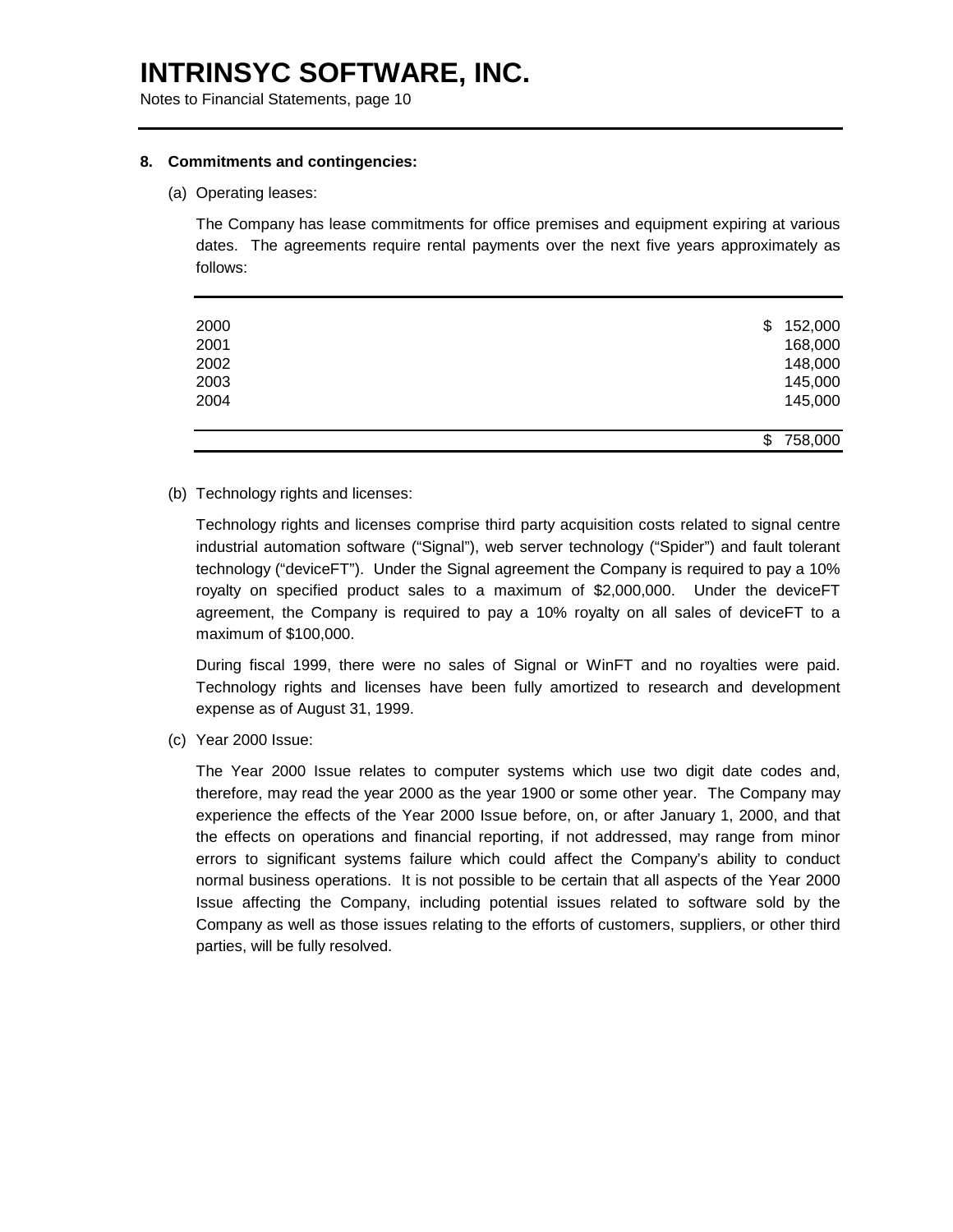# INTRINSYC SOFTWARE, INC.

Notes to Financial Statements, page 10

**8. Commitments and contingencies:**

(a) Operating leases:

The Company has lease commitments for office premises and equipment expiring at various dates. The agreements require rental payments over the next five years approximately as follows:

| | |
|---|---|
| 2000 | $ 152,000 |
| 2001 | 168,000 |
| 2002 | 148,000 |
| 2003 | 145,000 |
| 2004 | 145,000 |
| | $ 758,000 |

(b) Technology rights and licenses:

Technology rights and licenses comprise third party acquisition costs related to signal centre industrial automation software ("Signal"), web server technology ("Spider") and fault tolerant technology ("deviceFT"). Under the Signal agreement the Company is required to pay a 10% royalty on specified product sales to a maximum of $2,000,000. Under the deviceFT agreement, the Company is required to pay a 10% royalty on all sales of deviceFT to a maximum of $100,000.

During fiscal 1999, there were no sales of Signal or WinFT and no royalties were paid. Technology rights and licenses have been fully amortized to research and development expense as of August 31, 1999.

(c) Year 2000 Issue:

The Year 2000 Issue relates to computer systems which use two digit date codes and, therefore, may read the year 2000 as the year 1900 or some other year. The Company may experience the effects of the Year 2000 Issue before, on, or after January 1, 2000, and that the effects on operations and financial reporting, if not addressed, may range from minor errors to significant systems failure which could affect the Company's ability to conduct normal business operations. It is not possible to be certain that all aspects of the Year 2000 Issue affecting the Company, including potential issues related to software sold by the Company as well as those issues relating to the efforts of customers, suppliers, or other third parties, will be fully resolved.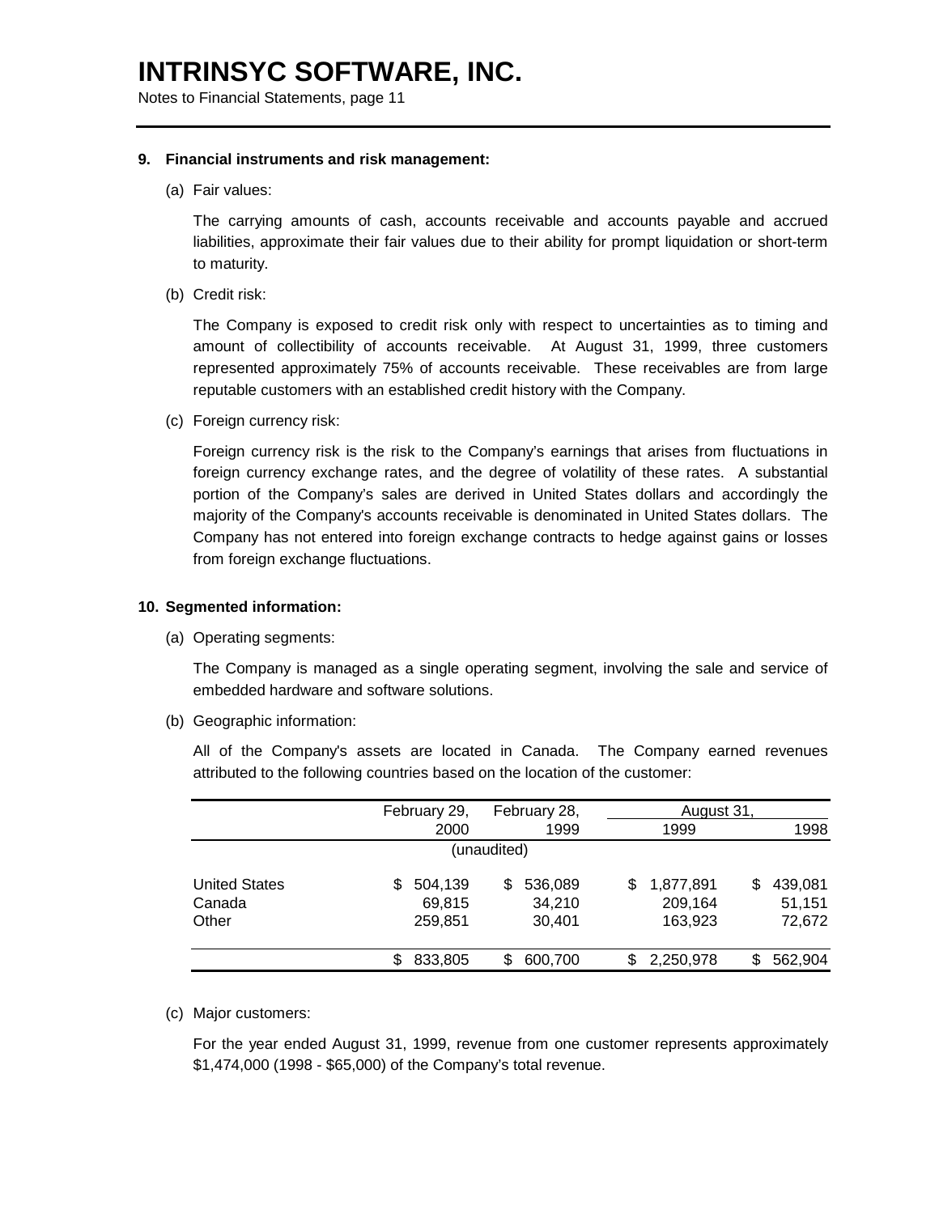# INTRINSYC SOFTWARE, INC.

Notes to Financial Statements, page 11

**9. Financial instruments and risk management:**

(a) Fair values:

The carrying amounts of cash, accounts receivable and accounts payable and accrued liabilities, approximate their fair values due to their ability for prompt liquidation or short-term to maturity.

(b) Credit risk:

The Company is exposed to credit risk only with respect to uncertainties as to timing and amount of collectibility of accounts receivable. At August 31, 1999, three customers represented approximately 75% of accounts receivable. These receivables are from large reputable customers with an established credit history with the Company.

(c) Foreign currency risk:

Foreign currency risk is the risk to the Company's earnings that arises from fluctuations in foreign currency exchange rates, and the degree of volatility of these rates. A substantial portion of the Company's sales are derived in United States dollars and accordingly the majority of the Company's accounts receivable is denominated in United States dollars. The Company has not entered into foreign exchange contracts to hedge against gains or losses from foreign exchange fluctuations.

**10. Segmented information:**

(a) Operating segments:

The Company is managed as a single operating segment, involving the sale and service of embedded hardware and software solutions.

(b) Geographic information:

All of the Company's assets are located in Canada. The Company earned revenues attributed to the following countries based on the location of the customer:

| | February 29, 2000 | February 28, 1999 | August 31, 1999 | August 31, 1998 |
|---|---|---|---|---|
| | (unaudited) | | | |
| United States | $ 504,139 | $ 536,089 | $ 1,877,891 | $ 439,081 |
| Canada | 69,815 | 34,210 | 209,164 | 51,151 |
| Other | 259,851 | 30,401 | 163,923 | 72,672 |
| | $ 833,805 | $ 600,700 | $ 2,250,978 | $ 562,904 |

(c) Major customers:

For the year ended August 31, 1999, revenue from one customer represents approximately $1,474,000 (1998 - $65,000) of the Company's total revenue.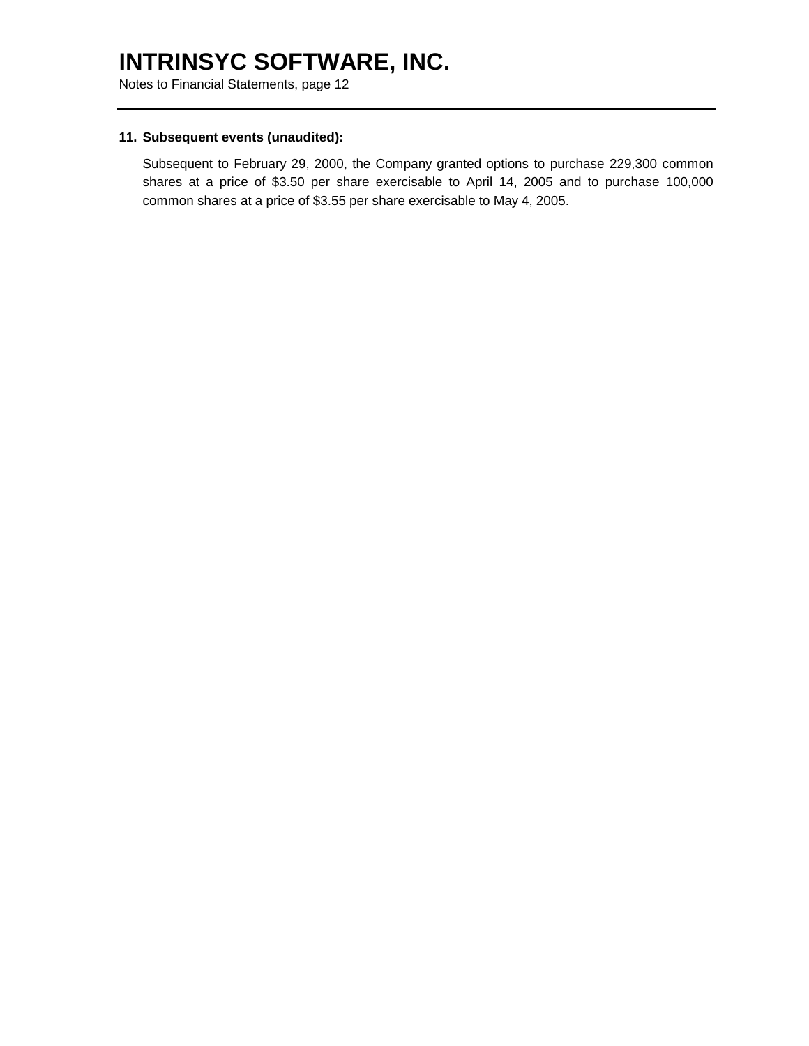**11. Subsequent events (unaudited):**

Subsequent to February 29, 2000, the Company granted options to purchase 229,300 common shares at a price of $3.50 per share exercisable to April 14, 2005 and to purchase 100,000 common shares at a price of $3.55 per share exercisable to May 4, 2005.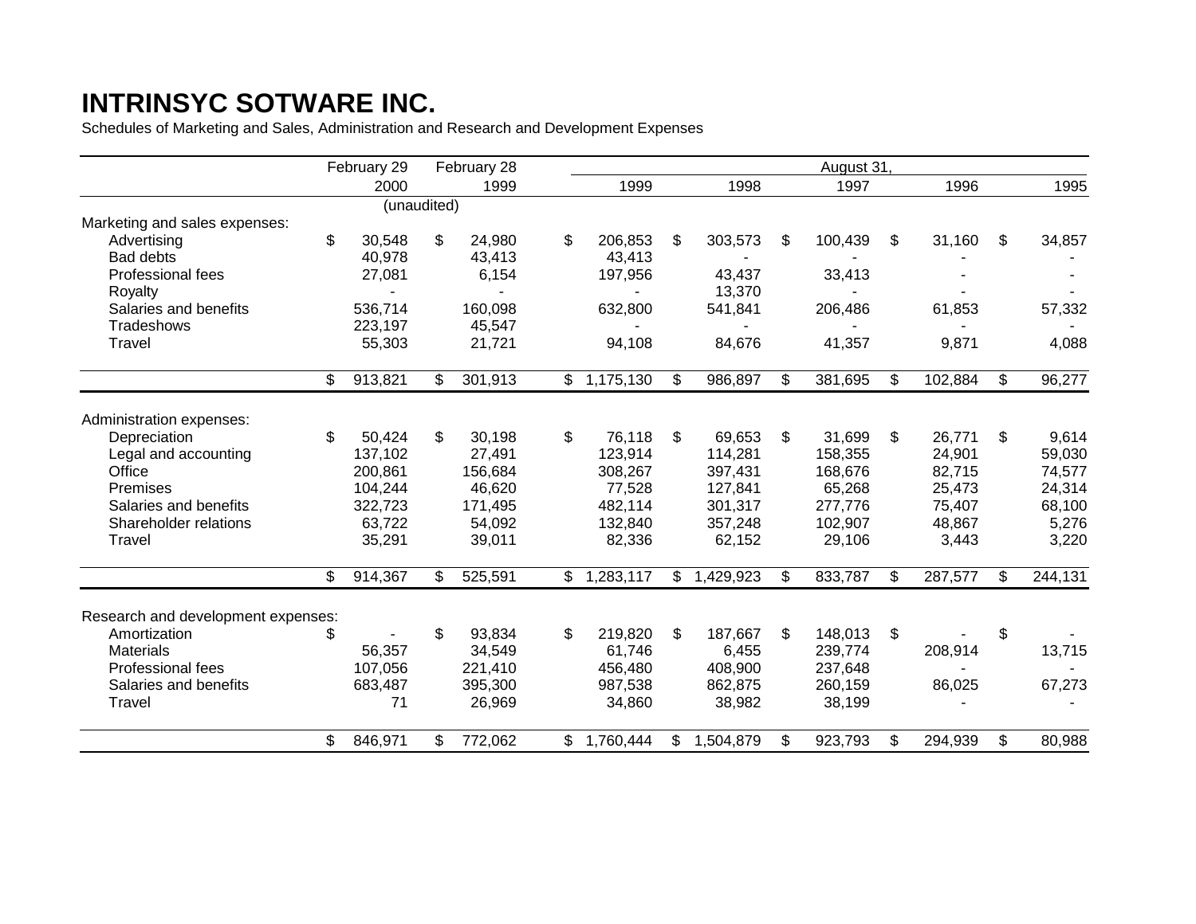# INTRINSYC SOTWARE INC.

Schedules of Marketing and Sales, Administration and Research and Development Expenses

| | February 29 | February 28 | August 31, | | | | |
|---|---|---|---|---|---|---|---|
| | 2000 | 1999 | 1999 | 1998 | 1997 | 1996 | 1995 |
| | (unaudited) | | | | | | |
| **Marketing and sales expenses:** | | | | | | | |
| Advertising | $ 30,548 | $ 24,980 | $ 206,853 | $ 303,573 | $ 100,439 | $ 31,160 | $ 34,857 |
| Bad debts | 40,978 | 43,413 | 43,413 | - | - | - | - |
| Professional fees | 27,081 | 6,154 | 197,956 | 43,437 | 33,413 | - | - |
| Royalty | - | - | - | 13,370 | - | - | - |
| Salaries and benefits | 536,714 | 160,098 | 632,800 | 541,841 | 206,486 | 61,853 | 57,332 |
| Tradeshows | 223,197 | 45,547 | - | - | - | - | - |
| Travel | 55,303 | 21,721 | 94,108 | 84,676 | 41,357 | 9,871 | 4,088 |
| | $ 913,821 | $ 301,913 | $ 1,175,130 | $ 986,897 | $ 381,695 | $ 102,884 | $ 96,277 |
| **Administration expenses:** | | | | | | | |
| Depreciation | $ 50,424 | $ 30,198 | $ 76,118 | $ 69,653 | $ 31,699 | $ 26,771 | $ 9,614 |
| Legal and accounting | 137,102 | 27,491 | 123,914 | 114,281 | 158,355 | 24,901 | 59,030 |
| Office | 200,861 | 156,684 | 308,267 | 397,431 | 168,676 | 82,715 | 74,577 |
| Premises | 104,244 | 46,620 | 77,528 | 127,841 | 65,268 | 25,473 | 24,314 |
| Salaries and benefits | 322,723 | 171,495 | 482,114 | 301,317 | 277,776 | 75,407 | 68,100 |
| Shareholder relations | 63,722 | 54,092 | 132,840 | 357,248 | 102,907 | 48,867 | 5,276 |
| Travel | 35,291 | 39,011 | 82,336 | 62,152 | 29,106 | 3,443 | 3,220 |
| | $ 914,367 | $ 525,591 | $ 1,283,117 | $ 1,429,923 | $ 833,787 | $ 287,577 | $ 244,131 |
| **Research and development expenses:** | | | | | | | |
| Amortization | $ - | $ 93,834 | $ 219,820 | $ 187,667 | $ 148,013 | $ - | $ - |
| Materials | 56,357 | 34,549 | 61,746 | 6,455 | 239,774 | 208,914 | 13,715 |
| Professional fees | 107,056 | 221,410 | 456,480 | 408,900 | 237,648 | - | - |
| Salaries and benefits | 683,487 | 395,300 | 987,538 | 862,875 | 260,159 | 86,025 | 67,273 |
| Travel | 71 | 26,969 | 34,860 | 38,982 | 38,199 | - | - |
| | $ 846,971 | $ 772,062 | $ 1,760,444 | $ 1,504,879 | $ 923,793 | $ 294,939 | $ 80,988 |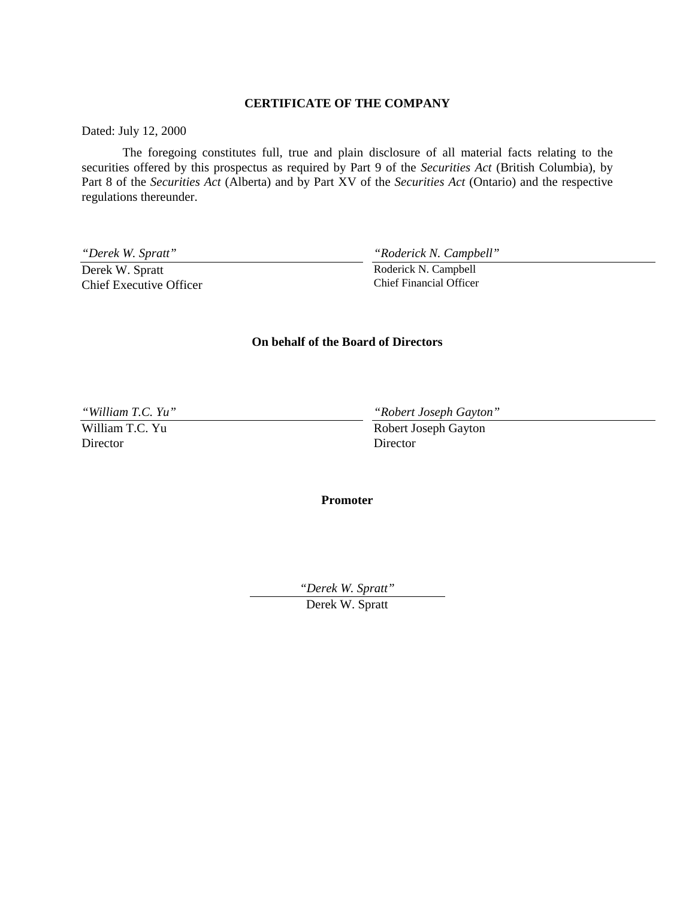## CERTIFICATE OF THE COMPANY

Dated: July 12, 2000

The foregoing constitutes full, true and plain disclosure of all material facts relating to the securities offered by this prospectus as required by Part 9 of the *Securities Act* (British Columbia), by Part 8 of the *Securities Act* (Alberta) and by Part XV of the *Securities Act* (Ontario) and the respective regulations thereunder.

| *"Derek W. Spratt"* | *"Roderick N. Campbell"* |
|---|---|
| Derek W. Spratt<br>Chief Executive Officer | Roderick N. Campbell<br>Chief Financial Officer |

**On behalf of the Board of Directors**

| *"William T.C. Yu"* | *"Robert Joseph Gayton"* |
|---|---|
| William T.C. Yu<br>Director | Robert Joseph Gayton<br>Director |

**Promoter**

*"Derek W. Spratt"*

Derek W. Spratt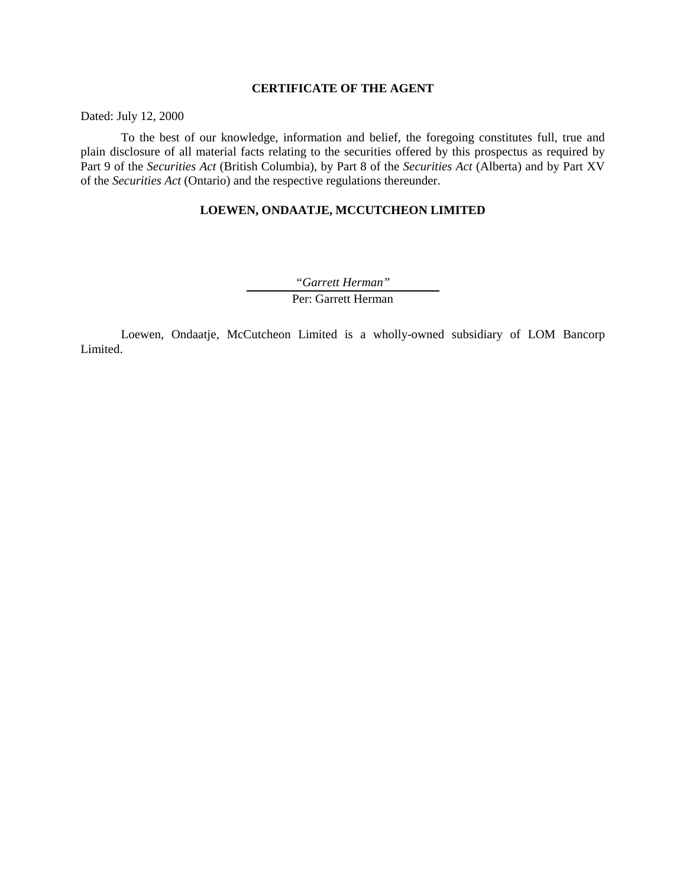## CERTIFICATE OF THE AGENT

Dated: July 12, 2000

To the best of our knowledge, information and belief, the foregoing constitutes full, true and plain disclosure of all material facts relating to the securities offered by this prospectus as required by Part 9 of the *Securities Act* (British Columbia), by Part 8 of the *Securities Act* (Alberta) and by Part XV of the *Securities Act* (Ontario) and the respective regulations thereunder.

**LOEWEN, ONDAATJE, MCCUTCHEON LIMITED**

*"Garrett Herman"*
Per: Garrett Herman

Loewen, Ondaatje, McCutcheon Limited is a wholly-owned subsidiary of LOM Bancorp Limited.